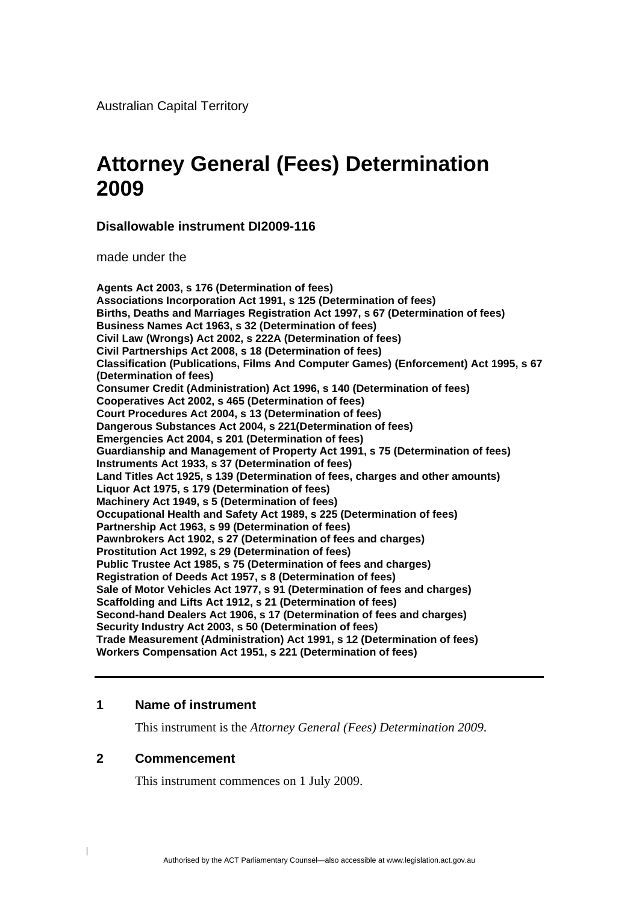Australian Capital Territory

# Attorney General (Fees) Determination 2009

**Disallowable instrument DI2009-116**

made under the

**Agents Act 2003, s 176 (Determination of fees)**
**Associations Incorporation Act 1991, s 125 (Determination of fees)**
**Births, Deaths and Marriages Registration Act 1997, s 67 (Determination of fees)**
**Business Names Act 1963, s 32 (Determination of fees)**
**Civil Law (Wrongs) Act 2002, s 222A (Determination of fees)**
**Civil Partnerships Act 2008, s 18 (Determination of fees)**
**Classification (Publications, Films And Computer Games) (Enforcement) Act 1995, s 67 (Determination of fees)**
**Consumer Credit (Administration) Act 1996, s 140 (Determination of fees)**
**Cooperatives Act 2002, s 465 (Determination of fees)**
**Court Procedures Act 2004, s 13 (Determination of fees)**
**Dangerous Substances Act 2004, s 221(Determination of fees)**
**Emergencies Act 2004, s 201 (Determination of fees)**
**Guardianship and Management of Property Act 1991, s 75 (Determination of fees)**
**Instruments Act 1933, s 37 (Determination of fees)**
**Land Titles Act 1925, s 139 (Determination of fees, charges and other amounts)**
**Liquor Act 1975, s 179 (Determination of fees)**
**Machinery Act 1949, s 5 (Determination of fees)**
**Occupational Health and Safety Act 1989, s 225 (Determination of fees)**
**Partnership Act 1963, s 99 (Determination of fees)**
**Pawnbrokers Act 1902, s 27 (Determination of fees and charges)**
**Prostitution Act 1992, s 29 (Determination of fees)**
**Public Trustee Act 1985, s 75 (Determination of fees and charges)**
**Registration of Deeds Act 1957, s 8 (Determination of fees)**
**Sale of Motor Vehicles Act 1977, s 91 (Determination of fees and charges)**
**Scaffolding and Lifts Act 1912, s 21 (Determination of fees)**
**Second-hand Dealers Act 1906, s 17 (Determination of fees and charges)**
**Security Industry Act 2003, s 50 (Determination of fees)**
**Trade Measurement (Administration) Act 1991, s 12 (Determination of fees)**
**Workers Compensation Act 1951, s 221 (Determination of fees)**

---

## 1 Name of instrument

This instrument is the *Attorney General (Fees) Determination 2009*.

## 2 Commencement

This instrument commences on 1 July 2009.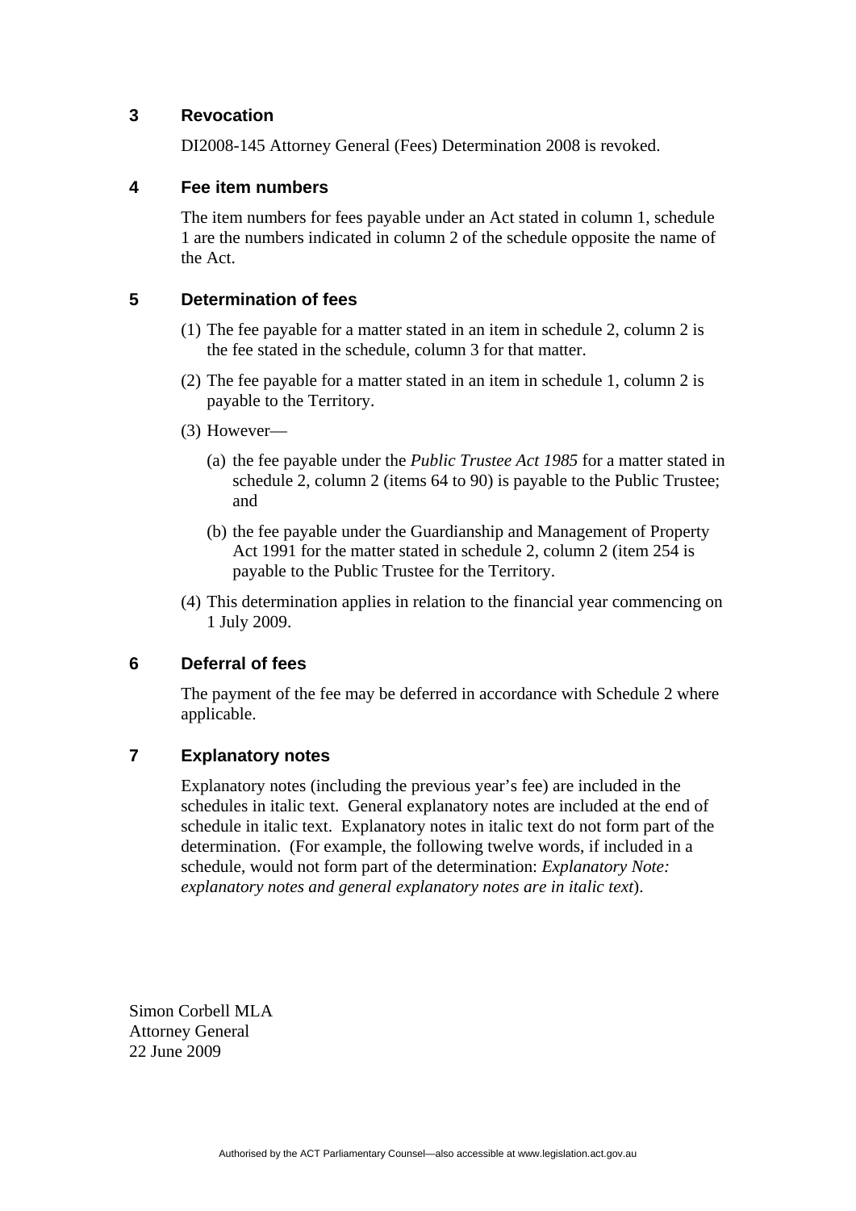## 3 Revocation

DI2008-145 Attorney General (Fees) Determination 2008 is revoked.

## 4 Fee item numbers

The item numbers for fees payable under an Act stated in column 1, schedule 1 are the numbers indicated in column 2 of the schedule opposite the name of the Act.

## 5 Determination of fees

(1) The fee payable for a matter stated in an item in schedule 2, column 2 is the fee stated in the schedule, column 3 for that matter.

(2) The fee payable for a matter stated in an item in schedule 1, column 2 is payable to the Territory.

(3) However—

(a) the fee payable under the *Public Trustee Act 1985* for a matter stated in schedule 2, column 2 (items 64 to 90) is payable to the Public Trustee; and

(b) the fee payable under the Guardianship and Management of Property Act 1991 for the matter stated in schedule 2, column 2 (item 254 is payable to the Public Trustee for the Territory.

(4) This determination applies in relation to the financial year commencing on 1 July 2009.

## 6 Deferral of fees

The payment of the fee may be deferred in accordance with Schedule 2 where applicable.

## 7 Explanatory notes

Explanatory notes (including the previous year's fee) are included in the schedules in italic text. General explanatory notes are included at the end of schedule in italic text. Explanatory notes in italic text do not form part of the determination. (For example, the following twelve words, if included in a schedule, would not form part of the determination: *Explanatory Note: explanatory notes and general explanatory notes are in italic text*).

Simon Corbell MLA
Attorney General
22 June 2009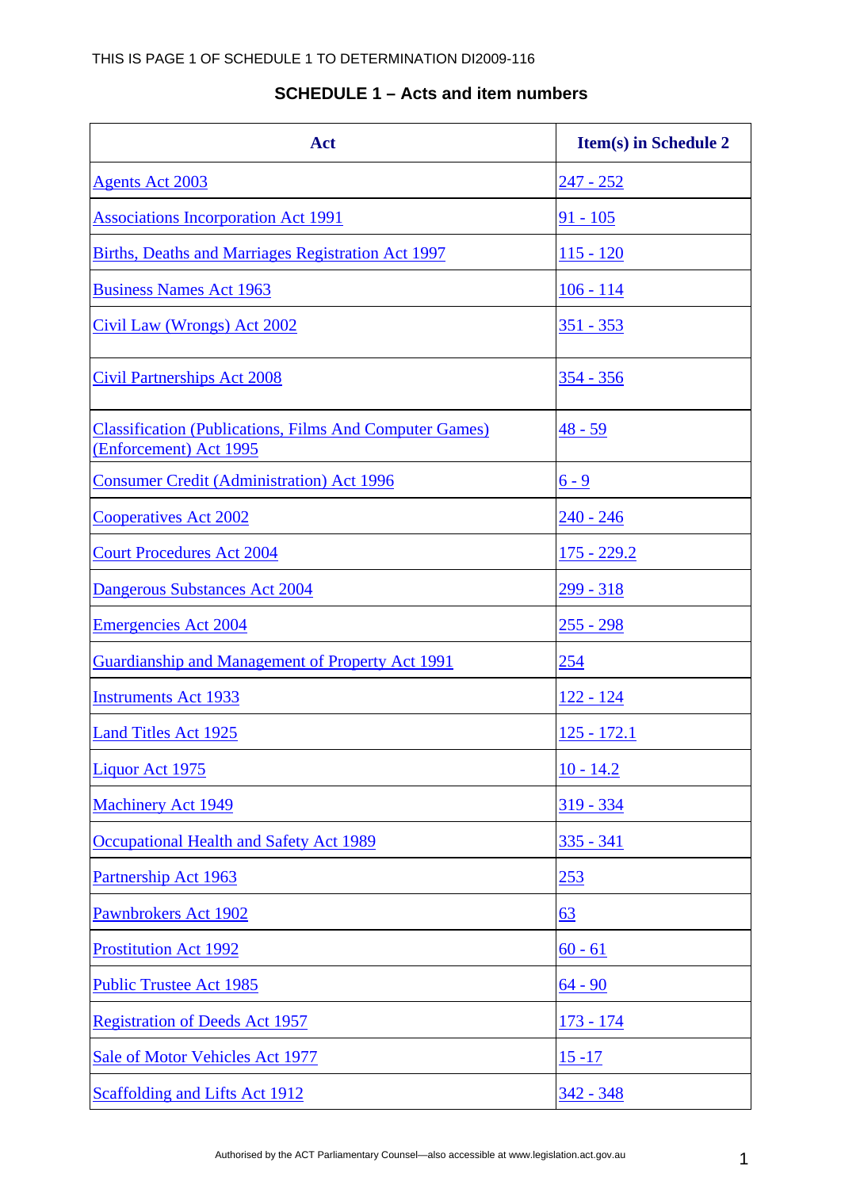THIS IS PAGE 1 OF SCHEDULE 1 TO DETERMINATION DI2009-116

## SCHEDULE 1 – Acts and item numbers

| Act | Item(s) in Schedule 2 |
|---|---|
| Agents Act 2003 | 247 - 252 |
| Associations Incorporation Act 1991 | 91 - 105 |
| Births, Deaths and Marriages Registration Act 1997 | 115 - 120 |
| Business Names Act 1963 | 106 - 114 |
| Civil Law (Wrongs) Act 2002 | 351 - 353 |
| Civil Partnerships Act 2008 | 354 - 356 |
| Classification (Publications, Films And Computer Games) (Enforcement) Act 1995 | 48 - 59 |
| Consumer Credit (Administration) Act 1996 | 6 - 9 |
| Cooperatives Act 2002 | 240 - 246 |
| Court Procedures Act 2004 | 175 - 229.2 |
| Dangerous Substances Act 2004 | 299 - 318 |
| Emergencies Act 2004 | 255 - 298 |
| Guardianship and Management of Property Act 1991 | 254 |
| Instruments Act 1933 | 122 - 124 |
| Land Titles Act 1925 | 125 - 172.1 |
| Liquor Act 1975 | 10 - 14.2 |
| Machinery Act 1949 | 319 - 334 |
| Occupational Health and Safety Act 1989 | 335 - 341 |
| Partnership Act 1963 | 253 |
| Pawnbrokers Act 1902 | 63 |
| Prostitution Act 1992 | 60 - 61 |
| Public Trustee Act 1985 | 64 - 90 |
| Registration of Deeds Act 1957 | 173 - 174 |
| Sale of Motor Vehicles Act 1977 | 15 -17 |
| Scaffolding and Lifts Act 1912 | 342 - 348 |

Authorised by the ACT Parliamentary Counsel—also accessible at www.legislation.act.gov.au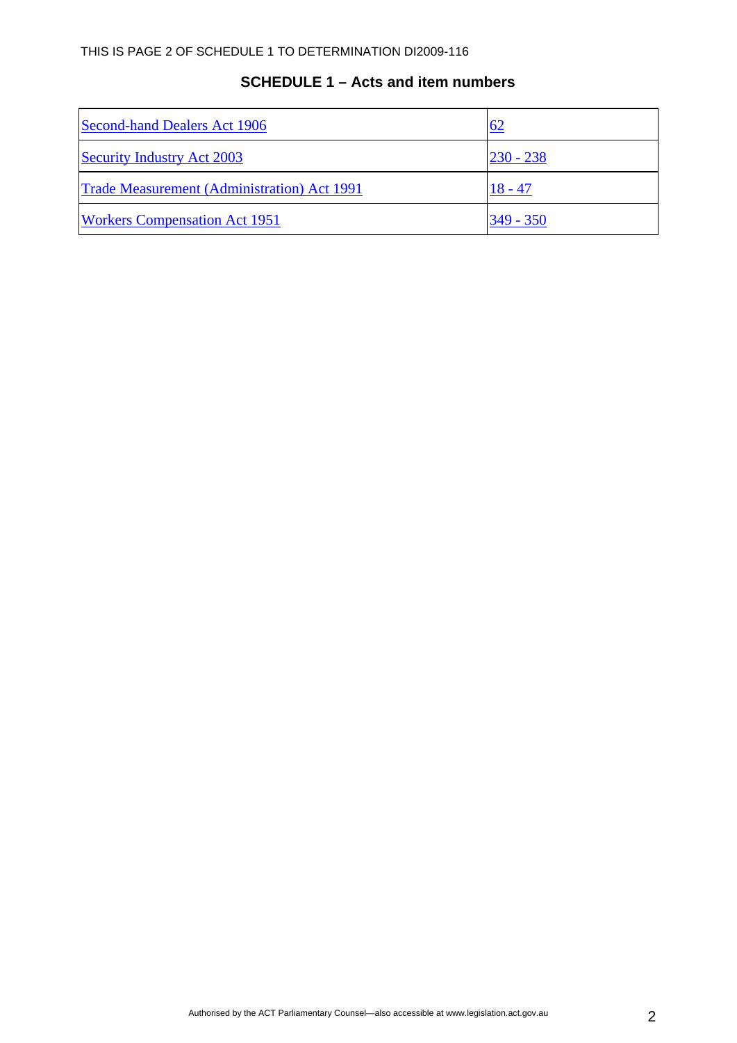THIS IS PAGE 2 OF SCHEDULE 1 TO DETERMINATION DI2009-116

## SCHEDULE 1 – Acts and item numbers

| | |
|---|---|
| Second-hand Dealers Act 1906 | 62 |
| Security Industry Act 2003 | 230 - 238 |
| Trade Measurement (Administration) Act 1991 | 18 - 47 |
| Workers Compensation Act 1951 | 349 - 350 |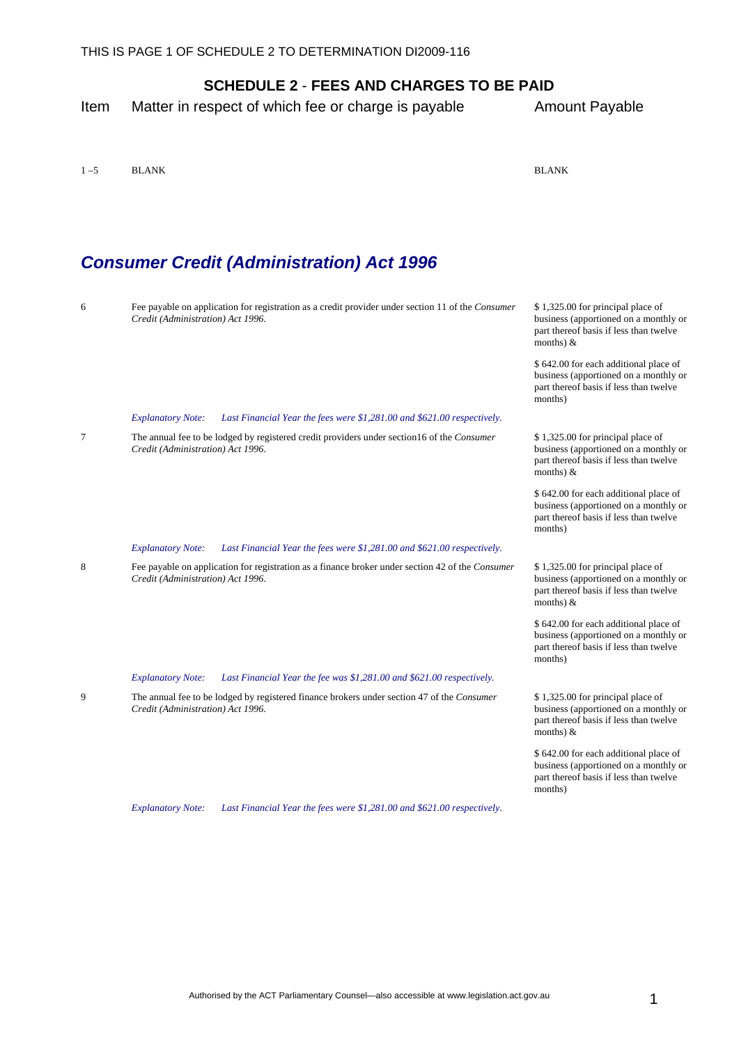THIS IS PAGE 1 OF SCHEDULE 2 TO DETERMINATION DI2009-116

## SCHEDULE 2 - FEES AND CHARGES TO BE PAID

| Item | Matter in respect of which fee or charge is payable | Amount Payable |
|---|---|---|
| 1 –5 | BLANK | BLANK |

## *Consumer Credit (Administration) Act 1996*

| Item | Matter in respect of which fee or charge is payable | Amount Payable |
|---|---|---|
| 6 | Fee payable on application for registration as a credit provider under section 11 of the *Consumer Credit (Administration) Act 1996.* | \$ 1,325.00 for principal place of business (apportioned on a monthly or part thereof basis if less than twelve months) & <br><br> \$ 642.00 for each additional place of business (apportioned on a monthly or part thereof basis if less than twelve months) |
| | *Explanatory Note: Last Financial Year the fees were \$1,281.00 and \$621.00 respectively.* | |
| 7 | The annual fee to be lodged by registered credit providers under section16 of the *Consumer Credit (Administration) Act 1996.* | \$ 1,325.00 for principal place of business (apportioned on a monthly or part thereof basis if less than twelve months) & <br><br> \$ 642.00 for each additional place of business (apportioned on a monthly or part thereof basis if less than twelve months) |
| | *Explanatory Note: Last Financial Year the fees were \$1,281.00 and \$621.00 respectively.* | |
| 8 | Fee payable on application for registration as a finance broker under section 42 of the *Consumer Credit (Administration) Act 1996.* | \$ 1,325.00 for principal place of business (apportioned on a monthly or part thereof basis if less than twelve months) & <br><br> \$ 642.00 for each additional place of business (apportioned on a monthly or part thereof basis if less than twelve months) |
| | *Explanatory Note: Last Financial Year the fee was \$1,281.00 and \$621.00 respectively.* | |
| 9 | The annual fee to be lodged by registered finance brokers under section 47 of the *Consumer Credit (Administration) Act 1996.* | \$ 1,325.00 for principal place of business (apportioned on a monthly or part thereof basis if less than twelve months) & <br><br> \$ 642.00 for each additional place of business (apportioned on a monthly or part thereof basis if less than twelve months) |
| | *Explanatory Note: Last Financial Year the fees were \$1,281.00 and \$621.00 respectively.* | |

Authorised by the ACT Parliamentary Counsel—also accessible at www.legislation.act.gov.au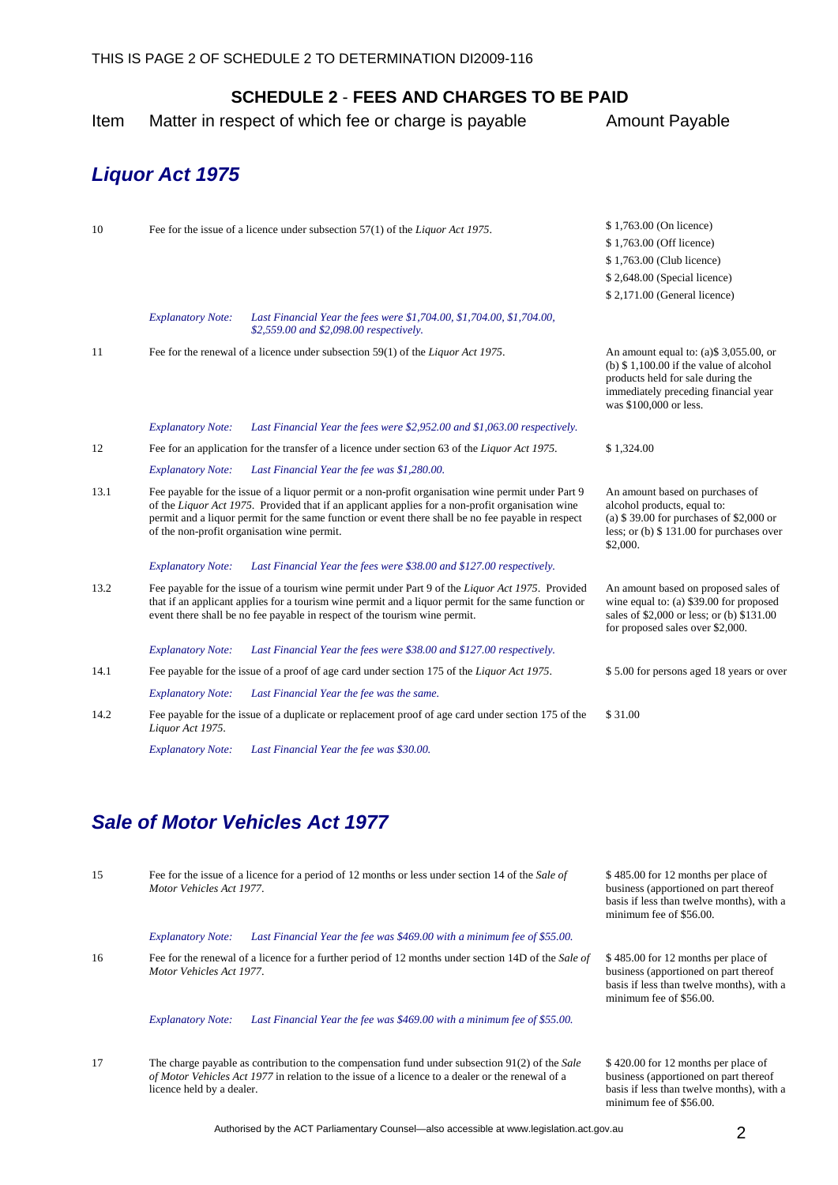THIS IS PAGE 2 OF SCHEDULE 2 TO DETERMINATION DI2009-116

## SCHEDULE 2 - FEES AND CHARGES TO BE PAID

| Item | Matter in respect of which fee or charge is payable | Amount Payable |
|---|---|---|

### *Liquor Act 1975*

| Item | Matter in respect of which fee or charge is payable | Amount Payable |
|---|---|---|
| 10 | Fee for the issue of a licence under subsection 57(1) of the *Liquor Act 1975*. | $ 1,763.00 (On licence)<br>$ 1,763.00 (Off licence)<br>$ 1,763.00 (Club licence)<br>$ 2,648.00 (Special licence)<br>$ 2,171.00 (General licence) |
| | *Explanatory Note: Last Financial Year the fees were $1,704.00, $1,704.00, $1,704.00, $2,559.00 and $2,098.00 respectively.* | |
| 11 | Fee for the renewal of a licence under subsection 59(1) of the *Liquor Act 1975*. | An amount equal to: (a)$ 3,055.00, or (b) $ 1,100.00 if the value of alcohol products held for sale during the immediately preceding financial year was $100,000 or less. |
| | *Explanatory Note: Last Financial Year the fees were $2,952.00 and $1,063.00 respectively.* | |
| 12 | Fee for an application for the transfer of a licence under section 63 of the *Liquor Act 1975*. | $ 1,324.00 |
| | *Explanatory Note: Last Financial Year the fee was $1,280.00.* | |
| 13.1 | Fee payable for the issue of a liquor permit or a non-profit organisation wine permit under Part 9 of the *Liquor Act 1975*. Provided that if an applicant applies for a non-profit organisation wine permit and a liquor permit for the same function or event there shall be no fee payable in respect of the non-profit organisation wine permit. | An amount based on purchases of alcohol products, equal to: (a) $ 39.00 for purchases of $2,000 or less; or (b) $ 131.00 for purchases over $2,000. |
| | *Explanatory Note: Last Financial Year the fees were $38.00 and $127.00 respectively.* | |
| 13.2 | Fee payable for the issue of a tourism wine permit under Part 9 of the *Liquor Act 1975*. Provided that if an applicant applies for a tourism wine permit and a liquor permit for the same function or event there shall be no fee payable in respect of the tourism wine permit. | An amount based on proposed sales of wine equal to: (a) $39.00 for proposed sales of $2,000 or less; or (b) $131.00 for proposed sales over $2,000. |
| | *Explanatory Note: Last Financial Year the fees were $38.00 and $127.00 respectively.* | |
| 14.1 | Fee payable for the issue of a proof of age card under section 175 of the *Liquor Act 1975*. | $ 5.00 for persons aged 18 years or over |
| | *Explanatory Note: Last Financial Year the fee was the same.* | |
| 14.2 | Fee payable for the issue of a duplicate or replacement proof of age card under section 175 of the *Liquor Act 1975*. | $ 31.00 |
| | *Explanatory Note: Last Financial Year the fee was $30.00.* | |

### *Sale of Motor Vehicles Act 1977*

| Item | Matter in respect of which fee or charge is payable | Amount Payable |
|---|---|---|
| 15 | Fee for the issue of a licence for a period of 12 months or less under section 14 of the *Sale of Motor Vehicles Act 1977*. | $ 485.00 for 12 months per place of business (apportioned on part thereof basis if less than twelve months), with a minimum fee of $56.00. |
| | *Explanatory Note: Last Financial Year the fee was $469.00 with a minimum fee of $55.00.* | |
| 16 | Fee for the renewal of a licence for a further period of 12 months under section 14D of the *Sale of Motor Vehicles Act 1977*. | $ 485.00 for 12 months per place of business (apportioned on part thereof basis if less than twelve months), with a minimum fee of $56.00. |
| | *Explanatory Note: Last Financial Year the fee was $469.00 with a minimum fee of $55.00.* | |
| 17 | The charge payable as contribution to the compensation fund under subsection 91(2) of the *Sale of Motor Vehicles Act 1977* in relation to the issue of a licence to a dealer or the renewal of a licence held by a dealer. | $ 420.00 for 12 months per place of business (apportioned on part thereof basis if less than twelve months), with a minimum fee of $56.00. |

Authorised by the ACT Parliamentary Counsel—also accessible at www.legislation.act.gov.au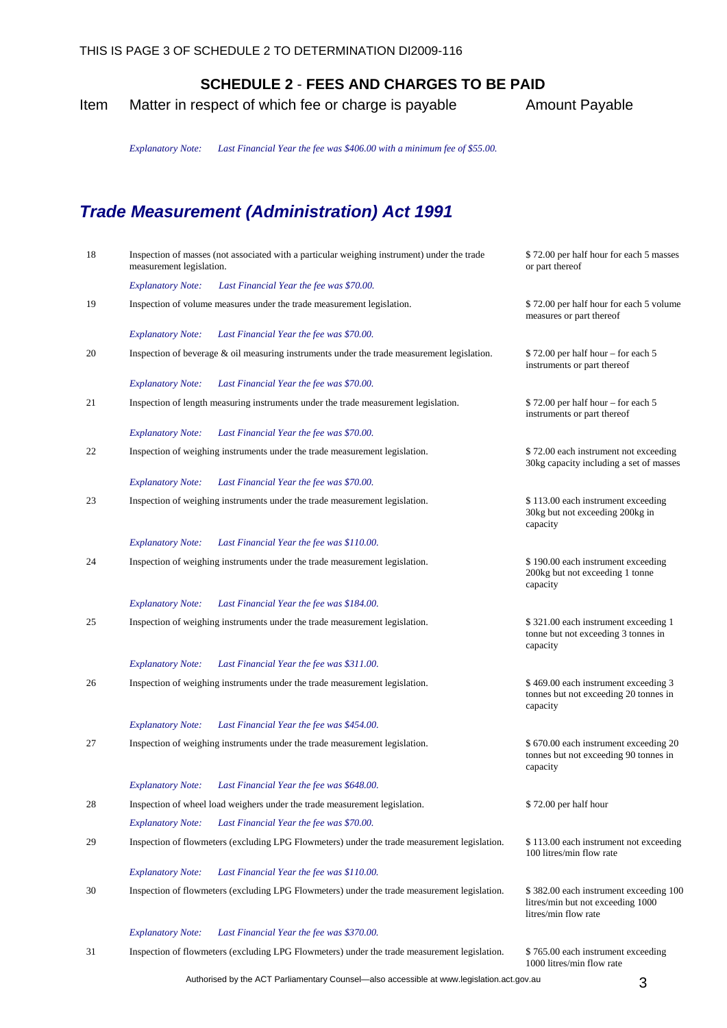THIS IS PAGE 3 OF SCHEDULE 2 TO DETERMINATION DI2009-116

## SCHEDULE 2 - FEES AND CHARGES TO BE PAID

| Item | Matter in respect of which fee or charge is payable | Amount Payable |
|---|---|---|
| | *Explanatory Note: Last Financial Year the fee was $406.00 with a minimum fee of $55.00.* | |

## *Trade Measurement (Administration) Act 1991*

| Item | Matter in respect of which fee or charge is payable | Amount Payable |
|---|---|---|
| 18 | Inspection of masses (not associated with a particular weighing instrument) under the trade measurement legislation. | $ 72.00 per half hour for each 5 masses or part thereof |
| | *Explanatory Note: Last Financial Year the fee was $70.00.* | |
| 19 | Inspection of volume measures under the trade measurement legislation. | $ 72.00 per half hour for each 5 volume measures or part thereof |
| | *Explanatory Note: Last Financial Year the fee was $70.00.* | |
| 20 | Inspection of beverage & oil measuring instruments under the trade measurement legislation. | $ 72.00 per half hour – for each 5 instruments or part thereof |
| | *Explanatory Note: Last Financial Year the fee was $70.00.* | |
| 21 | Inspection of length measuring instruments under the trade measurement legislation. | $ 72.00 per half hour – for each 5 instruments or part thereof |
| | *Explanatory Note: Last Financial Year the fee was $70.00.* | |
| 22 | Inspection of weighing instruments under the trade measurement legislation. | $ 72.00 each instrument not exceeding 30kg capacity including a set of masses |
| | *Explanatory Note: Last Financial Year the fee was $70.00.* | |
| 23 | Inspection of weighing instruments under the trade measurement legislation. | $ 113.00 each instrument exceeding 30kg but not exceeding 200kg in capacity |
| | *Explanatory Note: Last Financial Year the fee was $110.00.* | |
| 24 | Inspection of weighing instruments under the trade measurement legislation. | $ 190.00 each instrument exceeding 200kg but not exceeding 1 tonne capacity |
| | *Explanatory Note: Last Financial Year the fee was $184.00.* | |
| 25 | Inspection of weighing instruments under the trade measurement legislation. | $ 321.00 each instrument exceeding 1 tonne but not exceeding 3 tonnes in capacity |
| | *Explanatory Note: Last Financial Year the fee was $311.00.* | |
| 26 | Inspection of weighing instruments under the trade measurement legislation. | $ 469.00 each instrument exceeding 3 tonnes but not exceeding 20 tonnes in capacity |
| | *Explanatory Note: Last Financial Year the fee was $454.00.* | |
| 27 | Inspection of weighing instruments under the trade measurement legislation. | $ 670.00 each instrument exceeding 20 tonnes but not exceeding 90 tonnes in capacity |
| | *Explanatory Note: Last Financial Year the fee was $648.00.* | |
| 28 | Inspection of wheel load weighers under the trade measurement legislation. | $ 72.00 per half hour |
| | *Explanatory Note: Last Financial Year the fee was $70.00.* | |
| 29 | Inspection of flowmeters (excluding LPG Flowmeters) under the trade measurement legislation. | $ 113.00 each instrument not exceeding 100 litres/min flow rate |
| | *Explanatory Note: Last Financial Year the fee was $110.00.* | |
| 30 | Inspection of flowmeters (excluding LPG Flowmeters) under the trade measurement legislation. | $ 382.00 each instrument exceeding 100 litres/min but not exceeding 1000 litres/min flow rate |
| | *Explanatory Note: Last Financial Year the fee was $370.00.* | |
| 31 | Inspection of flowmeters (excluding LPG Flowmeters) under the trade measurement legislation. | $ 765.00 each instrument exceeding 1000 litres/min flow rate |

Authorised by the ACT Parliamentary Counsel—also accessible at www.legislation.act.gov.au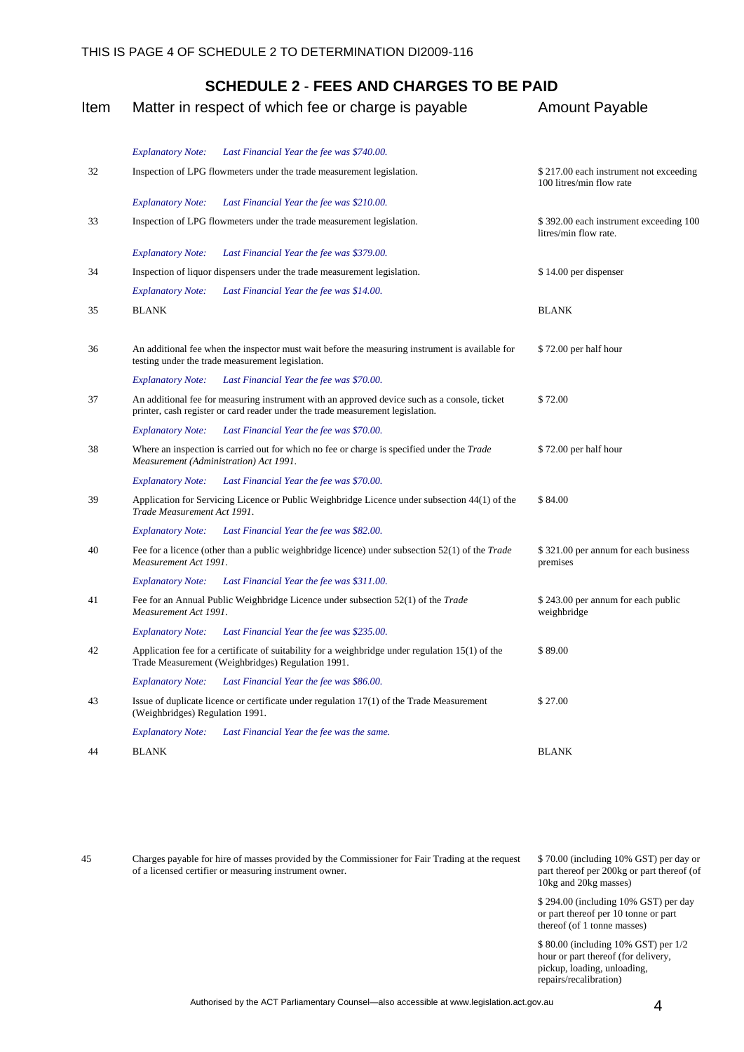## SCHEDULE 2 - FEES AND CHARGES TO BE PAID

| Item | Matter in respect of which fee or charge is payable | Amount Payable |
|---|---|---|
| | *Explanatory Note: Last Financial Year the fee was $740.00.* | |
| 32 | Inspection of LPG flowmeters under the trade measurement legislation. | $ 217.00 each instrument not exceeding 100 litres/min flow rate |
| | *Explanatory Note: Last Financial Year the fee was $210.00.* | |
| 33 | Inspection of LPG flowmeters under the trade measurement legislation. | $ 392.00 each instrument exceeding 100 litres/min flow rate. |
| | *Explanatory Note: Last Financial Year the fee was $379.00.* | |
| 34 | Inspection of liquor dispensers under the trade measurement legislation. | $ 14.00 per dispenser |
| | *Explanatory Note: Last Financial Year the fee was $14.00.* | |
| 35 | BLANK | BLANK |
| 36 | An additional fee when the inspector must wait before the measuring instrument is available for testing under the trade measurement legislation. | $ 72.00 per half hour |
| | *Explanatory Note: Last Financial Year the fee was $70.00.* | |
| 37 | An additional fee for measuring instrument with an approved device such as a console, ticket printer, cash register or card reader under the trade measurement legislation. | $ 72.00 |
| | *Explanatory Note: Last Financial Year the fee was $70.00.* | |
| 38 | Where an inspection is carried out for which no fee or charge is specified under the *Trade Measurement (Administration) Act 1991*. | $ 72.00 per half hour |
| | *Explanatory Note: Last Financial Year the fee was $70.00.* | |
| 39 | Application for Servicing Licence or Public Weighbridge Licence under subsection 44(1) of the *Trade Measurement Act 1991*. | $ 84.00 |
| | *Explanatory Note: Last Financial Year the fee was $82.00.* | |
| 40 | Fee for a licence (other than a public weighbridge licence) under subsection 52(1) of the *Trade Measurement Act 1991*. | $ 321.00 per annum for each business premises |
| | *Explanatory Note: Last Financial Year the fee was $311.00.* | |
| 41 | Fee for an Annual Public Weighbridge Licence under subsection 52(1) of the *Trade Measurement Act 1991*. | $ 243.00 per annum for each public weighbridge |
| | *Explanatory Note: Last Financial Year the fee was $235.00.* | |
| 42 | Application fee for a certificate of suitability for a weighbridge under regulation 15(1) of the Trade Measurement (Weighbridges) Regulation 1991. | $ 89.00 |
| | *Explanatory Note: Last Financial Year the fee was $86.00.* | |
| 43 | Issue of duplicate licence or certificate under regulation 17(1) of the Trade Measurement (Weighbridges) Regulation 1991. | $ 27.00 |
| | *Explanatory Note: Last Financial Year the fee was the same.* | |
| 44 | BLANK | BLANK |
| 45 | Charges payable for hire of masses provided by the Commissioner for Fair Trading at the request of a licensed certifier or measuring instrument owner. | $ 70.00 (including 10% GST) per day or part thereof per 200kg or part thereof (of 10kg and 20kg masses)<br><br>$ 294.00 (including 10% GST) per day or part thereof per 10 tonne or part thereof (of 1 tonne masses)<br><br>$ 80.00 (including 10% GST) per 1/2 hour or part thereof (for delivery, pickup, loading, unloading, repairs/recalibration) |

Authorised by the ACT Parliamentary Counsel—also accessible at www.legislation.act.gov.au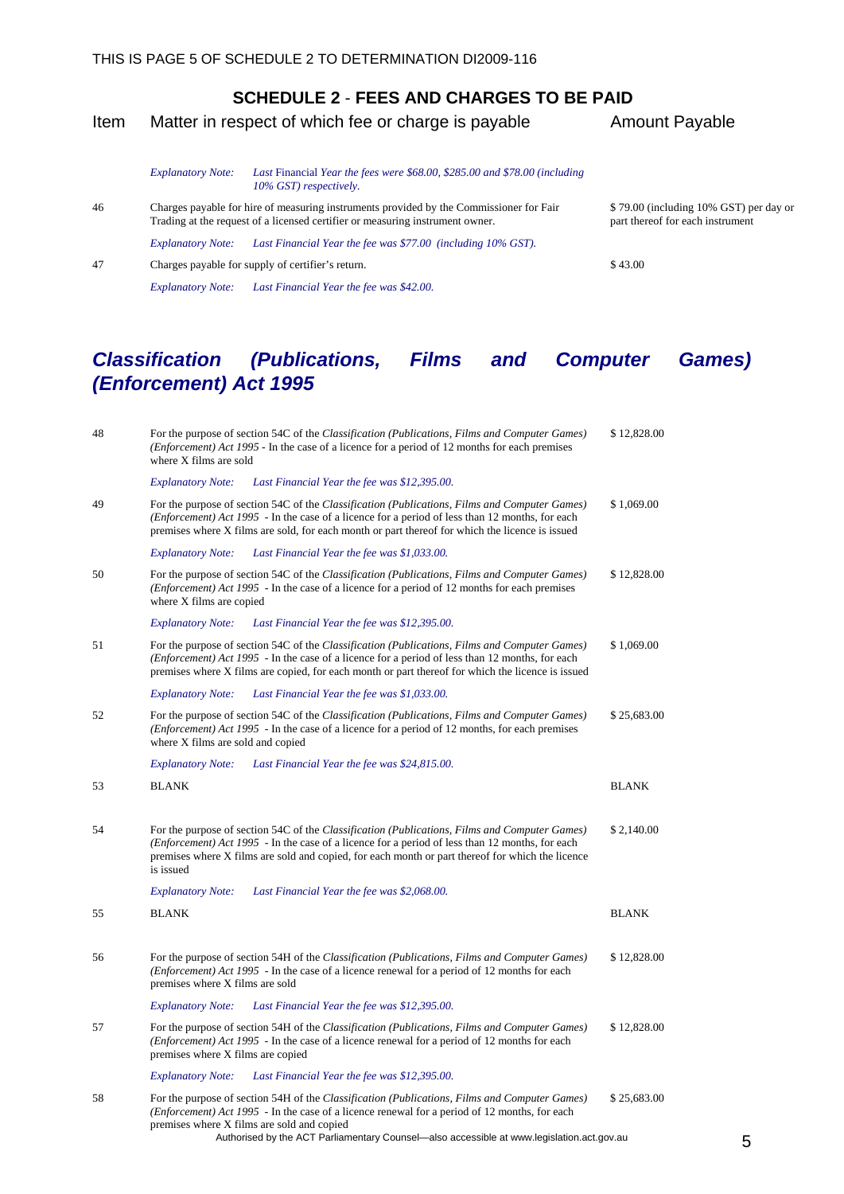## SCHEDULE 2 - FEES AND CHARGES TO BE PAID

| Item | Matter in respect of which fee or charge is payable | Amount Payable |
|---|---|---|
| | *Explanatory Note: Last Financial Year the fees were $68.00, $285.00 and $78.00 (including 10% GST) respectively.* | |
| 46 | Charges payable for hire of measuring instruments provided by the Commissioner for Fair Trading at the request of a licensed certifier or measuring instrument owner. | $ 79.00 (including 10% GST) per day or part thereof for each instrument |
| | *Explanatory Note: Last Financial Year the fee was $77.00 (including 10% GST).* | |
| 47 | Charges payable for supply of certifier's return. | $ 43.00 |
| | *Explanatory Note: Last Financial Year the fee was $42.00.* | |

## *Classification (Publications, Films and Computer Games) (Enforcement) Act 1995*

| Item | Matter in respect of which fee or charge is payable | Amount Payable |
|---|---|---|
| 48 | For the purpose of section 54C of the *Classification (Publications, Films and Computer Games) (Enforcement) Act 1995* - In the case of a licence for a period of 12 months for each premises where X films are sold | $ 12,828.00 |
| | *Explanatory Note: Last Financial Year the fee was $12,395.00.* | |
| 49 | For the purpose of section 54C of the *Classification (Publications, Films and Computer Games) (Enforcement) Act 1995* - In the case of a licence for a period of less than 12 months, for each premises where X films are sold, for each month or part thereof for which the licence is issued | $ 1,069.00 |
| | *Explanatory Note: Last Financial Year the fee was $1,033.00.* | |
| 50 | For the purpose of section 54C of the *Classification (Publications, Films and Computer Games) (Enforcement) Act 1995* - In the case of a licence for a period of 12 months for each premises where X films are copied | $ 12,828.00 |
| | *Explanatory Note: Last Financial Year the fee was $12,395.00.* | |
| 51 | For the purpose of section 54C of the *Classification (Publications, Films and Computer Games) (Enforcement) Act 1995* - In the case of a licence for a period of less than 12 months, for each premises where X films are copied, for each month or part thereof for which the licence is issued | $ 1,069.00 |
| | *Explanatory Note: Last Financial Year the fee was $1,033.00.* | |
| 52 | For the purpose of section 54C of the *Classification (Publications, Films and Computer Games) (Enforcement) Act 1995* - In the case of a licence for a period of 12 months, for each premises where X films are sold and copied | $ 25,683.00 |
| | *Explanatory Note: Last Financial Year the fee was $24,815.00.* | |
| 53 | BLANK | BLANK |
| 54 | For the purpose of section 54C of the *Classification (Publications, Films and Computer Games) (Enforcement) Act 1995* - In the case of a licence for a period of less than 12 months, for each premises where X films are sold and copied, for each month or part thereof for which the licence is issued | $ 2,140.00 |
| | *Explanatory Note: Last Financial Year the fee was $2,068.00.* | |
| 55 | BLANK | BLANK |
| 56 | For the purpose of section 54H of the *Classification (Publications, Films and Computer Games) (Enforcement) Act 1995* - In the case of a licence renewal for a period of 12 months for each premises where X films are sold | $ 12,828.00 |
| | *Explanatory Note: Last Financial Year the fee was $12,395.00.* | |
| 57 | For the purpose of section 54H of the *Classification (Publications, Films and Computer Games) (Enforcement) Act 1995* - In the case of a licence renewal for a period of 12 months for each premises where X films are copied | $ 12,828.00 |
| | *Explanatory Note: Last Financial Year the fee was $12,395.00.* | |
| 58 | For the purpose of section 54H of the *Classification (Publications, Films and Computer Games) (Enforcement) Act 1995* - In the case of a licence renewal for a period of 12 months, for each premises where X films are sold and copied | $ 25,683.00 |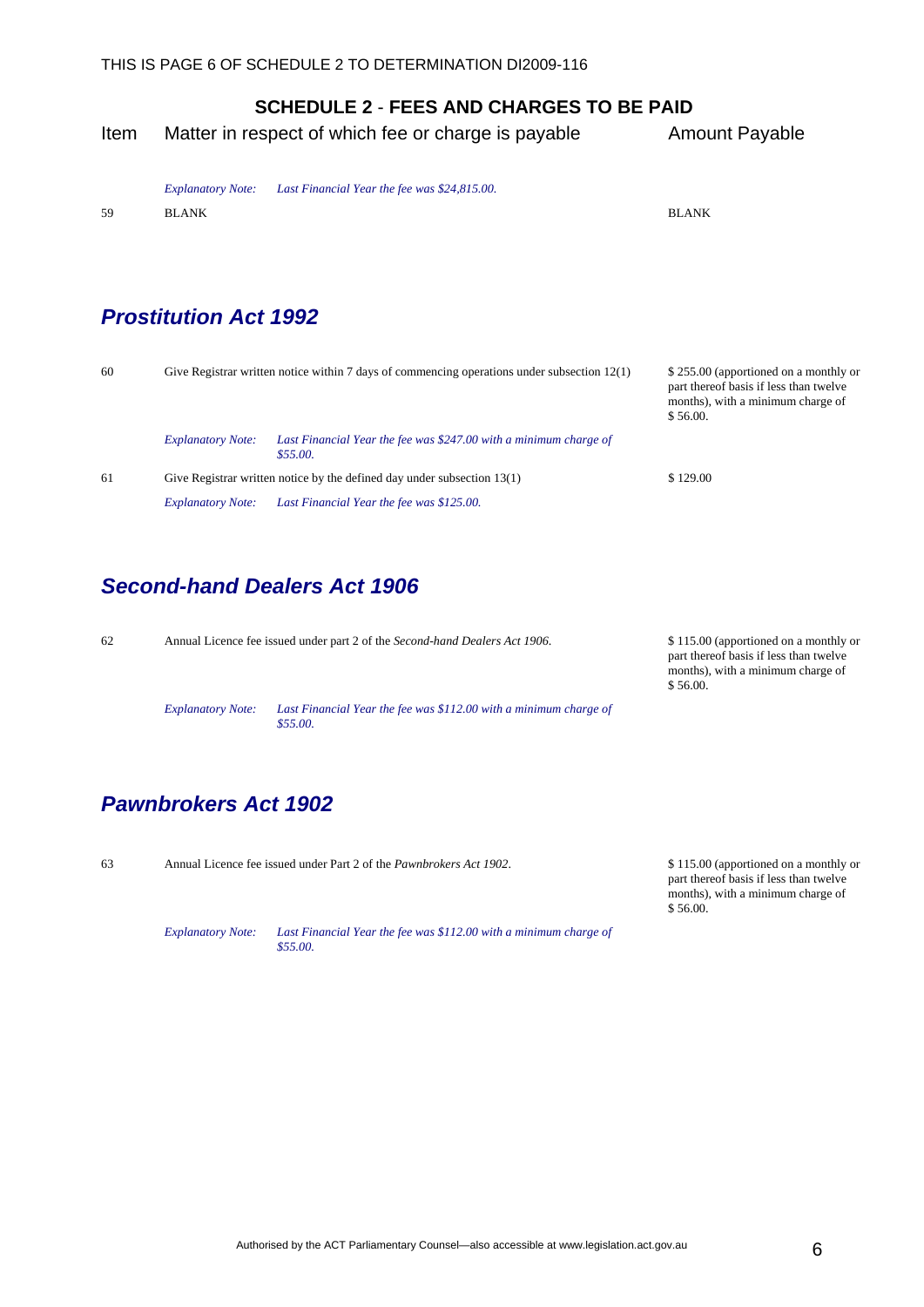## SCHEDULE 2 - FEES AND CHARGES TO BE PAID

| Item | Matter in respect of which fee or charge is payable | Amount Payable |
|---|---|---|
| | *Explanatory Note: Last Financial Year the fee was $24,815.00.* | |
| 59 | BLANK | BLANK |

## *Prostitution Act 1992*

| Item | Matter in respect of which fee or charge is payable | Amount Payable |
|---|---|---|
| 60 | Give Registrar written notice within 7 days of commencing operations under subsection 12(1) | $ 255.00 (apportioned on a monthly or part thereof basis if less than twelve months), with a minimum charge of $ 56.00. |
| | *Explanatory Note: Last Financial Year the fee was $247.00 with a minimum charge of $55.00.* | |
| 61 | Give Registrar written notice by the defined day under subsection 13(1) | $ 129.00 |
| | *Explanatory Note: Last Financial Year the fee was $125.00.* | |

## *Second-hand Dealers Act 1906*

| Item | Matter in respect of which fee or charge is payable | Amount Payable |
|---|---|---|
| 62 | Annual Licence fee issued under part 2 of the *Second-hand Dealers Act 1906*. | $ 115.00 (apportioned on a monthly or part thereof basis if less than twelve months), with a minimum charge of $ 56.00. |
| | *Explanatory Note: Last Financial Year the fee was $112.00 with a minimum charge of $55.00.* | |

## *Pawnbrokers Act 1902*

| Item | Matter in respect of which fee or charge is payable | Amount Payable |
|---|---|---|
| 63 | Annual Licence fee issued under Part 2 of the *Pawnbrokers Act 1902*. | $ 115.00 (apportioned on a monthly or part thereof basis if less than twelve months), with a minimum charge of $ 56.00. |
| | *Explanatory Note: Last Financial Year the fee was $112.00 with a minimum charge of $55.00.* | |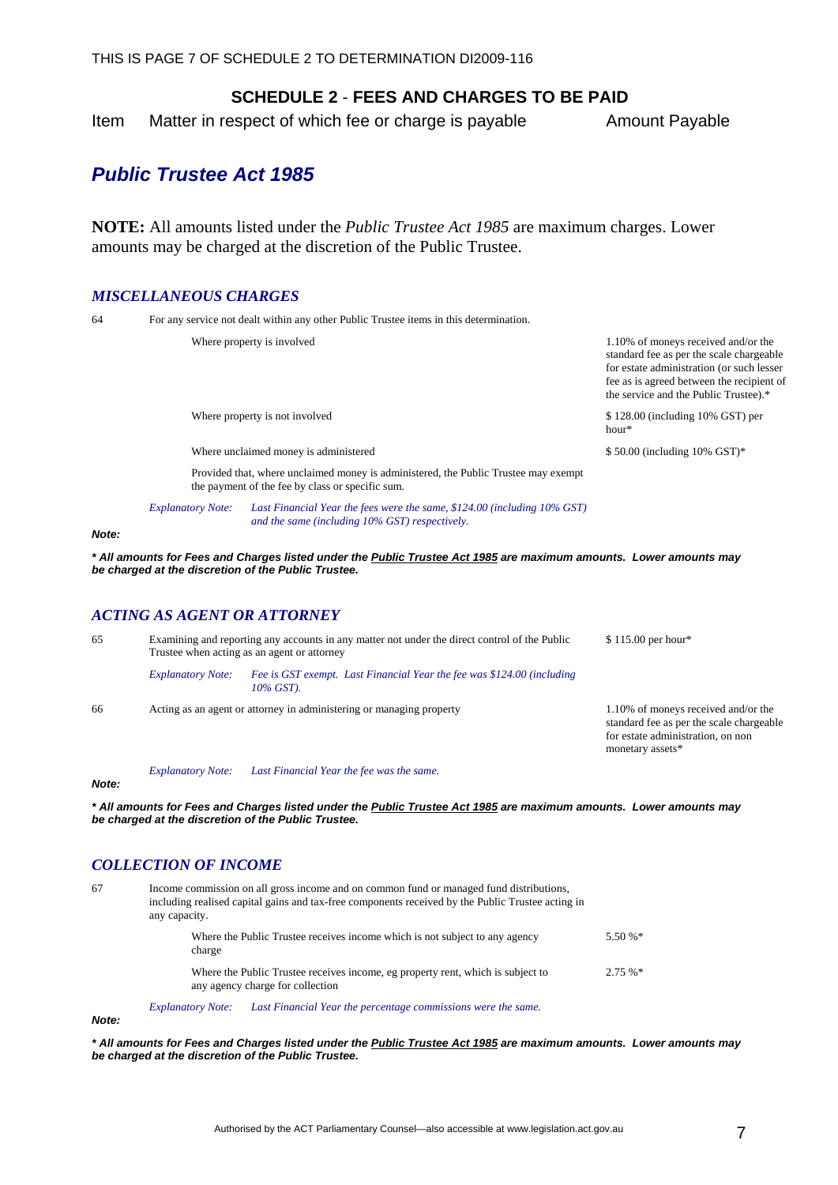THIS IS PAGE 7 OF SCHEDULE 2 TO DETERMINATION DI2009-116

## SCHEDULE 2 - FEES AND CHARGES TO BE PAID

| Item | Matter in respect of which fee or charge is payable | Amount Payable |
|---|---|---|

# *Public Trustee Act 1985*

**NOTE:** All amounts listed under the *Public Trustee Act 1985* are maximum charges. Lower amounts may be charged at the discretion of the Public Trustee.

### *MISCELLANEOUS CHARGES*

| Item | Matter in respect of which fee or charge is payable | Amount Payable |
|---|---|---|
| 64 | For any service not dealt within any other Public Trustee items in this determination. | |
| | Where property is involved | 1.10% of moneys received and/or the standard fee as per the scale chargeable for estate administration (or such lesser fee as is agreed between the recipient of the service and the Public Trustee).* |
| | Where property is not involved | $ 128.00 (including 10% GST) per hour* |
| | Where unclaimed money is administered | $ 50.00 (including 10% GST)* |
| | Provided that, where unclaimed money is administered, the Public Trustee may exempt the payment of the fee by class or specific sum. | |
| | *Explanatory Note: Last Financial Year the fees were the same, $124.00 (including 10% GST) and the same (including 10% GST) respectively.* | |

***Note:***

***\* All amounts for Fees and Charges listed under the Public Trustee Act 1985 are maximum amounts. Lower amounts may be charged at the discretion of the Public Trustee.***

### *ACTING AS AGENT OR ATTORNEY*

| Item | Matter in respect of which fee or charge is payable | Amount Payable |
|---|---|---|
| 65 | Examining and reporting any accounts in any matter not under the direct control of the Public Trustee when acting as an agent or attorney | $ 115.00 per hour* |
| | *Explanatory Note: Fee is GST exempt. Last Financial Year the fee was $124.00 (including 10% GST).* | |
| 66 | Acting as an agent or attorney in administering or managing property | 1.10% of moneys received and/or the standard fee as per the scale chargeable for estate administration, on non monetary assets* |
| | *Explanatory Note: Last Financial Year the fee was the same.* | |

***Note:***

***\* All amounts for Fees and Charges listed under the Public Trustee Act 1985 are maximum amounts. Lower amounts may be charged at the discretion of the Public Trustee.***

### *COLLECTION OF INCOME*

| Item | Matter in respect of which fee or charge is payable | Amount Payable |
|---|---|---|
| 67 | Income commission on all gross income and on common fund or managed fund distributions, including realised capital gains and tax-free components received by the Public Trustee acting in any capacity. | |
| | Where the Public Trustee receives income which is not subject to any agency charge | 5.50 %* |
| | Where the Public Trustee receives income, eg property rent, which is subject to any agency charge for collection | 2.75 %* |
| | *Explanatory Note: Last Financial Year the percentage commissions were the same.* | |

***Note:***

***\* All amounts for Fees and Charges listed under the Public Trustee Act 1985 are maximum amounts. Lower amounts may be charged at the discretion of the Public Trustee.***

Authorised by the ACT Parliamentary Counsel—also accessible at www.legislation.act.gov.au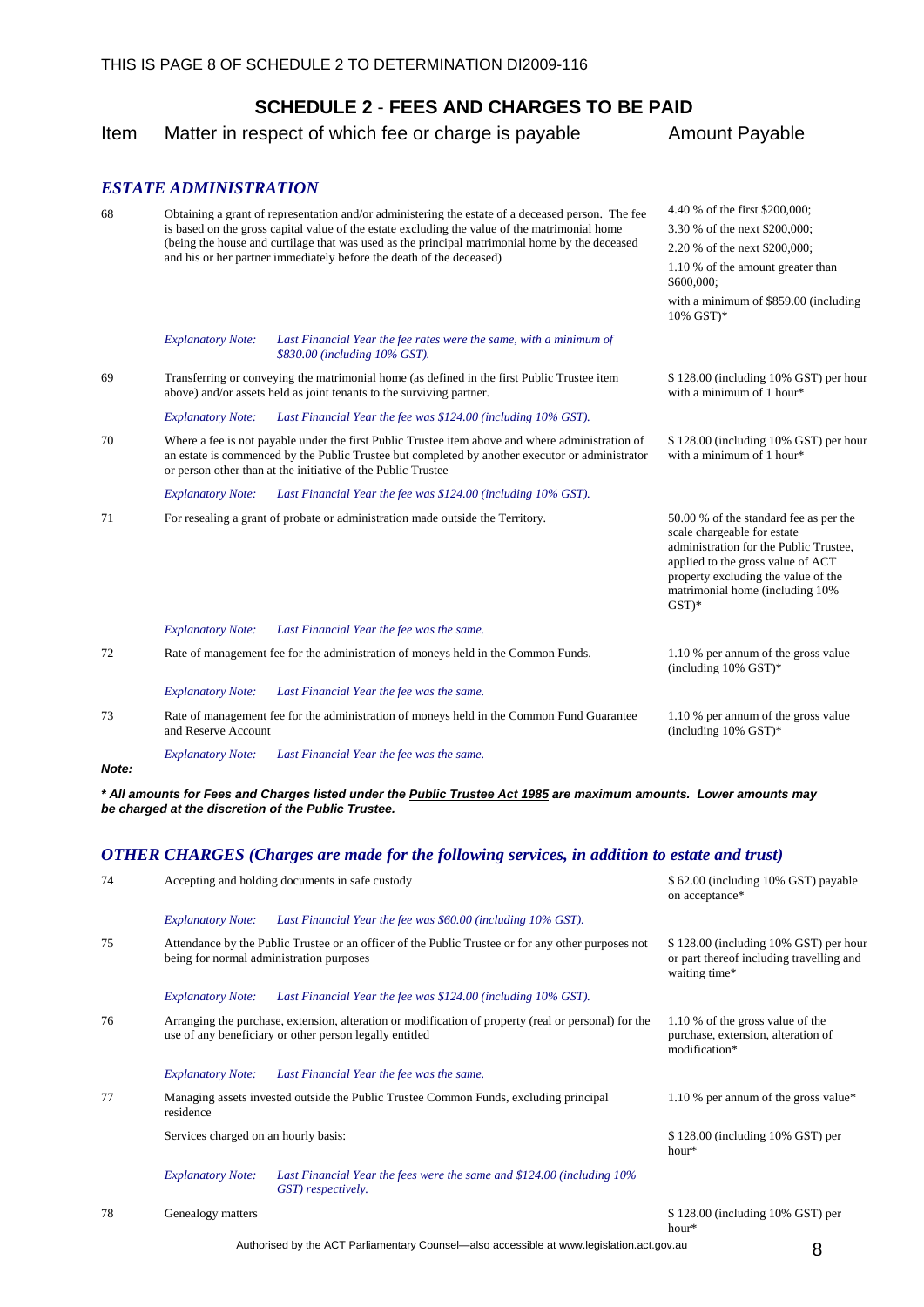## SCHEDULE 2 - FEES AND CHARGES TO BE PAID

| Item | Matter in respect of which fee or charge is payable | Amount Payable |
|---|---|---|
| | ***ESTATE ADMINISTRATION*** | |
| 68 | Obtaining a grant of representation and/or administering the estate of a deceased person. The fee is based on the gross capital value of the estate excluding the value of the matrimonial home (being the house and curtilage that was used as the principal matrimonial home by the deceased and his or her partner immediately before the death of the deceased) | 4.40 % of the first $200,000; 3.30 % of the next $200,000; 2.20 % of the next $200,000; 1.10 % of the amount greater than $600,000; with a minimum of $859.00 (including 10% GST)* |
| | *Explanatory Note: Last Financial Year the fee rates were the same, with a minimum of $830.00 (including 10% GST).* | |
| 69 | Transferring or conveying the matrimonial home (as defined in the first Public Trustee item above) and/or assets held as joint tenants to the surviving partner. | $ 128.00 (including 10% GST) per hour with a minimum of 1 hour* |
| | *Explanatory Note: Last Financial Year the fee was $124.00 (including 10% GST).* | |
| 70 | Where a fee is not payable under the first Public Trustee item above and where administration of an estate is commenced by the Public Trustee but completed by another executor or administrator or person other than at the initiative of the Public Trustee | $ 128.00 (including 10% GST) per hour with a minimum of 1 hour* |
| | *Explanatory Note: Last Financial Year the fee was $124.00 (including 10% GST).* | |
| 71 | For resealing a grant of probate or administration made outside the Territory. | 50.00 % of the standard fee as per the scale chargeable for estate administration for the Public Trustee, applied to the gross value of ACT property excluding the value of the matrimonial home (including 10% GST)* |
| | *Explanatory Note: Last Financial Year the fee was the same.* | |
| 72 | Rate of management fee for the administration of moneys held in the Common Funds. | 1.10 % per annum of the gross value (including 10% GST)* |
| | *Explanatory Note: Last Financial Year the fee was the same.* | |
| 73 | Rate of management fee for the administration of moneys held in the Common Fund Guarantee and Reserve Account | 1.10 % per annum of the gross value (including 10% GST)* |
| | *Explanatory Note: Last Financial Year the fee was the same.* | |

***Note:***

***\* All amounts for Fees and Charges listed under the Public Trustee Act 1985 are maximum amounts. Lower amounts may be charged at the discretion of the Public Trustee.***

| Item | Matter in respect of which fee or charge is payable | Amount Payable |
|---|---|---|
| | ***OTHER CHARGES (Charges are made for the following services, in addition to estate and trust)*** | |
| 74 | Accepting and holding documents in safe custody | $ 62.00 (including 10% GST) payable on acceptance* |
| | *Explanatory Note: Last Financial Year the fee was $60.00 (including 10% GST).* | |
| 75 | Attendance by the Public Trustee or an officer of the Public Trustee or for any other purposes not being for normal administration purposes | $ 128.00 (including 10% GST) per hour or part thereof including travelling and waiting time* |
| | *Explanatory Note: Last Financial Year the fee was $124.00 (including 10% GST).* | |
| 76 | Arranging the purchase, extension, alteration or modification of property (real or personal) for the use of any beneficiary or other person legally entitled | 1.10 % of the gross value of the purchase, extension, alteration of modification* |
| | *Explanatory Note: Last Financial Year the fee was the same.* | |
| 77 | Managing assets invested outside the Public Trustee Common Funds, excluding principal residence | 1.10 % per annum of the gross value* |
| | Services charged on an hourly basis: | $ 128.00 (including 10% GST) per hour* |
| | *Explanatory Note: Last Financial Year the fees were the same and $124.00 (including 10% GST) respectively.* | |
| 78 | Genealogy matters | $ 128.00 (including 10% GST) per hour* |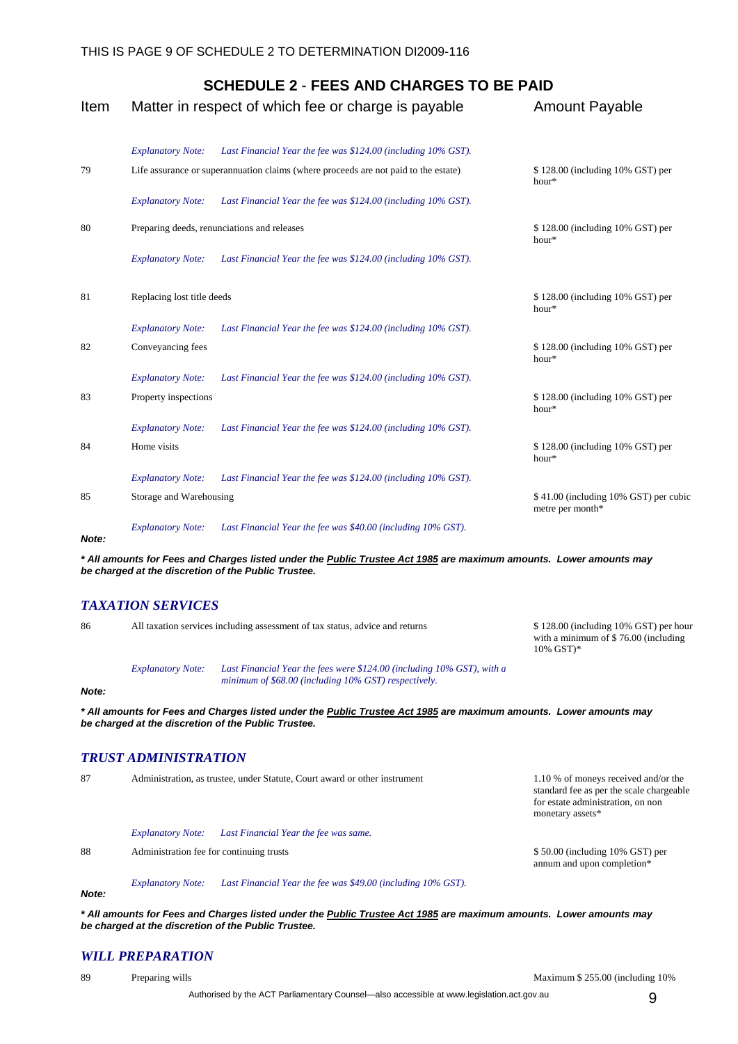## SCHEDULE 2 - FEES AND CHARGES TO BE PAID

| Item | Matter in respect of which fee or charge is payable | Amount Payable |
|---|---|---|
| | *Explanatory Note: Last Financial Year the fee was $124.00 (including 10% GST).* | |
| 79 | Life assurance or superannuation claims (where proceeds are not paid to the estate) | $ 128.00 (including 10% GST) per hour* |
| | *Explanatory Note: Last Financial Year the fee was $124.00 (including 10% GST).* | |
| 80 | Preparing deeds, renunciations and releases | $ 128.00 (including 10% GST) per hour* |
| | *Explanatory Note: Last Financial Year the fee was $124.00 (including 10% GST).* | |
| 81 | Replacing lost title deeds | $ 128.00 (including 10% GST) per hour* |
| | *Explanatory Note: Last Financial Year the fee was $124.00 (including 10% GST).* | |
| 82 | Conveyancing fees | $ 128.00 (including 10% GST) per hour* |
| | *Explanatory Note: Last Financial Year the fee was $124.00 (including 10% GST).* | |
| 83 | Property inspections | $ 128.00 (including 10% GST) per hour* |
| | *Explanatory Note: Last Financial Year the fee was $124.00 (including 10% GST).* | |
| 84 | Home visits | $ 128.00 (including 10% GST) per hour* |
| | *Explanatory Note: Last Financial Year the fee was $124.00 (including 10% GST).* | |
| 85 | Storage and Warehousing | $ 41.00 (including 10% GST) per cubic metre per month* |
| | *Explanatory Note: Last Financial Year the fee was $40.00 (including 10% GST).* | |

***Note:***

***\* All amounts for Fees and Charges listed under the Public Trustee Act 1985 are maximum amounts. Lower amounts may be charged at the discretion of the Public Trustee.***

### *TAXATION SERVICES*

| Item | Matter in respect of which fee or charge is payable | Amount Payable |
|---|---|---|
| 86 | All taxation services including assessment of tax status, advice and returns | $ 128.00 (including 10% GST) per hour with a minimum of $ 76.00 (including 10% GST)* |
| | *Explanatory Note: Last Financial Year the fees were $124.00 (including 10% GST), with a minimum of $68.00 (including 10% GST) respectively.* | |

***Note:***

***\* All amounts for Fees and Charges listed under the Public Trustee Act 1985 are maximum amounts. Lower amounts may be charged at the discretion of the Public Trustee.***

### *TRUST ADMINISTRATION*

| Item | Matter in respect of which fee or charge is payable | Amount Payable |
|---|---|---|
| 87 | Administration, as trustee, under Statute, Court award or other instrument | 1.10 % of moneys received and/or the standard fee as per the scale chargeable for estate administration, on non monetary assets* |
| | *Explanatory Note: Last Financial Year the fee was same.* | |
| 88 | Administration fee for continuing trusts | $ 50.00 (including 10% GST) per annum and upon completion* |
| | *Explanatory Note: Last Financial Year the fee was $49.00 (including 10% GST).* | |

***Note:***

***\* All amounts for Fees and Charges listed under the Public Trustee Act 1985 are maximum amounts. Lower amounts may be charged at the discretion of the Public Trustee.***

### *WILL PREPARATION*

| Item | Matter in respect of which fee or charge is payable | Amount Payable |
|---|---|---|
| 89 | Preparing wills | Maximum $ 255.00 (including 10% |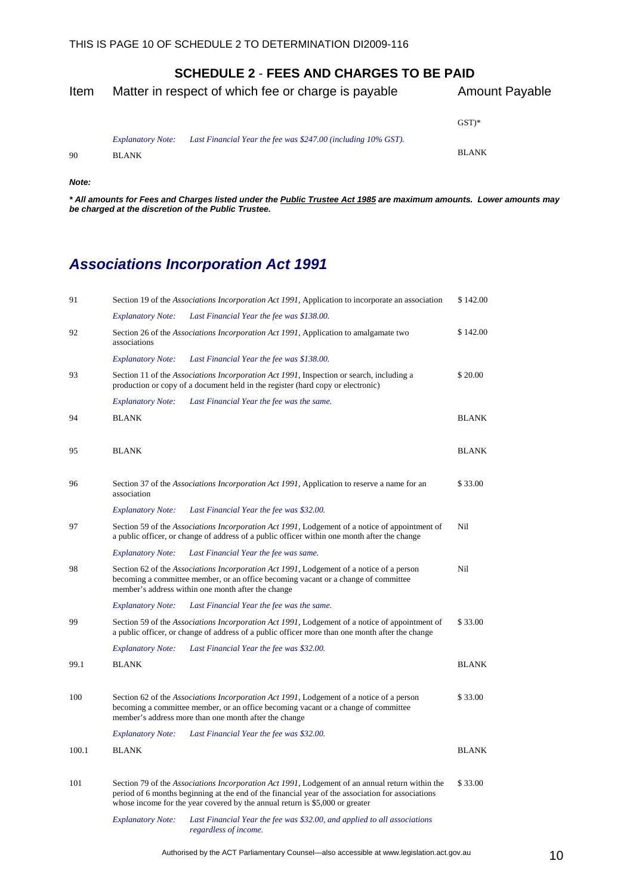## SCHEDULE 2 - FEES AND CHARGES TO BE PAID

| Item | Matter in respect of which fee or charge is payable | Amount Payable |
|---|---|---|
| | | GST)* |
| | *Explanatory Note:* *Last Financial Year the fee was $247.00 (including 10% GST).* | |
| 90 | BLANK | BLANK |

***Note:***

***\* All amounts for Fees and Charges listed under the Public Trustee Act 1985 are maximum amounts. Lower amounts may be charged at the discretion of the Public Trustee.***

## *Associations Incorporation Act 1991*

| Item | Matter in respect of which fee or charge is payable | Amount Payable |
|---|---|---|
| 91 | Section 19 of the *Associations Incorporation Act 1991*, Application to incorporate an association | $ 142.00 |
| | *Explanatory Note:* *Last Financial Year the fee was $138.00.* | |
| 92 | Section 26 of the *Associations Incorporation Act 1991*, Application to amalgamate two associations | $ 142.00 |
| | *Explanatory Note:* *Last Financial Year the fee was $138.00.* | |
| 93 | Section 11 of the *Associations Incorporation Act 1991*, Inspection or search, including a production or copy of a document held in the register (hard copy or electronic) | $ 20.00 |
| | *Explanatory Note:* *Last Financial Year the fee was the same.* | |
| 94 | BLANK | BLANK |
| 95 | BLANK | BLANK |
| 96 | Section 37 of the *Associations Incorporation Act 1991*, Application to reserve a name for an association | $ 33.00 |
| | *Explanatory Note:* *Last Financial Year the fee was $32.00.* | |
| 97 | Section 59 of the *Associations Incorporation Act 1991*, Lodgement of a notice of appointment of a public officer, or change of address of a public officer within one month after the change | Nil |
| | *Explanatory Note:* *Last Financial Year the fee was same.* | |
| 98 | Section 62 of the *Associations Incorporation Act 1991*, Lodgement of a notice of a person becoming a committee member, or an office becoming vacant or a change of committee member's address within one month after the change | Nil |
| | *Explanatory Note:* *Last Financial Year the fee was the same.* | |
| 99 | Section 59 of the *Associations Incorporation Act 1991*, Lodgement of a notice of appointment of a public officer, or change of address of a public officer more than one month after the change | $ 33.00 |
| | *Explanatory Note:* *Last Financial Year the fee was $32.00.* | |
| 99.1 | BLANK | BLANK |
| 100 | Section 62 of the *Associations Incorporation Act 1991*, Lodgement of a notice of a person becoming a committee member, or an office becoming vacant or a change of committee member's address more than one month after the change | $ 33.00 |
| | *Explanatory Note:* *Last Financial Year the fee was $32.00.* | |
| 100.1 | BLANK | BLANK |
| 101 | Section 79 of the *Associations Incorporation Act 1991*, Lodgement of an annual return within the period of 6 months beginning at the end of the financial year of the association for associations whose income for the year covered by the annual return is $5,000 or greater | $ 33.00 |
| | *Explanatory Note:* *Last Financial Year the fee was $32.00, and applied to all associations regardless of income.* | |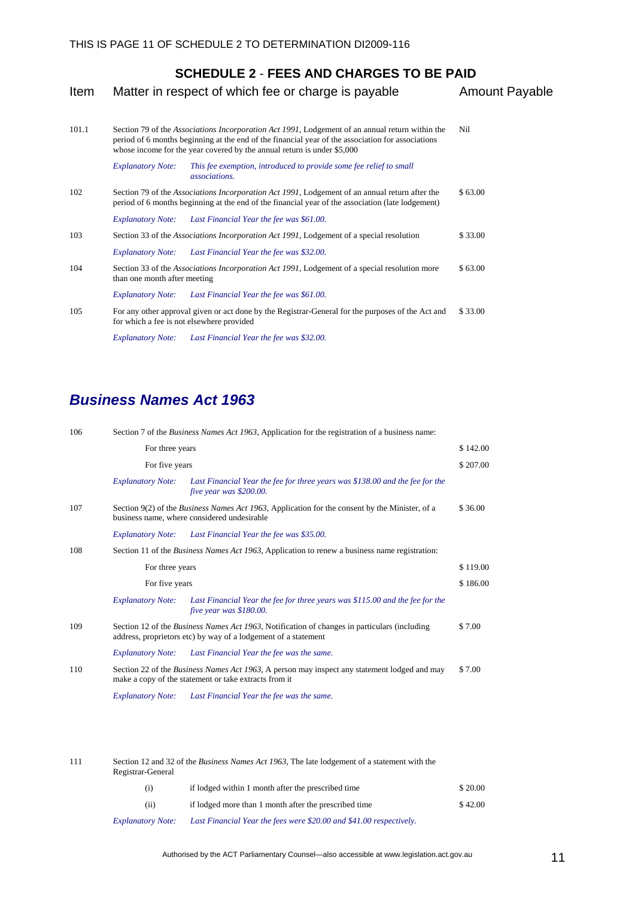## SCHEDULE 2 - FEES AND CHARGES TO BE PAID

| Item | Matter in respect of which fee or charge is payable | | Amount Payable |
|---|---|---|---|
| 101.1 | Section 79 of the *Associations Incorporation Act 1991*, Lodgement of an annual return within the period of 6 months beginning at the end of the financial year of the association for associations whose income for the year covered by the annual return is under $5,000 | | Nil |
| | *Explanatory Note:* | *This fee exemption, introduced to provide some fee relief to small associations.* | |
| 102 | Section 79 of the *Associations Incorporation Act 1991*, Lodgement of an annual return after the period of 6 months beginning at the end of the financial year of the association (late lodgement) | | $ 63.00 |
| | *Explanatory Note:* | *Last Financial Year the fee was $61.00.* | |
| 103 | Section 33 of the *Associations Incorporation Act 1991*, Lodgement of a special resolution | | $ 33.00 |
| | *Explanatory Note:* | *Last Financial Year the fee was $32.00.* | |
| 104 | Section 33 of the *Associations Incorporation Act 1991*, Lodgement of a special resolution more than one month after meeting | | $ 63.00 |
| | *Explanatory Note:* | *Last Financial Year the fee was $61.00.* | |
| 105 | For any other approval given or act done by the Registrar-General for the purposes of the Act and for which a fee is not elsewhere provided | | $ 33.00 |
| | *Explanatory Note:* | *Last Financial Year the fee was $32.00.* | |

## *Business Names Act 1963*

| Item | Matter in respect of which fee or charge is payable | | Amount Payable |
|---|---|---|---|
| 106 | Section 7 of the *Business Names Act 1963*, Application for the registration of a business name: | | |
| | For three years | | $ 142.00 |
| | For five years | | $ 207.00 |
| | *Explanatory Note:* | *Last Financial Year the fee for three years was $138.00 and the fee for the five year was $200.00.* | |
| 107 | Section 9(2) of the *Business Names Act 1963*, Application for the consent by the Minister, of a business name, where considered undesirable | | $ 36.00 |
| | *Explanatory Note:* | *Last Financial Year the fee was $35.00.* | |
| 108 | Section 11 of the *Business Names Act 1963*, Application to renew a business name registration: | | |
| | For three years | | $ 119.00 |
| | For five years | | $ 186.00 |
| | *Explanatory Note:* | *Last Financial Year the fee for three years was $115.00 and the fee for the five year was $180.00.* | |
| 109 | Section 12 of the *Business Names Act 1963*, Notification of changes in particulars (including address, proprietors etc) by way of a lodgement of a statement | | $ 7.00 |
| | *Explanatory Note:* | *Last Financial Year the fee was the same.* | |
| 110 | Section 22 of the *Business Names Act 1963*, A person may inspect any statement lodged and may make a copy of the statement or take extracts from it | | $ 7.00 |
| | *Explanatory Note:* | *Last Financial Year the fee was the same.* | |
| 111 | Section 12 and 32 of the *Business Names Act 1963*, The late lodgement of a statement with the Registrar-General | | |
| | (i) | if lodged within 1 month after the prescribed time | $ 20.00 |
| | (ii) | if lodged more than 1 month after the prescribed time | $ 42.00 |
| | *Explanatory Note:* | *Last Financial Year the fees were $20.00 and $41.00 respectively.* | |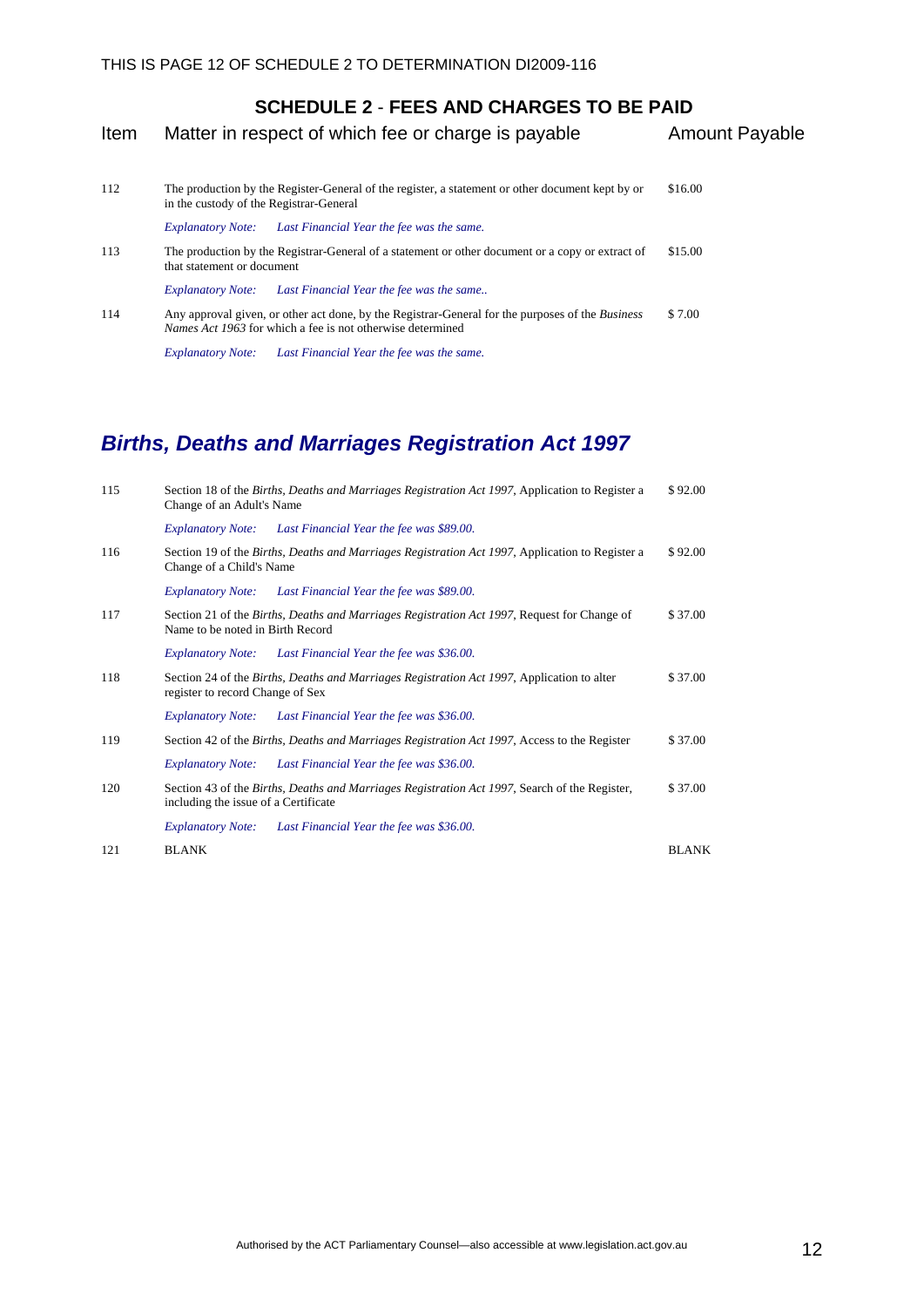## SCHEDULE 2 - FEES AND CHARGES TO BE PAID

| Item | Matter in respect of which fee or charge is payable | Amount Payable |
|---|---|---|
| 112 | The production by the Register-General of the register, a statement or other document kept by or in the custody of the Registrar-General | $16.00 |
| | *Explanatory Note: Last Financial Year the fee was the same.* | |
| 113 | The production by the Registrar-General of a statement or other document or a copy or extract of that statement or document | $15.00 |
| | *Explanatory Note: Last Financial Year the fee was the same..* | |
| 114 | Any approval given, or other act done, by the Registrar-General for the purposes of the *Business Names Act 1963* for which a fee is not otherwise determined | $ 7.00 |
| | *Explanatory Note: Last Financial Year the fee was the same.* | |

## *Births, Deaths and Marriages Registration Act 1997*

| Item | Matter in respect of which fee or charge is payable | Amount Payable |
|---|---|---|
| 115 | Section 18 of the *Births, Deaths and Marriages Registration Act 1997*, Application to Register a Change of an Adult's Name | $ 92.00 |
| | *Explanatory Note: Last Financial Year the fee was $89.00.* | |
| 116 | Section 19 of the *Births, Deaths and Marriages Registration Act 1997*, Application to Register a Change of a Child's Name | $ 92.00 |
| | *Explanatory Note: Last Financial Year the fee was $89.00.* | |
| 117 | Section 21 of the *Births, Deaths and Marriages Registration Act 1997*, Request for Change of Name to be noted in Birth Record | $ 37.00 |
| | *Explanatory Note: Last Financial Year the fee was $36.00.* | |
| 118 | Section 24 of the *Births, Deaths and Marriages Registration Act 1997*, Application to alter register to record Change of Sex | $ 37.00 |
| | *Explanatory Note: Last Financial Year the fee was $36.00.* | |
| 119 | Section 42 of the *Births, Deaths and Marriages Registration Act 1997*, Access to the Register | $ 37.00 |
| | *Explanatory Note: Last Financial Year the fee was $36.00.* | |
| 120 | Section 43 of the *Births, Deaths and Marriages Registration Act 1997*, Search of the Register, including the issue of a Certificate | $ 37.00 |
| | *Explanatory Note: Last Financial Year the fee was $36.00.* | |
| 121 | BLANK | BLANK |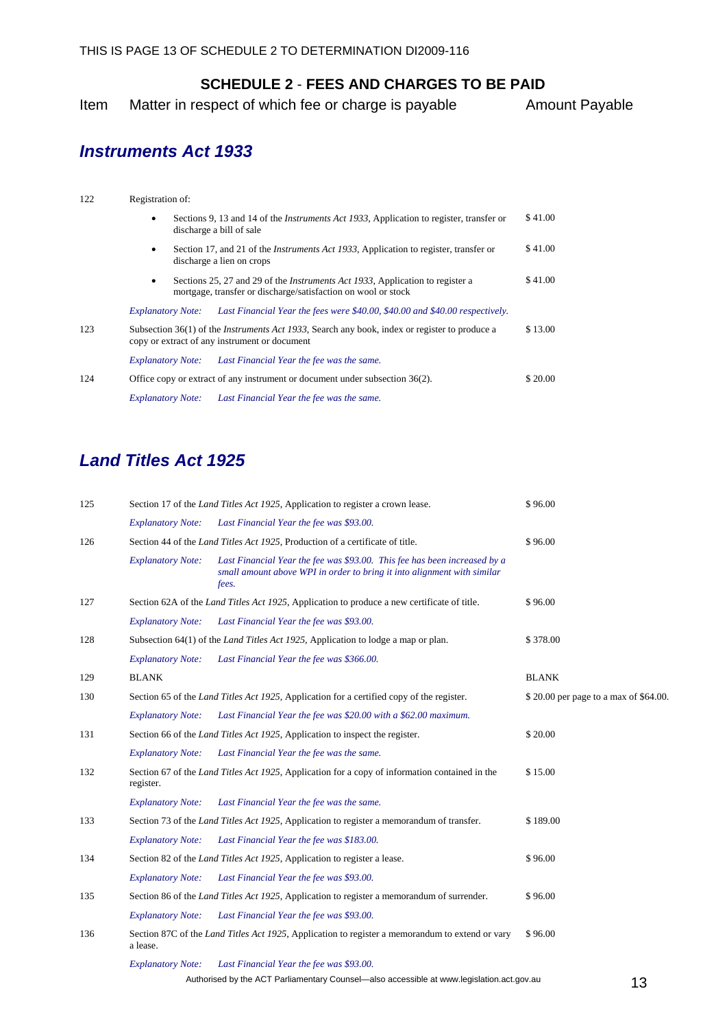## SCHEDULE 2 - FEES AND CHARGES TO BE PAID

| Item | Matter in respect of which fee or charge is payable | Amount Payable |
|---|---|---|

### *Instruments Act 1933*

| Item | Matter in respect of which fee or charge is payable | Amount Payable |
|---|---|---|
| 122 | Registration of: | |
| | • Sections 9, 13 and 14 of the *Instruments Act 1933*, Application to register, transfer or discharge a bill of sale | $ 41.00 |
| | • Section 17, and 21 of the *Instruments Act 1933*, Application to register, transfer or discharge a lien on crops | $ 41.00 |
| | • Sections 25, 27 and 29 of the *Instruments Act 1933*, Application to register a mortgage, transfer or discharge/satisfaction on wool or stock | $ 41.00 |
| | *Explanatory Note: Last Financial Year the fees were $40.00, $40.00 and $40.00 respectively.* | |
| 123 | Subsection 36(1) of the *Instruments Act 1933*, Search any book, index or register to produce a copy or extract of any instrument or document | $ 13.00 |
| | *Explanatory Note: Last Financial Year the fee was the same.* | |
| 124 | Office copy or extract of any instrument or document under subsection 36(2). | $ 20.00 |
| | *Explanatory Note: Last Financial Year the fee was the same.* | |

### *Land Titles Act 1925*

| Item | Matter in respect of which fee or charge is payable | Amount Payable |
|---|---|---|
| 125 | Section 17 of the *Land Titles Act 1925*, Application to register a crown lease. | $ 96.00 |
| | *Explanatory Note: Last Financial Year the fee was $93.00.* | |
| 126 | Section 44 of the *Land Titles Act 1925*, Production of a certificate of title. | $ 96.00 |
| | *Explanatory Note: Last Financial Year the fee was $93.00. This fee has been increased by a small amount above WPI in order to bring it into alignment with similar fees.* | |
| 127 | Section 62A of the *Land Titles Act 1925*, Application to produce a new certificate of title. | $ 96.00 |
| | *Explanatory Note: Last Financial Year the fee was $93.00.* | |
| 128 | Subsection 64(1) of the *Land Titles Act 1925*, Application to lodge a map or plan. | $ 378.00 |
| | *Explanatory Note: Last Financial Year the fee was $366.00.* | |
| 129 | BLANK | BLANK |
| 130 | Section 65 of the *Land Titles Act 1925*, Application for a certified copy of the register. | $ 20.00 per page to a max of $64.00. |
| | *Explanatory Note: Last Financial Year the fee was $20.00 with a $62.00 maximum.* | |
| 131 | Section 66 of the *Land Titles Act 1925*, Application to inspect the register. | $ 20.00 |
| | *Explanatory Note: Last Financial Year the fee was the same.* | |
| 132 | Section 67 of the *Land Titles Act 1925*, Application for a copy of information contained in the register. | $ 15.00 |
| | *Explanatory Note: Last Financial Year the fee was the same.* | |
| 133 | Section 73 of the *Land Titles Act 1925*, Application to register a memorandum of transfer. | $ 189.00 |
| | *Explanatory Note: Last Financial Year the fee was $183.00.* | |
| 134 | Section 82 of the *Land Titles Act 1925*, Application to register a lease. | $ 96.00 |
| | *Explanatory Note: Last Financial Year the fee was $93.00.* | |
| 135 | Section 86 of the *Land Titles Act 1925*, Application to register a memorandum of surrender. | $ 96.00 |
| | *Explanatory Note: Last Financial Year the fee was $93.00.* | |
| 136 | Section 87C of the *Land Titles Act 1925*, Application to register a memorandum to extend or vary a lease. | $ 96.00 |
| | *Explanatory Note: Last Financial Year the fee was $93.00.* | |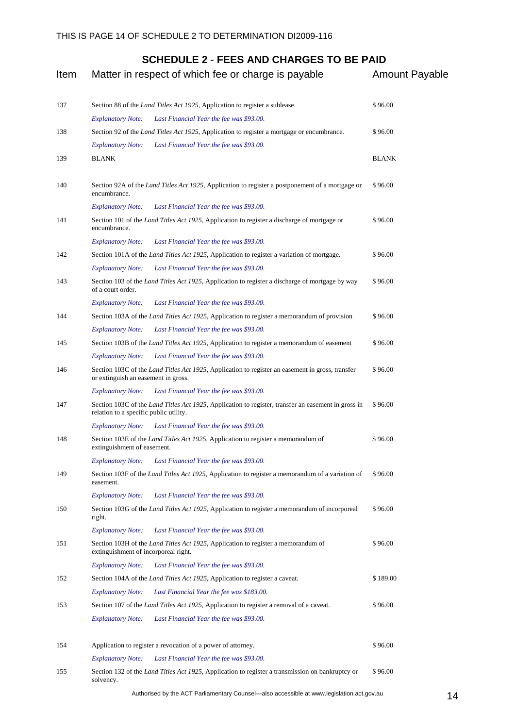## SCHEDULE 2 - FEES AND CHARGES TO BE PAID

| Item | Matter in respect of which fee or charge is payable | Amount Payable |
|---|---|---|
| 137 | Section 88 of the *Land Titles Act 1925*, Application to register a sublease. | $ 96.00 |
| | *Explanatory Note: Last Financial Year the fee was $93.00.* | |
| 138 | Section 92 of the *Land Titles Act 1925*, Application to register a mortgage or encumbrance. | $ 96.00 |
| | *Explanatory Note: Last Financial Year the fee was $93.00.* | |
| 139 | BLANK | BLANK |
| 140 | Section 92A of the *Land Titles Act 1925*, Application to register a postponement of a mortgage or encumbrance. | $ 96.00 |
| | *Explanatory Note: Last Financial Year the fee was $93.00.* | |
| 141 | Section 101 of the *Land Titles Act 1925*, Application to register a discharge of mortgage or encumbrance. | $ 96.00 |
| | *Explanatory Note: Last Financial Year the fee was $93.00.* | |
| 142 | Section 101A of the *Land Titles Act 1925*, Application to register a variation of mortgage. | $ 96.00 |
| | *Explanatory Note: Last Financial Year the fee was $93.00.* | |
| 143 | Section 103 of the *Land Titles Act 1925*, Application to register a discharge of mortgage by way of a court order. | $ 96.00 |
| | *Explanatory Note: Last Financial Year the fee was $93.00.* | |
| 144 | Section 103A of the *Land Titles Act 1925*, Application to register a memorandum of provision | $ 96.00 |
| | *Explanatory Note: Last Financial Year the fee was $93.00.* | |
| 145 | Section 103B of the *Land Titles Act 1925*, Application to register a memorandum of easement | $ 96.00 |
| | *Explanatory Note: Last Financial Year the fee was $93.00.* | |
| 146 | Section 103C of the *Land Titles Act 1925*, Application to register an easement in gross, transfer or extinguish an easement in gross. | $ 96.00 |
| | *Explanatory Note: Last Financial Year the fee was $93.00.* | |
| 147 | Section 103C of the *Land Titles Act 1925*, Application to register, transfer an easement in gross in relation to a specific public utility. | $ 96.00 |
| | *Explanatory Note: Last Financial Year the fee was $93.00.* | |
| 148 | Section 103E of the *Land Titles Act 1925*, Application to register a memorandum of extinguishment of easement. | $ 96.00 |
| | *Explanatory Note: Last Financial Year the fee was $93.00.* | |
| 149 | Section 103F of the *Land Titles Act 1925*, Application to register a memorandum of a variation of easement. | $ 96.00 |
| | *Explanatory Note: Last Financial Year the fee was $93.00.* | |
| 150 | Section 103G of the *Land Titles Act 1925*, Application to register a memorandum of incorporeal right. | $ 96.00 |
| | *Explanatory Note: Last Financial Year the fee was $93.00.* | |
| 151 | Section 103H of the *Land Titles Act 1925*, Application to register a memorandum of extinguishment of incorporeal right. | $ 96.00 |
| | *Explanatory Note: Last Financial Year the fee was $93.00.* | |
| 152 | Section 104A of the *Land Titles Act 1925*, Application to register a caveat. | $ 189.00 |
| | *Explanatory Note: Last Financial Year the fee was $183.00.* | |
| 153 | Section 107 of the *Land Titles Act 1925*, Application to register a removal of a caveat. | $ 96.00 |
| | *Explanatory Note: Last Financial Year the fee was $93.00.* | |
| 154 | Application to register a revocation of a power of attorney. | $ 96.00 |
| | *Explanatory Note: Last Financial Year the fee was $93.00.* | |
| 155 | Section 132 of the *Land Titles Act 1925*, Application to register a transmission on bankruptcy or solvency. | $ 96.00 |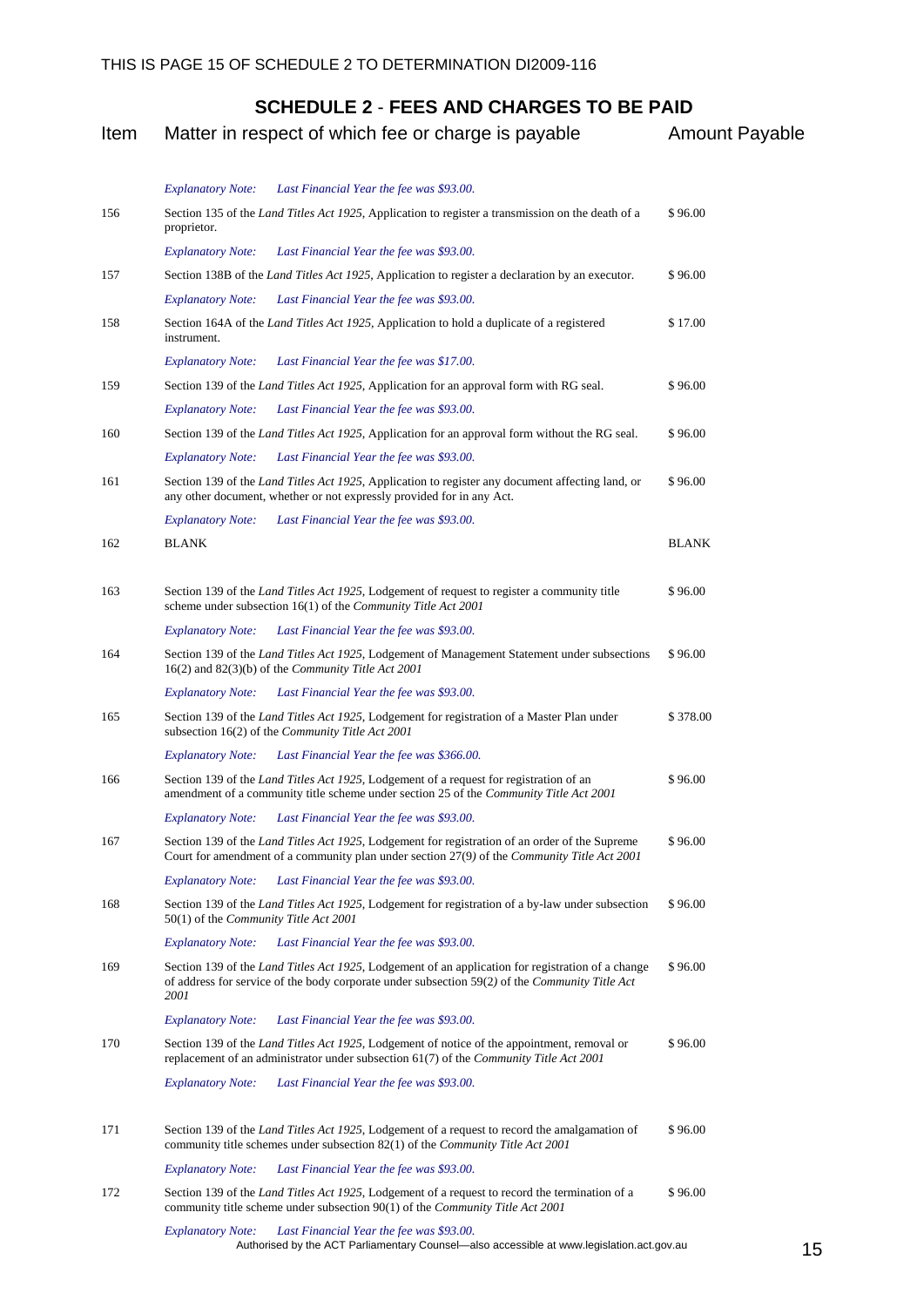## SCHEDULE 2 - FEES AND CHARGES TO BE PAID

| Item | Matter in respect of which fee or charge is payable | Amount Payable |
|---|---|---|
| | *Explanatory Note: Last Financial Year the fee was $93.00.* | |
| 156 | Section 135 of the *Land Titles Act 1925*, Application to register a transmission on the death of a proprietor. | $ 96.00 |
| | *Explanatory Note: Last Financial Year the fee was $93.00.* | |
| 157 | Section 138B of the *Land Titles Act 1925*, Application to register a declaration by an executor. | $ 96.00 |
| | *Explanatory Note: Last Financial Year the fee was $93.00.* | |
| 158 | Section 164A of the *Land Titles Act 1925*, Application to hold a duplicate of a registered instrument. | $ 17.00 |
| | *Explanatory Note: Last Financial Year the fee was $17.00.* | |
| 159 | Section 139 of the *Land Titles Act 1925*, Application for an approval form with RG seal. | $ 96.00 |
| | *Explanatory Note: Last Financial Year the fee was $93.00.* | |
| 160 | Section 139 of the *Land Titles Act 1925*, Application for an approval form without the RG seal. | $ 96.00 |
| | *Explanatory Note: Last Financial Year the fee was $93.00.* | |
| 161 | Section 139 of the *Land Titles Act 1925*, Application to register any document affecting land, or any other document, whether or not expressly provided for in any Act. | $ 96.00 |
| | *Explanatory Note: Last Financial Year the fee was $93.00.* | |
| 162 | BLANK | BLANK |
| 163 | Section 139 of the *Land Titles Act 1925*, Lodgement of request to register a community title scheme under subsection 16(1) of the *Community Title Act 2001* | $ 96.00 |
| | *Explanatory Note: Last Financial Year the fee was $93.00.* | |
| 164 | Section 139 of the *Land Titles Act 1925*, Lodgement of Management Statement under subsections 16(2) and 82(3)(b) of the *Community Title Act 2001* | $ 96.00 |
| | *Explanatory Note: Last Financial Year the fee was $93.00.* | |
| 165 | Section 139 of the *Land Titles Act 1925*, Lodgement for registration of a Master Plan under subsection 16(2) of the *Community Title Act 2001* | $ 378.00 |
| | *Explanatory Note: Last Financial Year the fee was $366.00.* | |
| 166 | Section 139 of the *Land Titles Act 1925*, Lodgement of a request for registration of an amendment of a community title scheme under section 25 of the *Community Title Act 2001* | $ 96.00 |
| | *Explanatory Note: Last Financial Year the fee was $93.00.* | |
| 167 | Section 139 of the *Land Titles Act 1925*, Lodgement for registration of an order of the Supreme Court for amendment of a community plan under section 27(9) of the *Community Title Act 2001* | $ 96.00 |
| | *Explanatory Note: Last Financial Year the fee was $93.00.* | |
| 168 | Section 139 of the *Land Titles Act 1925*, Lodgement for registration of a by-law under subsection 50(1) of the *Community Title Act 2001* | $ 96.00 |
| | *Explanatory Note: Last Financial Year the fee was $93.00.* | |
| 169 | Section 139 of the *Land Titles Act 1925*, Lodgement of an application for registration of a change of address for service of the body corporate under subsection 59(2) of the *Community Title Act 2001* | $ 96.00 |
| | *Explanatory Note: Last Financial Year the fee was $93.00.* | |
| 170 | Section 139 of the *Land Titles Act 1925*, Lodgement of notice of the appointment, removal or replacement of an administrator under subsection 61(7) of the *Community Title Act 2001* | $ 96.00 |
| | *Explanatory Note: Last Financial Year the fee was $93.00.* | |
| 171 | Section 139 of the *Land Titles Act 1925*, Lodgement of a request to record the amalgamation of community title schemes under subsection 82(1) of the *Community Title Act 2001* | $ 96.00 |
| | *Explanatory Note: Last Financial Year the fee was $93.00.* | |
| 172 | Section 139 of the *Land Titles Act 1925*, Lodgement of a request to record the termination of a community title scheme under subsection 90(1) of the *Community Title Act 2001* | $ 96.00 |
| | *Explanatory Note: Last Financial Year the fee was $93.00.* | |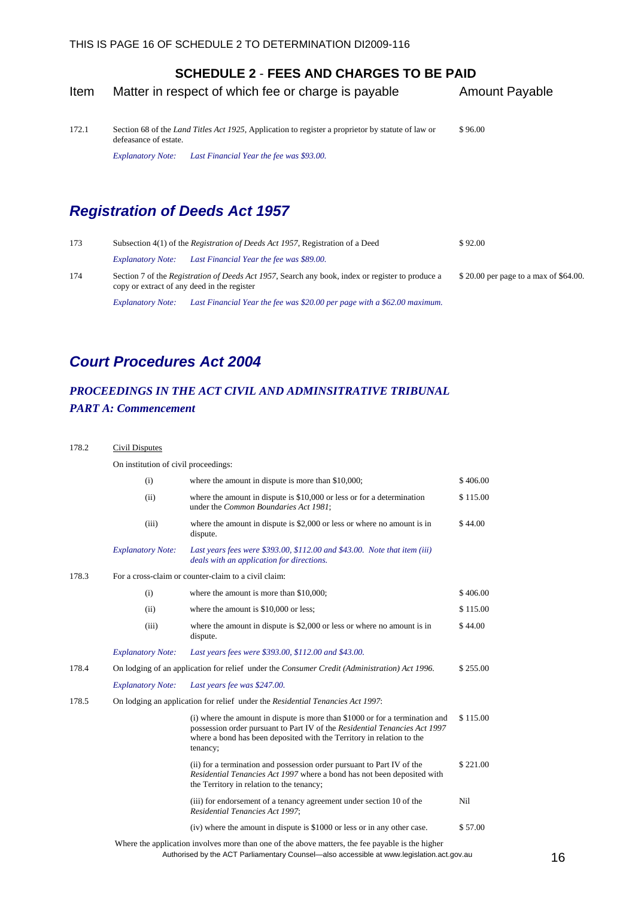## SCHEDULE 2 - FEES AND CHARGES TO BE PAID

| Item | Matter in respect of which fee or charge is payable | | Amount Payable |
|---|---|---|---|
| 172.1 | Section 68 of the *Land Titles Act 1925*, Application to register a proprietor by statute of law or defeasance of estate. | | $ 96.00 |
| | *Explanatory Note:* | *Last Financial Year the fee was $93.00.* | |

## *Registration of Deeds Act 1957*

| Item | Matter in respect of which fee or charge is payable | | Amount Payable |
|---|---|---|---|
| 173 | Subsection 4(1) of the *Registration of Deeds Act 1957*, Registration of a Deed | | $ 92.00 |
| | *Explanatory Note:* | *Last Financial Year the fee was $89.00.* | |
| 174 | Section 7 of the *Registration of Deeds Act 1957*, Search any book, index or register to produce a copy or extract of any deed in the register | | $ 20.00 per page to a max of $64.00. |
| | *Explanatory Note:* | *Last Financial Year the fee was $20.00 per page with a $62.00 maximum.* | |

## *Court Procedures Act 2004*

### *PROCEEDINGS IN THE ACT CIVIL AND ADMINSITRATIVE TRIBUNAL*

### *PART A: Commencement*

| Item | Matter in respect of which fee or charge is payable | | Amount Payable |
|---|---|---|---|
| 178.2 | Civil Disputes | | |
| | On institution of civil proceedings: | | |
| | (i) | where the amount in dispute is more than $10,000; | $ 406.00 |
| | (ii) | where the amount in dispute is $10,000 or less or for a determination under the *Common Boundaries Act 1981*; | $ 115.00 |
| | (iii) | where the amount in dispute is $2,000 or less or where no amount is in dispute. | $ 44.00 |
| | *Explanatory Note:* | *Last years fees were $393.00, $112.00 and $43.00. Note that item (iii) deals with an application for directions.* | |
| 178.3 | For a cross-claim or counter-claim to a civil claim: | | |
| | (i) | where the amount is more than $10,000; | $ 406.00 |
| | (ii) | where the amount is $10,000 or less; | $ 115.00 |
| | (iii) | where the amount in dispute is $2,000 or less or where no amount is in dispute. | $ 44.00 |
| | *Explanatory Note:* | *Last years fees were $393.00, $112.00 and $43.00.* | |
| 178.4 | On lodging of an application for relief under the *Consumer Credit (Administration) Act 1996*. | | $ 255.00 |
| | *Explanatory Note:* | *Last years fee was $247.00.* | |
| 178.5 | On lodging an application for relief under the *Residential Tenancies Act 1997*: | | |
| | | (i) where the amount in dispute is more than $1000 or for a termination and possession order pursuant to Part IV of the *Residential Tenancies Act 1997* where a bond has been deposited with the Territory in relation to the tenancy; | $ 115.00 |
| | | (ii) for a termination and possession order pursuant to Part IV of the *Residential Tenancies Act 1997* where a bond has not been deposited with the Territory in relation to the tenancy; | $ 221.00 |
| | | (iii) for endorsement of a tenancy agreement under section 10 of the *Residential Tenancies Act 1997*; | Nil |
| | | (iv) where the amount in dispute is $1000 or less or in any other case. | $ 57.00 |

Where the application involves more than one of the above matters, the fee payable is the higher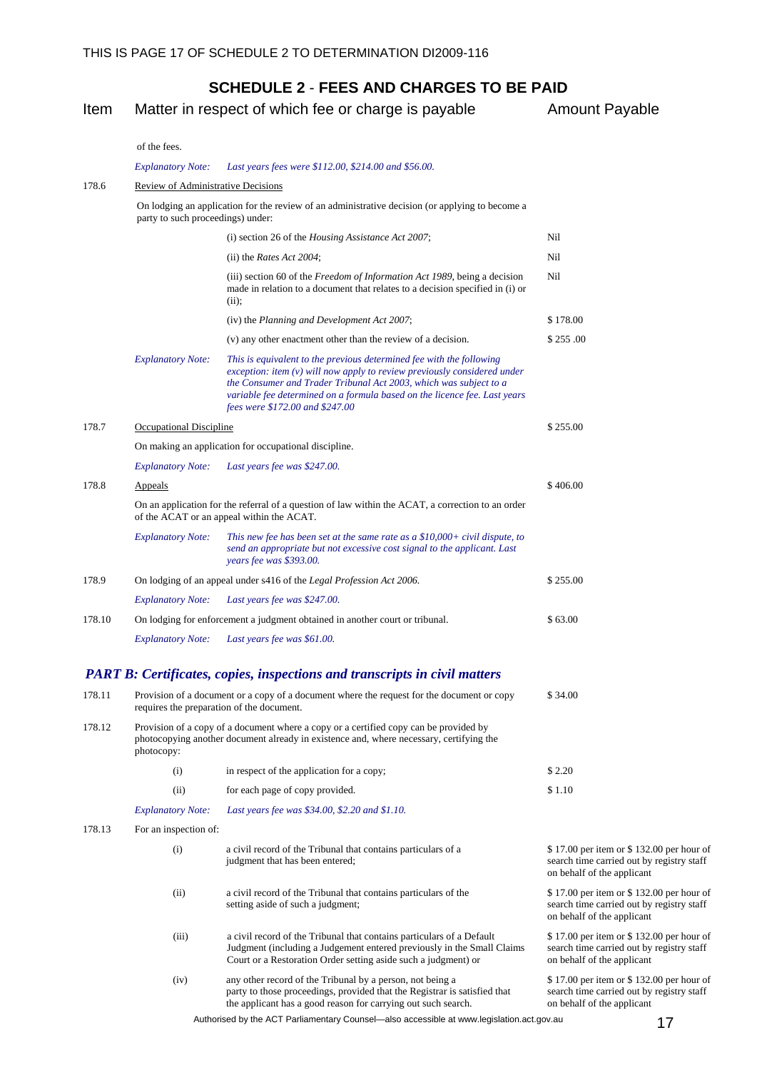## SCHEDULE 2 - FEES AND CHARGES TO BE PAID

| Item | Matter in respect of which fee or charge is payable | | Amount Payable |
|---|---|---|---|
| | of the fees. | | |
| | *Explanatory Note:* | *Last years fees were $112.00, $214.00 and $56.00.* | |
| 178.6 | Review of Administrative Decisions | | |
| | On lodging an application for the review of an administrative decision (or applying to become a party to such proceedings) under: | | |
| | | (i) section 26 of the *Housing Assistance Act 2007*; | Nil |
| | | (ii) the *Rates Act 2004*; | Nil |
| | | (iii) section 60 of the *Freedom of Information Act 1989*, being a decision made in relation to a document that relates to a decision specified in (i) or (ii); | Nil |
| | | (iv) the *Planning and Development Act 2007*; | $ 178.00 |
| | | (v) any other enactment other than the review of a decision. | $ 255 .00 |
| | *Explanatory Note:* | *This is equivalent to the previous determined fee with the following exception: item (v) will now apply to review previously considered under the Consumer and Trader Tribunal Act 2003, which was subject to a variable fee determined on a formula based on the licence fee. Last years fees were $172.00 and $247.00* | |
| 178.7 | Occupational Discipline | | $ 255.00 |
| | On making an application for occupational discipline. | | |
| | *Explanatory Note:* | *Last years fee was $247.00.* | |
| 178.8 | Appeals | | $ 406.00 |
| | On an application for the referral of a question of law within the ACAT, a correction to an order of the ACAT or an appeal within the ACAT. | | |
| | *Explanatory Note:* | *This new fee has been set at the same rate as a $10,000+ civil dispute, to send an appropriate but not excessive cost signal to the applicant. Last years fee was $393.00.* | |
| 178.9 | On lodging of an appeal under s416 of the *Legal Profession Act 2006.* | | $ 255.00 |
| | *Explanatory Note:* | *Last years fee was $247.00.* | |
| 178.10 | On lodging for enforcement a judgment obtained in another court or tribunal. | | $ 63.00 |
| | *Explanatory Note:* | *Last years fee was $61.00.* | |

### *PART B: Certificates, copies, inspections and transcripts in civil matters*

| Item | Matter in respect of which fee or charge is payable | | Amount Payable |
|---|---|---|---|
| 178.11 | Provision of a document or a copy of a document where the request for the document or copy requires the preparation of the document. | | $ 34.00 |
| 178.12 | Provision of a copy of a document where a copy or a certified copy can be provided by photocopying another document already in existence and, where necessary, certifying the photocopy: | | |
| | (i) | in respect of the application for a copy; | $ 2.20 |
| | (ii) | for each page of copy provided. | $ 1.10 |
| | *Explanatory Note:* | *Last years fee was $34.00, $2.20 and $1.10.* | |
| 178.13 | For an inspection of: | | |
| | (i) | a civil record of the Tribunal that contains particulars of a judgment that has been entered; | $ 17.00 per item or $ 132.00 per hour of search time carried out by registry staff on behalf of the applicant |
| | (ii) | a civil record of the Tribunal that contains particulars of the setting aside of such a judgment; | $ 17.00 per item or $ 132.00 per hour of search time carried out by registry staff on behalf of the applicant |
| | (iii) | a civil record of the Tribunal that contains particulars of a Default Judgment (including a Judgement entered previously in the Small Claims Court or a Restoration Order setting aside such a judgment) or | $ 17.00 per item or $ 132.00 per hour of search time carried out by registry staff on behalf of the applicant |
| | (iv) | any other record of the Tribunal by a person, not being a party to those proceedings, provided that the Registrar is satisfied that the applicant has a good reason for carrying out such search. | $ 17.00 per item or $ 132.00 per hour of search time carried out by registry staff on behalf of the applicant |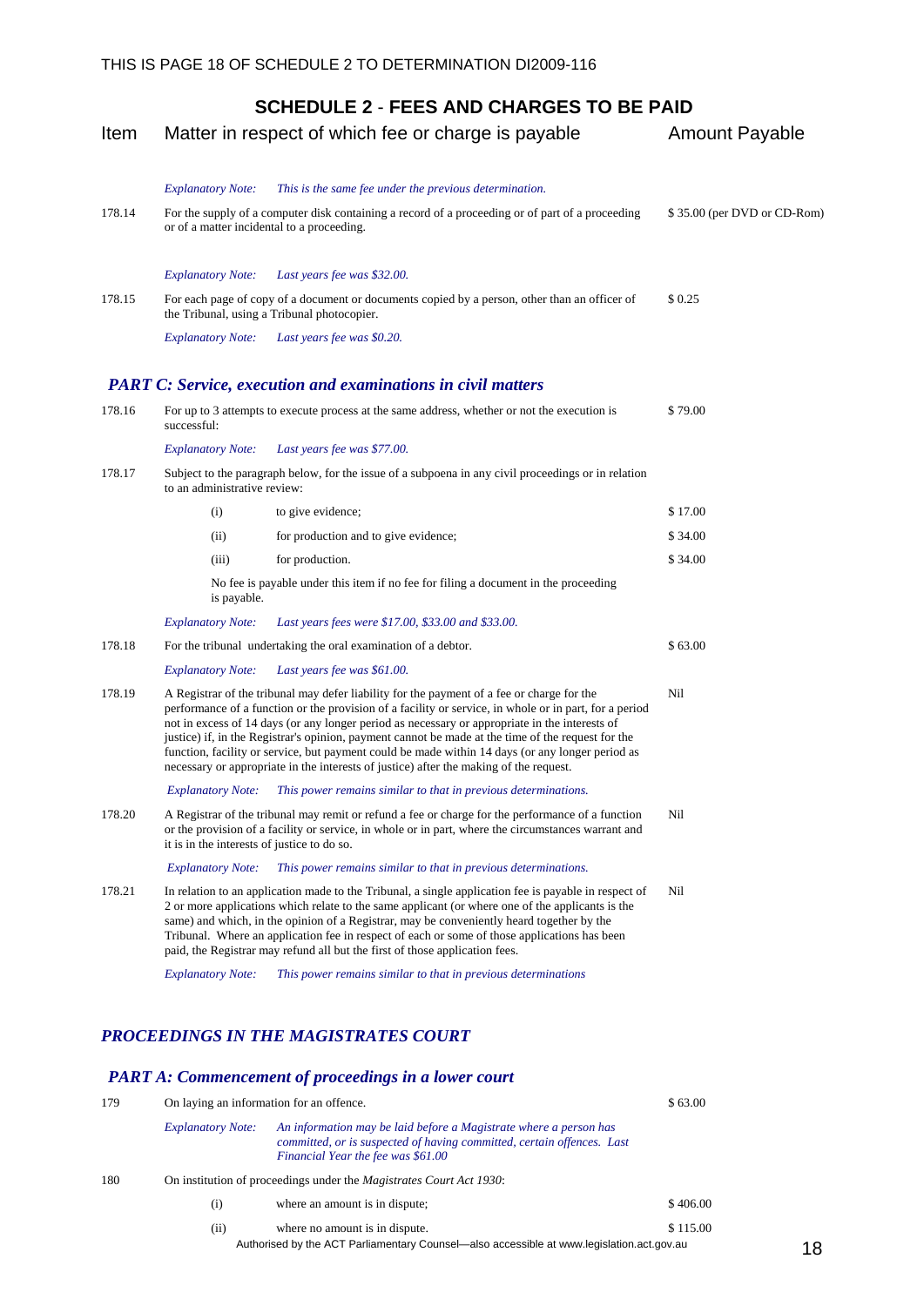## SCHEDULE 2 - FEES AND CHARGES TO BE PAID

| Item | Matter in respect of which fee or charge is payable | Amount Payable |
|---|---|---|
| | *Explanatory Note: This is the same fee under the previous determination.* | |
| 178.14 | For the supply of a computer disk containing a record of a proceeding or of part of a proceeding or of a matter incidental to a proceeding. | $ 35.00 (per DVD or CD-Rom) |
| | *Explanatory Note: Last years fee was $32.00.* | |
| 178.15 | For each page of copy of a document or documents copied by a person, other than an officer of the Tribunal, using a Tribunal photocopier. | $ 0.25 |
| | *Explanatory Note: Last years fee was $0.20.* | |

### *PART C: Service, execution and examinations in civil matters*

| Item | Matter in respect of which fee or charge is payable | Amount Payable |
|---|---|---|
| 178.16 | For up to 3 attempts to execute process at the same address, whether or not the execution is successful: | $ 79.00 |
| | *Explanatory Note: Last years fee was $77.00.* | |
| 178.17 | Subject to the paragraph below, for the issue of a subpoena in any civil proceedings or in relation to an administrative review: | |
| | (i) to give evidence; | $ 17.00 |
| | (ii) for production and to give evidence; | $ 34.00 |
| | (iii) for production. | $ 34.00 |
| | No fee is payable under this item if no fee for filing a document in the proceeding is payable. | |
| | *Explanatory Note: Last years fees were $17.00, $33.00 and $33.00.* | |
| 178.18 | For the tribunal undertaking the oral examination of a debtor. | $ 63.00 |
| | *Explanatory Note: Last years fee was $61.00.* | |
| 178.19 | A Registrar of the tribunal may defer liability for the payment of a fee or charge for the performance of a function or the provision of a facility or service, in whole or in part, for a period not in excess of 14 days (or any longer period as necessary or appropriate in the interests of justice) if, in the Registrar's opinion, payment cannot be made at the time of the request for the function, facility or service, but payment could be made within 14 days (or any longer period as necessary or appropriate in the interests of justice) after the making of the request. | Nil |
| | *Explanatory Note: This power remains similar to that in previous determinations.* | |
| 178.20 | A Registrar of the tribunal may remit or refund a fee or charge for the performance of a function or the provision of a facility or service, in whole or in part, where the circumstances warrant and it is in the interests of justice to do so. | Nil |
| | *Explanatory Note: This power remains similar to that in previous determinations.* | |
| 178.21 | In relation to an application made to the Tribunal, a single application fee is payable in respect of 2 or more applications which relate to the same applicant (or where one of the applicants is the same) and which, in the opinion of a Registrar, may be conveniently heard together by the Tribunal. Where an application fee in respect of each or some of those applications has been paid, the Registrar may refund all but the first of those application fees. | Nil |
| | *Explanatory Note: This power remains similar to that in previous determinations* | |

## *PROCEEDINGS IN THE MAGISTRATES COURT*

### *PART A: Commencement of proceedings in a lower court*

| Item | Matter in respect of which fee or charge is payable | Amount Payable |
|---|---|---|
| 179 | On laying an information for an offence. | $ 63.00 |
| | *Explanatory Note: An information may be laid before a Magistrate where a person has committed, or is suspected of having committed, certain offences. Last Financial Year the fee was $61.00* | |
| 180 | On institution of proceedings under the *Magistrates Court Act 1930*: | |
| | (i) where an amount is in dispute; | $ 406.00 |
| | (ii) where no amount is in dispute. | $ 115.00 |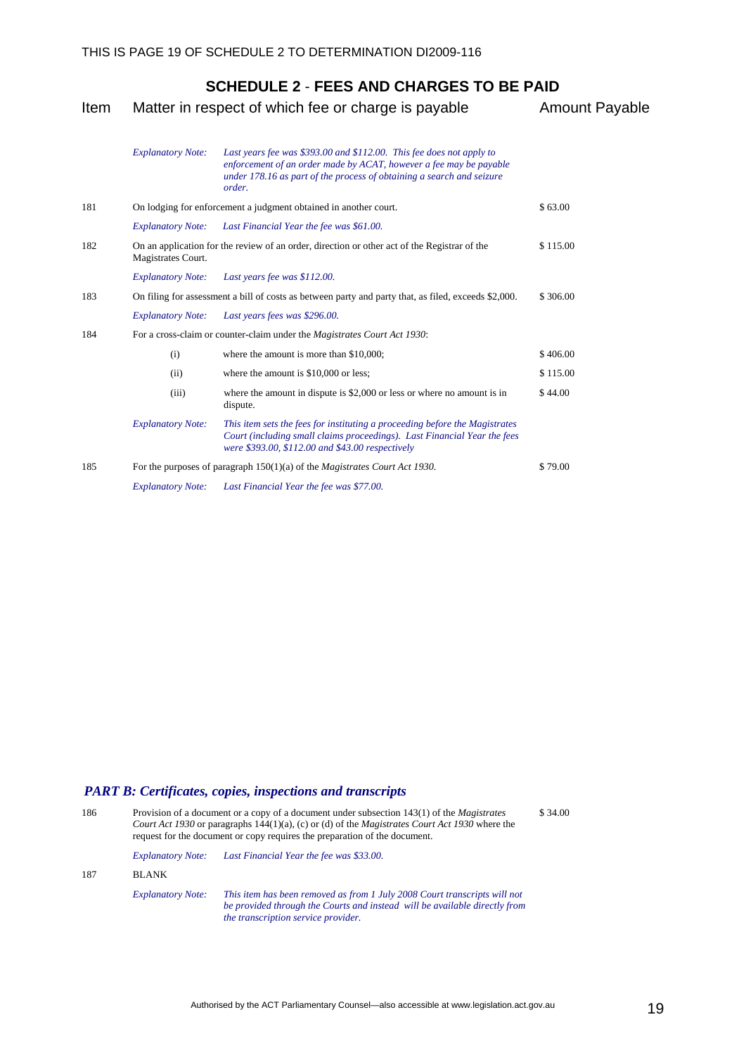## SCHEDULE 2 - FEES AND CHARGES TO BE PAID

| Item | Matter in respect of which fee or charge is payable | | Amount Payable |
|---|---|---|---|
| | *Explanatory Note:* | *Last years fee was $393.00 and $112.00. This fee does not apply to enforcement of an order made by ACAT, however a fee may be payable under 178.16 as part of the process of obtaining a search and seizure order.* | |
| 181 | On lodging for enforcement a judgment obtained in another court. | | $ 63.00 |
| | *Explanatory Note:* | *Last Financial Year the fee was $61.00.* | |
| 182 | On an application for the review of an order, direction or other act of the Registrar of the Magistrates Court. | | $ 115.00 |
| | *Explanatory Note:* | *Last years fee was $112.00.* | |
| 183 | On filing for assessment a bill of costs as between party and party that, as filed, exceeds $2,000. | | $ 306.00 |
| | *Explanatory Note:* | *Last years fees was $296.00.* | |
| 184 | For a cross-claim or counter-claim under the *Magistrates Court Act 1930*: | | |
| | (i) | where the amount is more than $10,000; | $ 406.00 |
| | (ii) | where the amount is $10,000 or less; | $ 115.00 |
| | (iii) | where the amount in dispute is $2,000 or less or where no amount is in dispute. | $ 44.00 |
| | *Explanatory Note:* | *This item sets the fees for instituting a proceeding before the Magistrates Court (including small claims proceedings). Last Financial Year the fees were $393.00, $112.00 and $43.00 respectively* | |
| 185 | For the purposes of paragraph 150(1)(a) of the *Magistrates Court Act 1930*. | | $ 79.00 |
| | *Explanatory Note:* | *Last Financial Year the fee was $77.00.* | |

### *PART B: Certificates, copies, inspections and transcripts*

| Item | Matter in respect of which fee or charge is payable | | Amount Payable |
|---|---|---|---|
| 186 | Provision of a document or a copy of a document under subsection 143(1) of the *Magistrates Court Act 1930* or paragraphs 144(1)(a), (c) or (d) of the *Magistrates Court Act 1930* where the request for the document or copy requires the preparation of the document. | | $ 34.00 |
| | *Explanatory Note:* | *Last Financial Year the fee was $33.00.* | |
| 187 | BLANK | | |
| | *Explanatory Note:* | *This item has been removed as from 1 July 2008 Court transcripts will not be provided through the Courts and instead will be available directly from the transcription service provider.* | |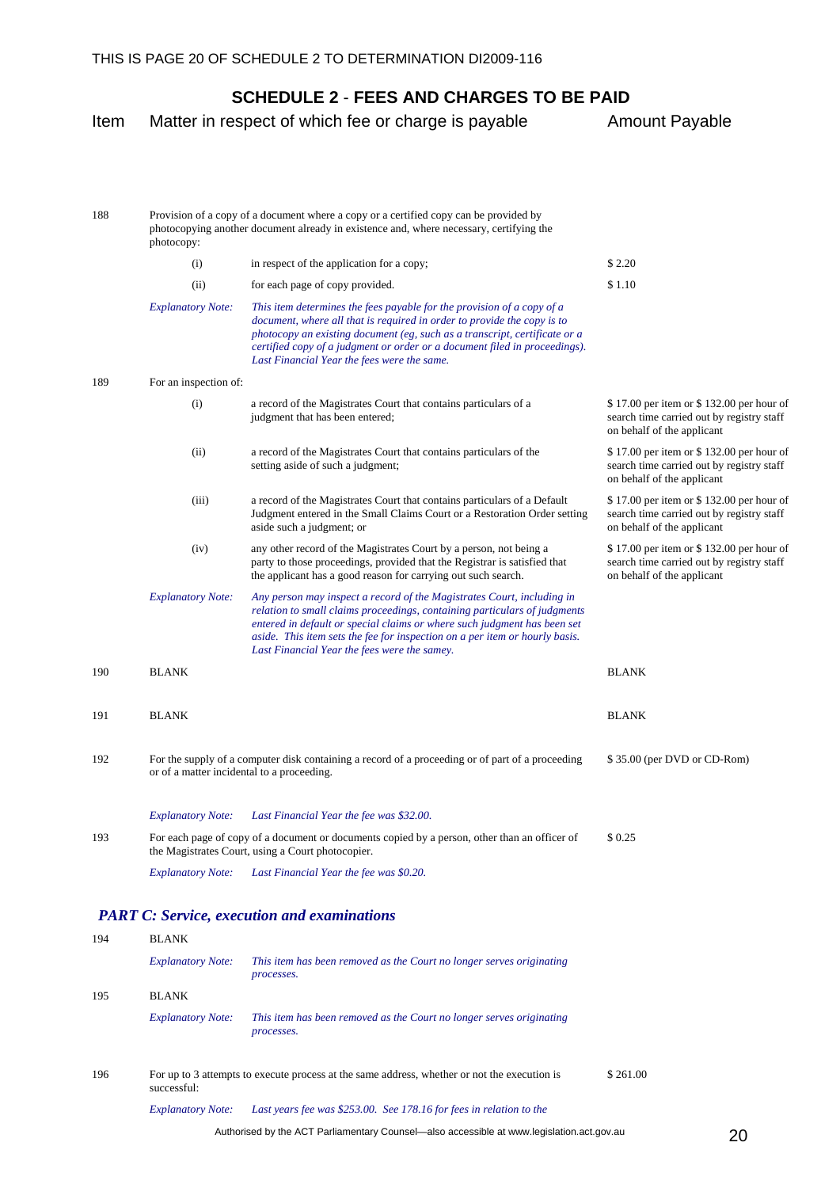## SCHEDULE 2 - FEES AND CHARGES TO BE PAID

| Item | Matter in respect of which fee or charge is payable | | Amount Payable |
|---|---|---|---|
| 188 | Provision of a copy of a document where a copy or a certified copy can be provided by photocopying another document already in existence and, where necessary, certifying the photocopy: | | |
| | (i) | in respect of the application for a copy; | $ 2.20 |
| | (ii) | for each page of copy provided. | $ 1.10 |
| | *Explanatory Note:* | *This item determines the fees payable for the provision of a copy of a document, where all that is required in order to provide the copy is to photocopy an existing document (eg, such as a transcript, certificate or a certified copy of a judgment or order or a document filed in proceedings). Last Financial Year the fees were the same.* | |
| 189 | For an inspection of: | | |
| | (i) | a record of the Magistrates Court that contains particulars of a judgment that has been entered; | $ 17.00 per item or $ 132.00 per hour of search time carried out by registry staff on behalf of the applicant |
| | (ii) | a record of the Magistrates Court that contains particulars of the setting aside of such a judgment; | $ 17.00 per item or $ 132.00 per hour of search time carried out by registry staff on behalf of the applicant |
| | (iii) | a record of the Magistrates Court that contains particulars of a Default Judgment entered in the Small Claims Court or a Restoration Order setting aside such a judgment; or | $ 17.00 per item or $ 132.00 per hour of search time carried out by registry staff on behalf of the applicant |
| | (iv) | any other record of the Magistrates Court by a person, not being a party to those proceedings, provided that the Registrar is satisfied that the applicant has a good reason for carrying out such search. | $ 17.00 per item or $ 132.00 per hour of search time carried out by registry staff on behalf of the applicant |
| | *Explanatory Note:* | *Any person may inspect a record of the Magistrates Court, including in relation to small claims proceedings, containing particulars of judgments entered in default or special claims or where such judgment has been set aside. This item sets the fee for inspection on a per item or hourly basis. Last Financial Year the fees were the samey.* | |
| 190 | BLANK | | BLANK |
| 191 | BLANK | | BLANK |
| 192 | For the supply of a computer disk containing a record of a proceeding or of part of a proceeding or of a matter incidental to a proceeding. | | $ 35.00 (per DVD or CD-Rom) |
| | *Explanatory Note:* | *Last Financial Year the fee was $32.00.* | |
| 193 | For each page of copy of a document or documents copied by a person, other than an officer of the Magistrates Court, using a Court photocopier. | | $ 0.25 |
| | *Explanatory Note:* | *Last Financial Year the fee was $0.20.* | |

### *PART C: Service, execution and examinations*

| Item | Matter in respect of which fee or charge is payable | | Amount Payable |
|---|---|---|---|
| 194 | BLANK | | |
| | *Explanatory Note:* | *This item has been removed as the Court no longer serves originating processes.* | |
| 195 | BLANK | | |
| | *Explanatory Note:* | *This item has been removed as the Court no longer serves originating processes.* | |
| 196 | For up to 3 attempts to execute process at the same address, whether or not the execution is successful: | | $ 261.00 |
| | *Explanatory Note:* | *Last years fee was $253.00. See 178.16 for fees in relation to the* | |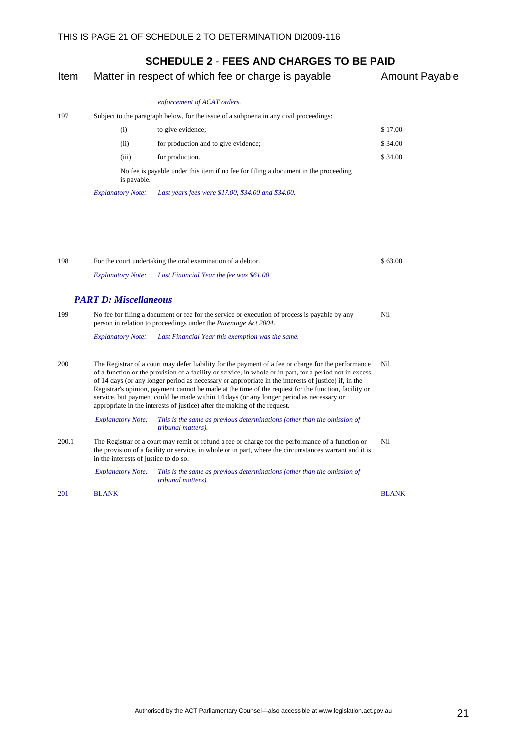## SCHEDULE 2 - FEES AND CHARGES TO BE PAID

| Item | Matter in respect of which fee or charge is payable | | Amount Payable |
|---|---|---|---|
| | | *enforcement of ACAT orders.* | |
| 197 | Subject to the paragraph below, for the issue of a subpoena in any civil proceedings: | | |
| | (i) | to give evidence; | $ 17.00 |
| | (ii) | for production and to give evidence; | $ 34.00 |
| | (iii) | for production. | $ 34.00 |
| | No fee is payable under this item if no fee for filing a document in the proceeding is payable. | | |
| | *Explanatory Note:* | *Last years fees were $17.00, $34.00 and $34.00.* | |
| 198 | For the court undertaking the oral examination of a debtor. | | $ 63.00 |
| | *Explanatory Note:* | *Last Financial Year the fee was $61.00.* | |

### *PART D: Miscellaneous*

| Item | Matter in respect of which fee or charge is payable | | Amount Payable |
|---|---|---|---|
| 199 | No fee for filing a document or fee for the service or execution of process is payable by any person in relation to proceedings under the *Parentage Act 2004*. | | Nil |
| | *Explanatory Note:* | *Last Financial Year this exemption was the same.* | |
| 200 | The Registrar of a court may defer liability for the payment of a fee or charge for the performance of a function or the provision of a facility or service, in whole or in part, for a period not in excess of 14 days (or any longer period as necessary or appropriate in the interests of justice) if, in the Registrar's opinion, payment cannot be made at the time of the request for the function, facility or service, but payment could be made within 14 days (or any longer period as necessary or appropriate in the interests of justice) after the making of the request. | | Nil |
| | *Explanatory Note:* | *This is the same as previous determinations (other than the omission of tribunal matters).* | |
| 200.1 | The Registrar of a court may remit or refund a fee or charge for the performance of a function or the provision of a facility or service, in whole or in part, where the circumstances warrant and it is in the interests of justice to do so. | | Nil |
| | *Explanatory Note:* | *This is the same as previous determinations (other than the omission of tribunal matters).* | |
| 201 | BLANK | | BLANK |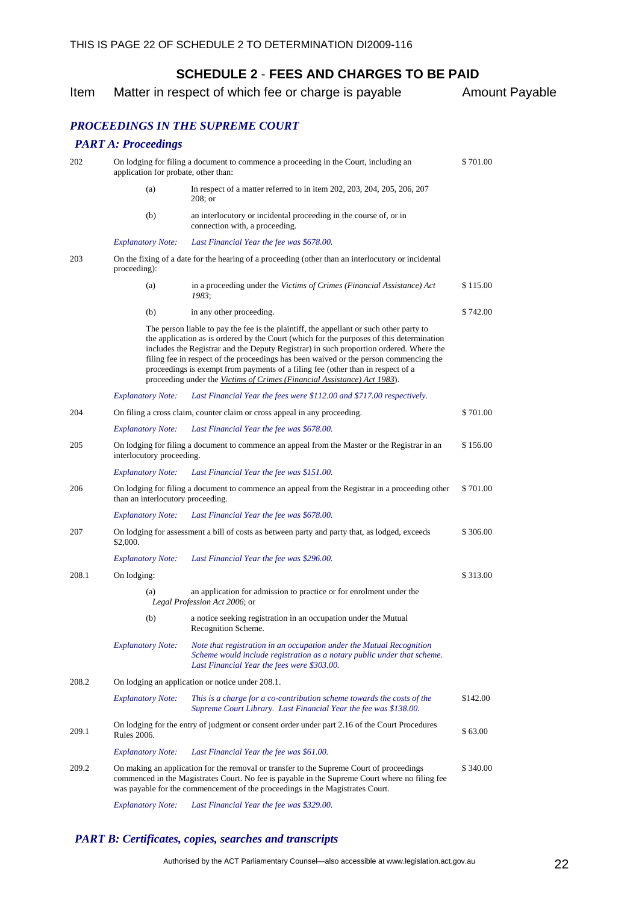## SCHEDULE 2 - FEES AND CHARGES TO BE PAID

| Item | Matter in respect of which fee or charge is payable | | Amount Payable |
|---|---|---|---|
| | ***PROCEEDINGS IN THE SUPREME COURT*** | | |
| | ***PART A: Proceedings*** | | |
| 202 | On lodging for filing a document to commence a proceeding in the Court, including an application for probate, other than: | | $ 701.00 |
| | (a) | In respect of a matter referred to in item 202, 203, 204, 205, 206, 207 208; or | |
| | (b) | an interlocutory or incidental proceeding in the course of, or in connection with, a proceeding. | |
| | *Explanatory Note:* | *Last Financial Year the fee was $678.00.* | |
| 203 | On the fixing of a date for the hearing of a proceeding (other than an interlocutory or incidental proceeding): | | |
| | (a) | in a proceeding under the *Victims of Crimes (Financial Assistance) Act 1983*; | $ 115.00 |
| | (b) | in any other proceeding. | $ 742.00 |
| | | The person liable to pay the fee is the plaintiff, the appellant or such other party to the application as is ordered by the Court (which for the purposes of this determination includes the Registrar and the Deputy Registrar) in such proportion ordered. Where the filing fee in respect of the proceedings has been waived or the person commencing the proceedings is exempt from payments of a filing fee (other than in respect of a proceeding under the *Victims of Crimes (Financial Assistance) Act 1983*). | |
| | *Explanatory Note:* | *Last Financial Year the fees were $112.00 and $717.00 respectively.* | |
| 204 | On filing a cross claim, counter claim or cross appeal in any proceeding. | | $ 701.00 |
| | *Explanatory Note:* | *Last Financial Year the fee was $678.00.* | |
| 205 | On lodging for filing a document to commence an appeal from the Master or the Registrar in an interlocutory proceeding. | | $ 156.00 |
| | *Explanatory Note:* | *Last Financial Year the fee was $151.00.* | |
| 206 | On lodging for filing a document to commence an appeal from the Registrar in a proceeding other than an interlocutory proceeding. | | $ 701.00 |
| | *Explanatory Note:* | *Last Financial Year the fee was $678.00.* | |
| 207 | On lodging for assessment a bill of costs as between party and party that, as lodged, exceeds $2,000. | | $ 306.00 |
| | *Explanatory Note:* | *Last Financial Year the fee was $296.00.* | |
| 208.1 | On lodging: | | $ 313.00 |
| | (a) | an application for admission to practice or for enrolment under the *Legal Profession Act 2006*; or | |
| | (b) | a notice seeking registration in an occupation under the Mutual Recognition Scheme. | |
| | *Explanatory Note:* | *Note that registration in an occupation under the Mutual Recognition Scheme would include registration as a notary public under that scheme. Last Financial Year the fees were $303.00.* | |
| 208.2 | On lodging an application or notice under 208.1. | | |
| | *Explanatory Note:* | *This is a charge for a co-contribution scheme towards the costs of the Supreme Court Library. Last Financial Year the fee was $138.00.* | $142.00 |
| 209.1 | On lodging for the entry of judgment or consent order under part 2.16 of the Court Procedures Rules 2006. | | $ 63.00 |
| | *Explanatory Note:* | *Last Financial Year the fee was $61.00.* | |
| 209.2 | On making an application for the removal or transfer to the Supreme Court of proceedings commenced in the Magistrates Court. No fee is payable in the Supreme Court where no filing fee was payable for the commencement of the proceedings in the Magistrates Court. | | $ 340.00 |
| | *Explanatory Note:* | *Last Financial Year the fee was $329.00.* | |

### *PART B: Certificates, copies, searches and transcripts*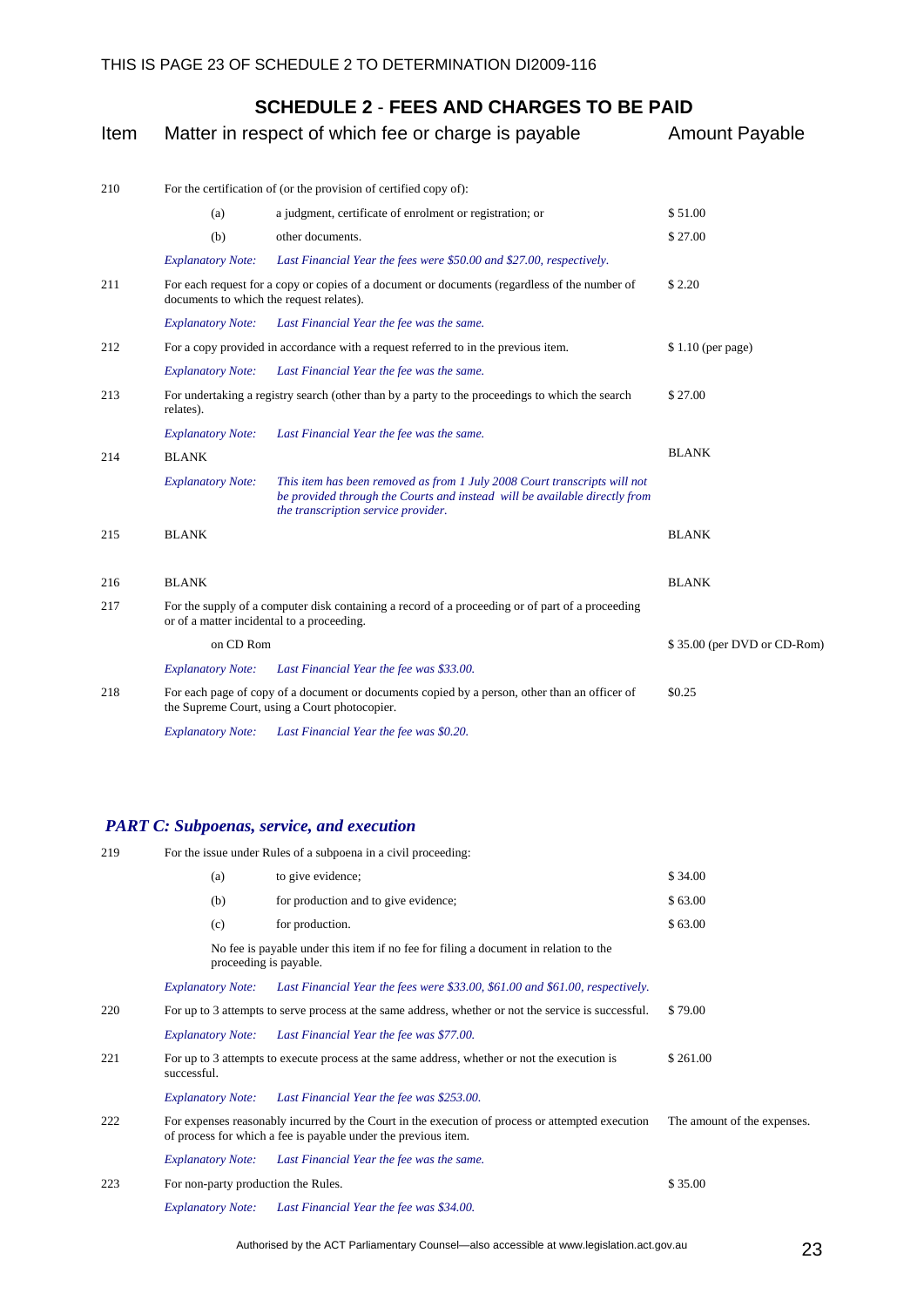## SCHEDULE 2 - FEES AND CHARGES TO BE PAID

| Item | Matter in respect of which fee or charge is payable | | Amount Payable |
|---|---|---|---|
| 210 | For the certification of (or the provision of certified copy of): | | |
| | (a) | a judgment, certificate of enrolment or registration; or | $ 51.00 |
| | (b) | other documents. | $ 27.00 |
| | *Explanatory Note:* | *Last Financial Year the fees were $50.00 and $27.00, respectively.* | |
| 211 | For each request for a copy or copies of a document or documents (regardless of the number of documents to which the request relates). | | $ 2.20 |
| | *Explanatory Note:* | *Last Financial Year the fee was the same.* | |
| 212 | For a copy provided in accordance with a request referred to in the previous item. | | $ 1.10 (per page) |
| | *Explanatory Note:* | *Last Financial Year the fee was the same.* | |
| 213 | For undertaking a registry search (other than by a party to the proceedings to which the search relates). | | $ 27.00 |
| | *Explanatory Note:* | *Last Financial Year the fee was the same.* | |
| 214 | BLANK | | BLANK |
| | *Explanatory Note:* | *This item has been removed as from 1 July 2008 Court transcripts will not be provided through the Courts and instead will be available directly from the transcription service provider.* | |
| 215 | BLANK | | BLANK |
| 216 | BLANK | | BLANK |
| 217 | For the supply of a computer disk containing a record of a proceeding or of part of a proceeding or of a matter incidental to a proceeding. | | |
| | on CD Rom | | $ 35.00 (per DVD or CD-Rom) |
| | *Explanatory Note:* | *Last Financial Year the fee was $33.00.* | |
| 218 | For each page of copy of a document or documents copied by a person, other than an officer of the Supreme Court, using a Court photocopier. | | $0.25 |
| | *Explanatory Note:* | *Last Financial Year the fee was $0.20.* | |

### *PART C: Subpoenas, service, and execution*

| Item | Matter in respect of which fee or charge is payable | | Amount Payable |
|---|---|---|---|
| 219 | For the issue under Rules of a subpoena in a civil proceeding: | | |
| | (a) | to give evidence; | $ 34.00 |
| | (b) | for production and to give evidence; | $ 63.00 |
| | (c) | for production. | $ 63.00 |
| | No fee is payable under this item if no fee for filing a document in relation to the proceeding is payable. | | |
| | *Explanatory Note:* | *Last Financial Year the fees were $33.00, $61.00 and $61.00, respectively.* | |
| 220 | For up to 3 attempts to serve process at the same address, whether or not the service is successful. | | $ 79.00 |
| | *Explanatory Note:* | *Last Financial Year the fee was $77.00.* | |
| 221 | For up to 3 attempts to execute process at the same address, whether or not the execution is successful. | | $ 261.00 |
| | *Explanatory Note:* | *Last Financial Year the fee was $253.00.* | |
| 222 | For expenses reasonably incurred by the Court in the execution of process or attempted execution of process for which a fee is payable under the previous item. | | The amount of the expenses. |
| | *Explanatory Note:* | *Last Financial Year the fee was the same.* | |
| 223 | For non-party production the Rules. | | $ 35.00 |
| | *Explanatory Note:* | *Last Financial Year the fee was $34.00.* | |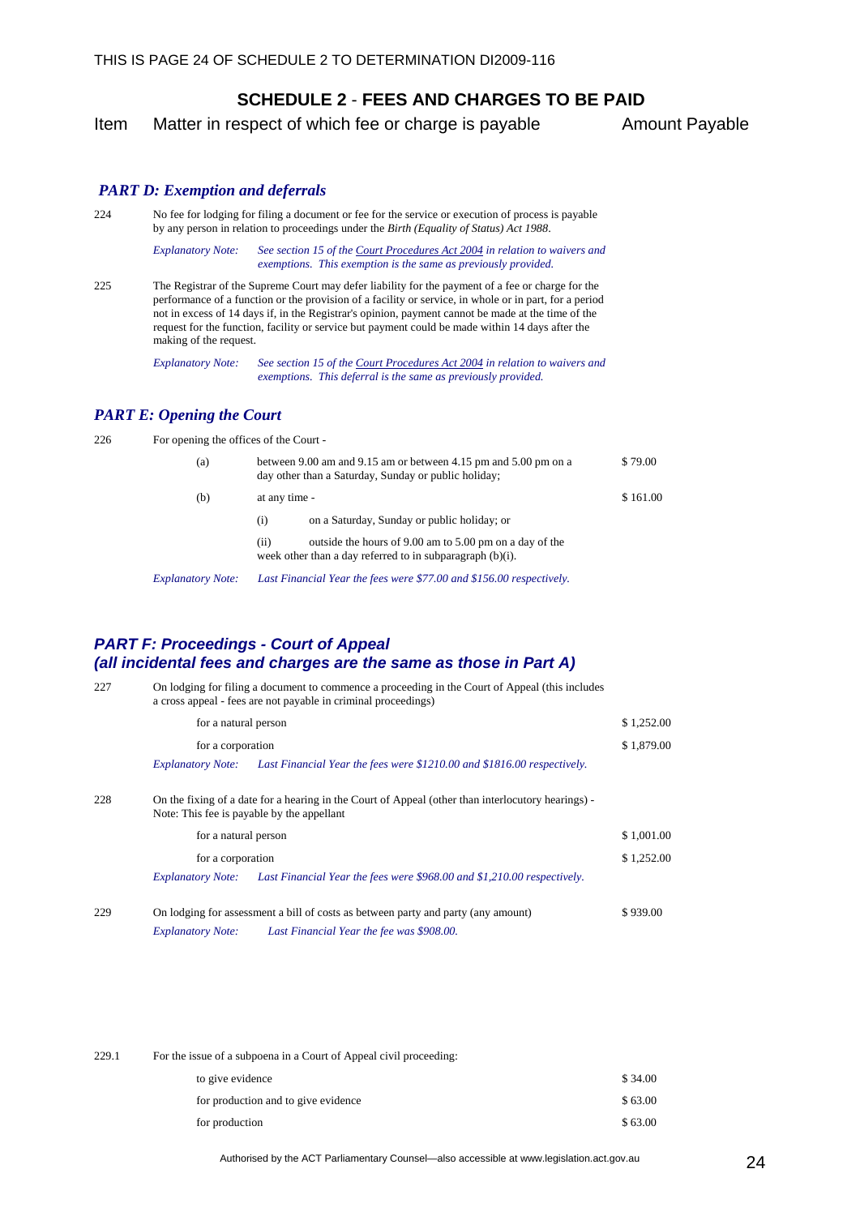## SCHEDULE 2 - FEES AND CHARGES TO BE PAID

| Item | Matter in respect of which fee or charge is payable | Amount Payable |
|---|---|---|

### *PART D: Exemption and deferrals*

224 No fee for lodging for filing a document or fee for the service or execution of process is payable by any person in relation to proceedings under the *Birth (Equality of Status) Act 1988*.

*Explanatory Note: See section 15 of the Court Procedures Act 2004 in relation to waivers and exemptions. This exemption is the same as previously provided.*

225 The Registrar of the Supreme Court may defer liability for the payment of a fee or charge for the performance of a function or the provision of a facility or service, in whole or in part, for a period not in excess of 14 days if, in the Registrar's opinion, payment cannot be made at the time of the request for the function, facility or service but payment could be made within 14 days after the making of the request.

*Explanatory Note: See section 15 of the Court Procedures Act 2004 in relation to waivers and exemptions. This deferral is the same as previously provided.*

### *PART E: Opening the Court*

226 For opening the offices of the Court -

| | | Amount |
|---|---|---|
| (a) | between 9.00 am and 9.15 am or between 4.15 pm and 5.00 pm on a day other than a Saturday, Sunday or public holiday; | $ 79.00 |
| (b) | at any time - | $ 161.00 |
| | (i) on a Saturday, Sunday or public holiday; or | |
| | (ii) outside the hours of 9.00 am to 5.00 pm on a day of the week other than a day referred to in subparagraph (b)(i). | |

*Explanatory Note: Last Financial Year the fees were $77.00 and $156.00 respectively.*

### *PART F: Proceedings - Court of Appeal (all incidental fees and charges are the same as those in Part A)*

227 On lodging for filing a document to commence a proceeding in the Court of Appeal (this includes a cross appeal - fees are not payable in criminal proceedings)

| | |
|---|---|
| for a natural person | $ 1,252.00 |
| for a corporation | $ 1,879.00 |

*Explanatory Note: Last Financial Year the fees were $1210.00 and $1816.00 respectively.*

228 On the fixing of a date for a hearing in the Court of Appeal (other than interlocutory hearings) - Note: This fee is payable by the appellant

| | |
|---|---|
| for a natural person | $ 1,001.00 |
| for a corporation | $ 1,252.00 |

*Explanatory Note: Last Financial Year the fees were $968.00 and $1,210.00 respectively.*

229 On lodging for assessment a bill of costs as between party and party (any amount) — $ 939.00

*Explanatory Note: Last Financial Year the fee was $908.00.*

229.1 For the issue of a subpoena in a Court of Appeal civil proceeding:

| | |
|---|---|
| to give evidence | $ 34.00 |
| for production and to give evidence | $ 63.00 |
| for production | $ 63.00 |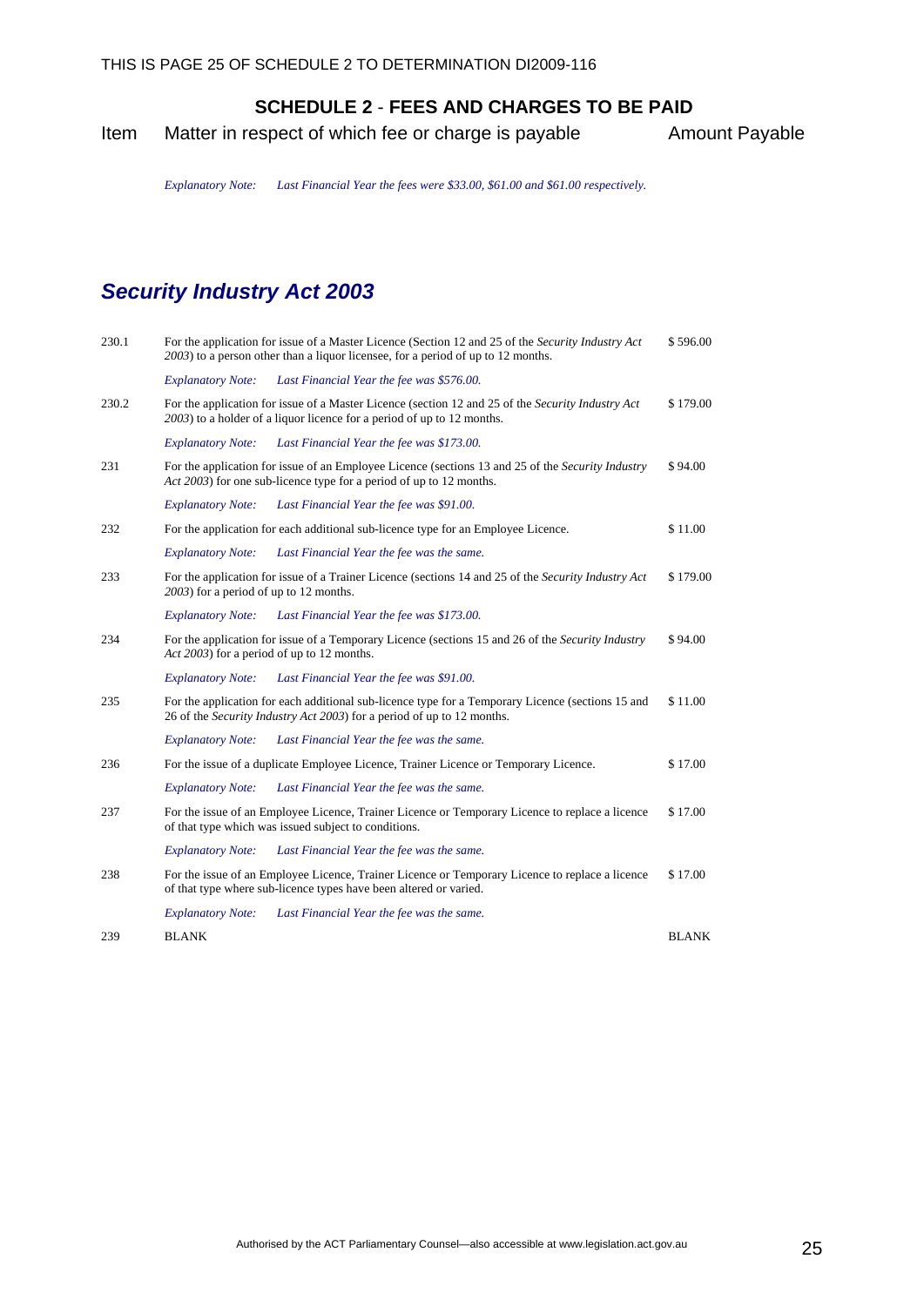## SCHEDULE 2 - FEES AND CHARGES TO BE PAID

| Item | Matter in respect of which fee or charge is payable | Amount Payable |
|---|---|---|
| | *Explanatory Note: Last Financial Year the fees were $33.00, $61.00 and $61.00 respectively.* | |

## *Security Industry Act 2003*

| Item | Matter in respect of which fee or charge is payable | Amount Payable |
|---|---|---|
| 230.1 | For the application for issue of a Master Licence (Section 12 and 25 of the *Security Industry Act 2003*) to a person other than a liquor licensee, for a period of up to 12 months. | $ 596.00 |
| | *Explanatory Note: Last Financial Year the fee was $576.00.* | |
| 230.2 | For the application for issue of a Master Licence (section 12 and 25 of the *Security Industry Act 2003*) to a holder of a liquor licence for a period of up to 12 months. | $ 179.00 |
| | *Explanatory Note: Last Financial Year the fee was $173.00.* | |
| 231 | For the application for issue of an Employee Licence (sections 13 and 25 of the *Security Industry Act 2003*) for one sub-licence type for a period of up to 12 months. | $ 94.00 |
| | *Explanatory Note: Last Financial Year the fee was $91.00.* | |
| 232 | For the application for each additional sub-licence type for an Employee Licence. | $ 11.00 |
| | *Explanatory Note: Last Financial Year the fee was the same.* | |
| 233 | For the application for issue of a Trainer Licence (sections 14 and 25 of the *Security Industry Act 2003*) for a period of up to 12 months. | $ 179.00 |
| | *Explanatory Note: Last Financial Year the fee was $173.00.* | |
| 234 | For the application for issue of a Temporary Licence (sections 15 and 26 of the *Security Industry Act 2003*) for a period of up to 12 months. | $ 94.00 |
| | *Explanatory Note: Last Financial Year the fee was $91.00.* | |
| 235 | For the application for each additional sub-licence type for a Temporary Licence (sections 15 and 26 of the *Security Industry Act 2003*) for a period of up to 12 months. | $ 11.00 |
| | *Explanatory Note: Last Financial Year the fee was the same.* | |
| 236 | For the issue of a duplicate Employee Licence, Trainer Licence or Temporary Licence. | $ 17.00 |
| | *Explanatory Note: Last Financial Year the fee was the same.* | |
| 237 | For the issue of an Employee Licence, Trainer Licence or Temporary Licence to replace a licence of that type which was issued subject to conditions. | $ 17.00 |
| | *Explanatory Note: Last Financial Year the fee was the same.* | |
| 238 | For the issue of an Employee Licence, Trainer Licence or Temporary Licence to replace a licence of that type where sub-licence types have been altered or varied. | $ 17.00 |
| | *Explanatory Note: Last Financial Year the fee was the same.* | |
| 239 | BLANK | BLANK |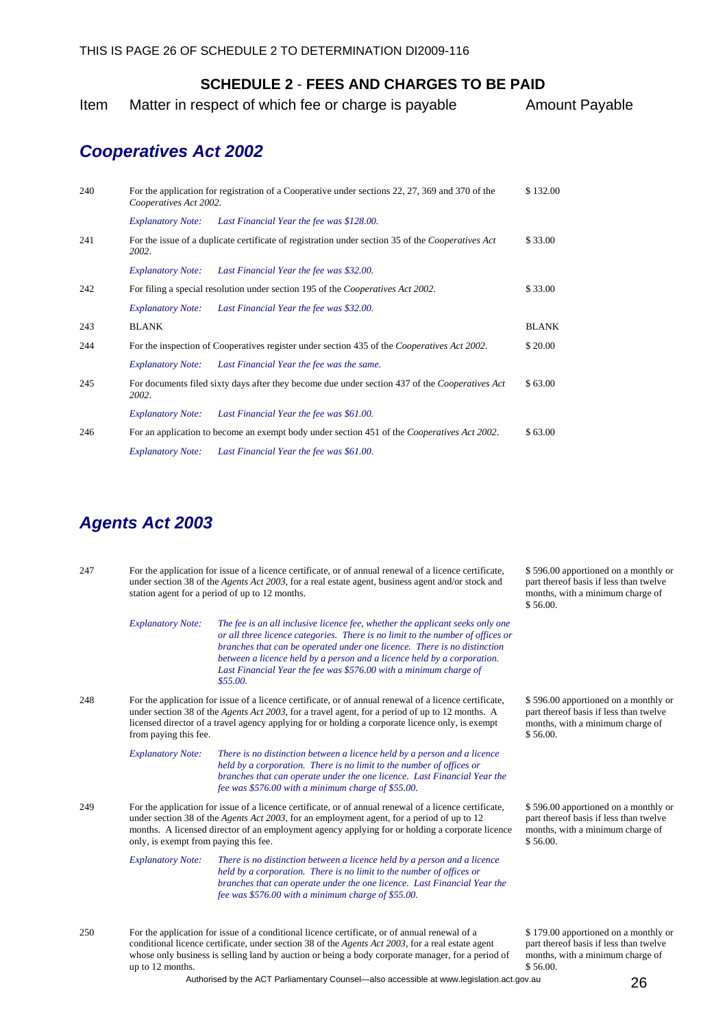## SCHEDULE 2 - FEES AND CHARGES TO BE PAID

| Item | Matter in respect of which fee or charge is payable | Amount Payable |
|---|---|---|

### *Cooperatives Act 2002*

| Item | Matter in respect of which fee or charge is payable | Amount Payable |
|---|---|---|
| 240 | For the application for registration of a Cooperative under sections 22, 27, 369 and 370 of the *Cooperatives Act 2002.* | $ 132.00 |
| | *Explanatory Note:* *Last Financial Year the fee was $128.00.* | |
| 241 | For the issue of a duplicate certificate of registration under section 35 of the *Cooperatives Act 2002*. | $ 33.00 |
| | *Explanatory Note:* *Last Financial Year the fee was $32.00.* | |
| 242 | For filing a special resolution under section 195 of the *Cooperatives Act 2002*. | $ 33.00 |
| | *Explanatory Note:* *Last Financial Year the fee was $32.00.* | |
| 243 | BLANK | BLANK |
| 244 | For the inspection of Cooperatives register under section 435 of the *Cooperatives Act 2002*. | $ 20.00 |
| | *Explanatory Note:* *Last Financial Year the fee was the same.* | |
| 245 | For documents filed sixty days after they become due under section 437 of the *Cooperatives Act 2002*. | $ 63.00 |
| | *Explanatory Note:* *Last Financial Year the fee was $61.00.* | |
| 246 | For an application to become an exempt body under section 451 of the *Cooperatives Act 2002*. | $ 63.00 |
| | *Explanatory Note:* *Last Financial Year the fee was $61.00.* | |

### *Agents Act 2003*

| Item | Matter in respect of which fee or charge is payable | Amount Payable |
|---|---|---|
| 247 | For the application for issue of a licence certificate, or of annual renewal of a licence certificate, under section 38 of the *Agents Act 2003*, for a real estate agent, business agent and/or stock and station agent for a period of up to 12 months. | $ 596.00 apportioned on a monthly or part thereof basis if less than twelve months, with a minimum charge of $ 56.00. |
| | *Explanatory Note:* *The fee is an all inclusive licence fee, whether the applicant seeks only one or all three licence categories. There is no limit to the number of offices or branches that can be operated under one licence. There is no distinction between a licence held by a person and a licence held by a corporation. Last Financial Year the fee was $576.00 with a minimum charge of $55.00.* | |
| 248 | For the application for issue of a licence certificate, or of annual renewal of a licence certificate, under section 38 of the *Agents Act 2003*, for a travel agent, for a period of up to 12 months. A licensed director of a travel agency applying for or holding a corporate licence only, is exempt from paying this fee. | $ 596.00 apportioned on a monthly or part thereof basis if less than twelve months, with a minimum charge of $ 56.00. |
| | *Explanatory Note:* *There is no distinction between a licence held by a person and a licence held by a corporation. There is no limit to the number of offices or branches that can operate under the one licence. Last Financial Year the fee was $576.00 with a minimum charge of $55.00.* | |
| 249 | For the application for issue of a licence certificate, or of annual renewal of a licence certificate, under section 38 of the *Agents Act 2003*, for an employment agent, for a period of up to 12 months. A licensed director of an employment agency applying for or holding a corporate licence only, is exempt from paying this fee. | $ 596.00 apportioned on a monthly or part thereof basis if less than twelve months, with a minimum charge of $ 56.00. |
| | *Explanatory Note:* *There is no distinction between a licence held by a person and a licence held by a corporation. There is no limit to the number of offices or branches that can operate under the one licence. Last Financial Year the fee was $576.00 with a minimum charge of $55.00.* | |
| 250 | For the application for issue of a conditional licence certificate, or of annual renewal of a conditional licence certificate, under section 38 of the *Agents Act 2003*, for a real estate agent whose only business is selling land by auction or being a body corporate manager, for a period of up to 12 months. | $ 179.00 apportioned on a monthly or part thereof basis if less than twelve months, with a minimum charge of $ 56.00. |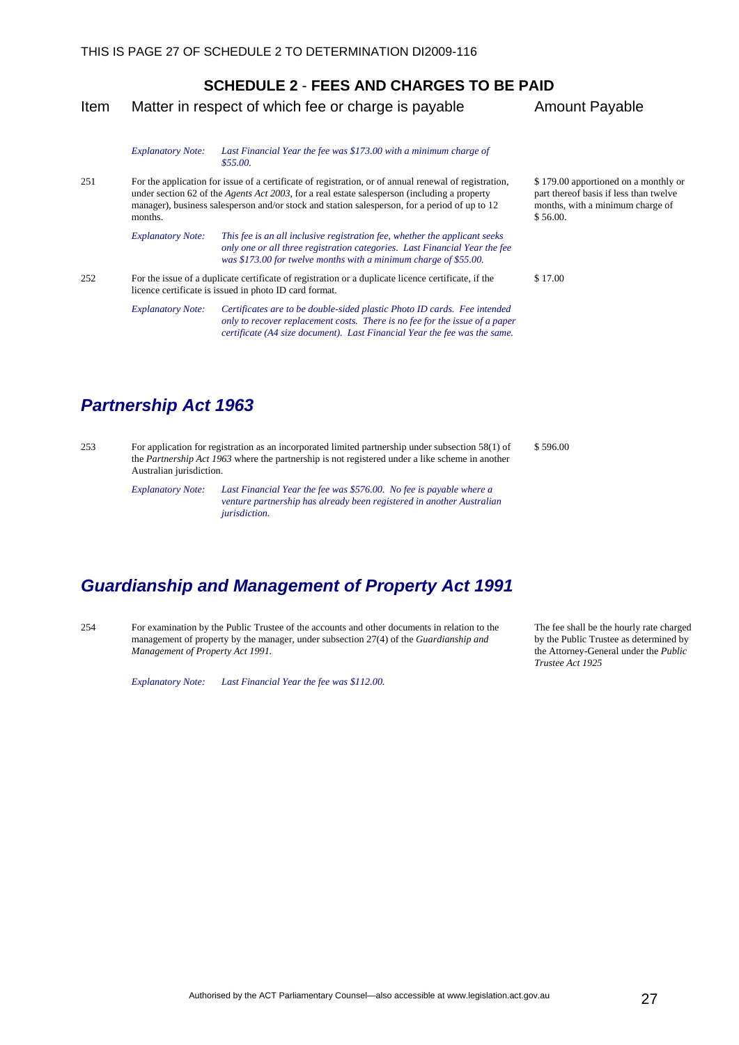## SCHEDULE 2 - FEES AND CHARGES TO BE PAID

| Item | Matter in respect of which fee or charge is payable | Amount Payable |
|---|---|---|
| | *Explanatory Note:* *Last Financial Year the fee was $173.00 with a minimum charge of $55.00.* | |
| 251 | For the application for issue of a certificate of registration, or of annual renewal of registration, under section 62 of the *Agents Act 2003*, for a real estate salesperson (including a property manager), business salesperson and/or stock and station salesperson, for a period of up to 12 months. | $ 179.00 apportioned on a monthly or part thereof basis if less than twelve months, with a minimum charge of $ 56.00. |
| | *Explanatory Note:* *This fee is an all inclusive registration fee, whether the applicant seeks only one or all three registration categories. Last Financial Year the fee was $173.00 for twelve months with a minimum charge of $55.00.* | |
| 252 | For the issue of a duplicate certificate of registration or a duplicate licence certificate, if the licence certificate is issued in photo ID card format. | $ 17.00 |
| | *Explanatory Note:* *Certificates are to be double-sided plastic Photo ID cards. Fee intended only to recover replacement costs. There is no fee for the issue of a paper certificate (A4 size document). Last Financial Year the fee was the same.* | |

## *Partnership Act 1963*

| Item | Matter in respect of which fee or charge is payable | Amount Payable |
|---|---|---|
| 253 | For application for registration as an incorporated limited partnership under subsection 58(1) of the *Partnership Act 1963* where the partnership is not registered under a like scheme in another Australian jurisdiction. | $ 596.00 |
| | *Explanatory Note:* *Last Financial Year the fee was $576.00. No fee is payable where a venture partnership has already been registered in another Australian jurisdiction.* | |

## *Guardianship and Management of Property Act 1991*

| Item | Matter in respect of which fee or charge is payable | Amount Payable |
|---|---|---|
| 254 | For examination by the Public Trustee of the accounts and other documents in relation to the management of property by the manager, under subsection 27(4) of the *Guardianship and Management of Property Act 1991.* | The fee shall be the hourly rate charged by the Public Trustee as determined by the Attorney-General under the *Public Trustee Act 1925* |
| | *Explanatory Note:* *Last Financial Year the fee was $112.00.* | |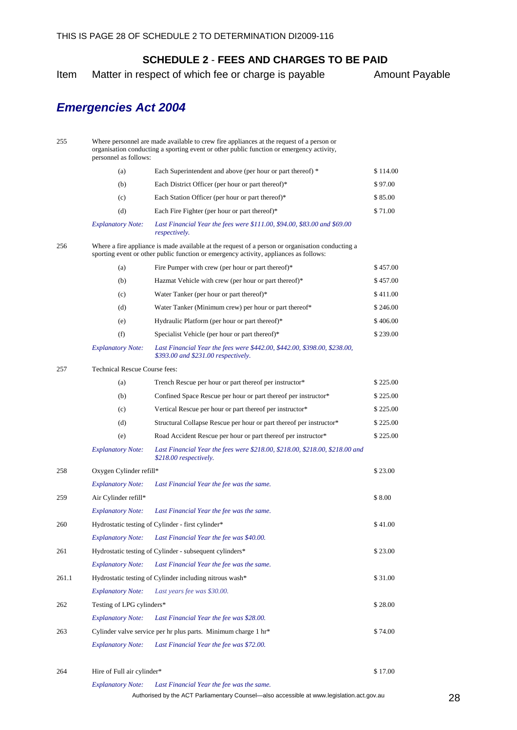## SCHEDULE 2 - FEES AND CHARGES TO BE PAID

| Item | Matter in respect of which fee or charge is payable | | Amount Payable |
|---|---|---|---|

### *Emergencies Act 2004*

| Item | | Matter in respect of which fee or charge is payable | Amount Payable |
|---|---|---|---|
| 255 | Where personnel are made available to crew fire appliances at the request of a person or organisation conducting a sporting event or other public function or emergency activity, personnel as follows: | | |
| | (a) | Each Superintendent and above (per hour or part thereof) * | $ 114.00 |
| | (b) | Each District Officer (per hour or part thereof)* | $ 97.00 |
| | (c) | Each Station Officer (per hour or part thereof)* | $ 85.00 |
| | (d) | Each Fire Fighter (per hour or part thereof)* | $ 71.00 |
| | *Explanatory Note:* | *Last Financial Year the fees were $111.00, $94.00, $83.00 and $69.00 respectively.* | |
| 256 | Where a fire appliance is made available at the request of a person or organisation conducting a sporting event or other public function or emergency activity, appliances as follows: | | |
| | (a) | Fire Pumper with crew (per hour or part thereof)* | $ 457.00 |
| | (b) | Hazmat Vehicle with crew (per hour or part thereof)* | $ 457.00 |
| | (c) | Water Tanker (per hour or part thereof)* | $ 411.00 |
| | (d) | Water Tanker (Minimum crew) per hour or part thereof* | $ 246.00 |
| | (e) | Hydraulic Platform (per hour or part thereof)* | $ 406.00 |
| | (f) | Specialist Vehicle (per hour or part thereof)* | $ 239.00 |
| | *Explanatory Note:* | *Last Financial Year the fees were $442.00, $442.00, $398.00, $238.00, $393.00 and $231.00 respectively.* | |
| 257 | Technical Rescue Course fees: | | |
| | (a) | Trench Rescue per hour or part thereof per instructor* | $ 225.00 |
| | (b) | Confined Space Rescue per hour or part thereof per instructor* | $ 225.00 |
| | (c) | Vertical Rescue per hour or part thereof per instructor* | $ 225.00 |
| | (d) | Structural Collapse Rescue per hour or part thereof per instructor* | $ 225.00 |
| | (e) | Road Accident Rescue per hour or part thereof per instructor* | $ 225.00 |
| | *Explanatory Note:* | *Last Financial Year the fees were $218.00, $218.00, $218.00, $218.00 and $218.00 respectively.* | |
| 258 | Oxygen Cylinder refill* | | $ 23.00 |
| | *Explanatory Note:* | *Last Financial Year the fee was the same.* | |
| 259 | Air Cylinder refill* | | $ 8.00 |
| | *Explanatory Note:* | *Last Financial Year the fee was the same.* | |
| 260 | Hydrostatic testing of Cylinder - first cylinder* | | $ 41.00 |
| | *Explanatory Note:* | *Last Financial Year the fee was $40.00.* | |
| 261 | Hydrostatic testing of Cylinder - subsequent cylinders* | | $ 23.00 |
| | *Explanatory Note:* | *Last Financial Year the fee was the same.* | |
| 261.1 | Hydrostatic testing of Cylinder including nitrous wash* | | $ 31.00 |
| | *Explanatory Note:* | *Last years fee was $30.00.* | |
| 262 | Testing of LPG cylinders* | | $ 28.00 |
| | *Explanatory Note:* | *Last Financial Year the fee was $28.00.* | |
| 263 | Cylinder valve service per hr plus parts. Minimum charge 1 hr* | | $ 74.00 |
| | *Explanatory Note:* | *Last Financial Year the fee was $72.00.* | |
| 264 | Hire of Full air cylinder* | | $ 17.00 |
| | *Explanatory Note:* | *Last Financial Year the fee was the same.* | |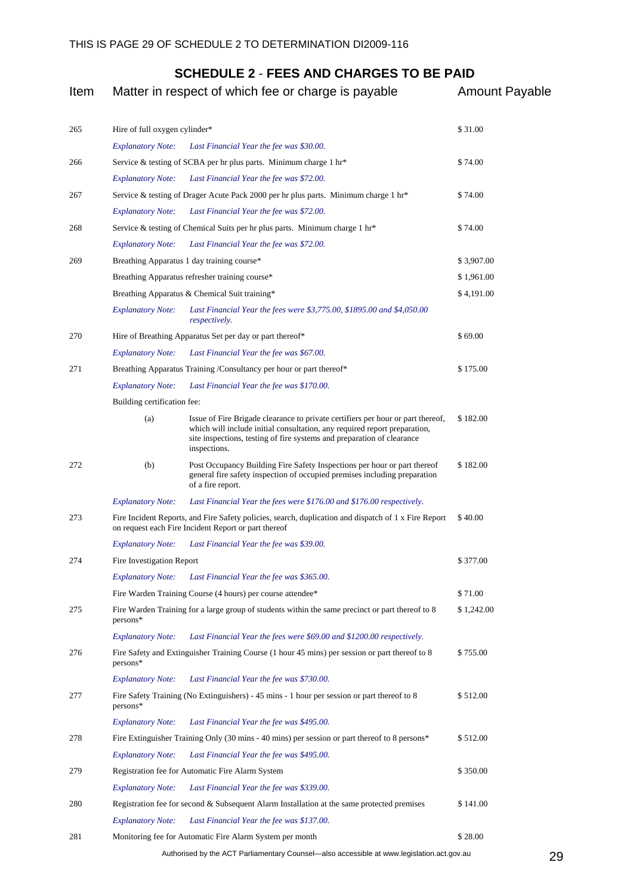## SCHEDULE 2 - FEES AND CHARGES TO BE PAID

| Item | Matter in respect of which fee or charge is payable | | Amount Payable |
|---|---|---|---|
| 265 | Hire of full oxygen cylinder* | | $ 31.00 |
| | *Explanatory Note:* | *Last Financial Year the fee was $30.00.* | |
| 266 | Service & testing of SCBA per hr plus parts. Minimum charge 1 hr* | | $ 74.00 |
| | *Explanatory Note:* | *Last Financial Year the fee was $72.00.* | |
| 267 | Service & testing of Drager Acute Pack 2000 per hr plus parts. Minimum charge 1 hr* | | $ 74.00 |
| | *Explanatory Note:* | *Last Financial Year the fee was $72.00.* | |
| 268 | Service & testing of Chemical Suits per hr plus parts. Minimum charge 1 hr* | | $ 74.00 |
| | *Explanatory Note:* | *Last Financial Year the fee was $72.00.* | |
| 269 | Breathing Apparatus 1 day training course* | | $ 3,907.00 |
| | Breathing Apparatus refresher training course* | | $ 1,961.00 |
| | Breathing Apparatus & Chemical Suit training* | | $ 4,191.00 |
| | *Explanatory Note:* | *Last Financial Year the fees were $3,775.00, $1895.00 and $4,050.00 respectively.* | |
| 270 | Hire of Breathing Apparatus Set per day or part thereof* | | $ 69.00 |
| | *Explanatory Note:* | *Last Financial Year the fee was $67.00.* | |
| 271 | Breathing Apparatus Training /Consultancy per hour or part thereof* | | $ 175.00 |
| | *Explanatory Note:* | *Last Financial Year the fee was $170.00.* | |
| 272 | Building certification fee: | | |
| | (a) | Issue of Fire Brigade clearance to private certifiers per hour or part thereof, which will include initial consultation, any required report preparation, site inspections, testing of fire systems and preparation of clearance inspections. | $ 182.00 |
| | (b) | Post Occupancy Building Fire Safety Inspections per hour or part thereof general fire safety inspection of occupied premises including preparation of a fire report. | $ 182.00 |
| | *Explanatory Note:* | *Last Financial Year the fees were $176.00 and $176.00 respectively.* | |
| 273 | Fire Incident Reports, and Fire Safety policies, search, duplication and dispatch of 1 x Fire Report on request each Fire Incident Report or part thereof | | $ 40.00 |
| | *Explanatory Note:* | *Last Financial Year the fee was $39.00.* | |
| 274 | Fire Investigation Report | | $ 377.00 |
| | *Explanatory Note:* | *Last Financial Year the fee was $365.00.* | |
| 275 | Fire Warden Training Course (4 hours) per course attendee* | | $ 71.00 |
| | Fire Warden Training for a large group of students within the same precinct or part thereof to 8 persons* | | $ 1,242.00 |
| | *Explanatory Note:* | *Last Financial Year the fees were $69.00 and $1200.00 respectively.* | |
| 276 | Fire Safety and Extinguisher Training Course (1 hour 45 mins) per session or part thereof to 8 persons* | | $ 755.00 |
| | *Explanatory Note:* | *Last Financial Year the fee was $730.00.* | |
| 277 | Fire Safety Training (No Extinguishers) - 45 mins - 1 hour per session or part thereof to 8 persons* | | $ 512.00 |
| | *Explanatory Note:* | *Last Financial Year the fee was $495.00.* | |
| 278 | Fire Extinguisher Training Only (30 mins - 40 mins) per session or part thereof to 8 persons* | | $ 512.00 |
| | *Explanatory Note:* | *Last Financial Year the fee was $495.00.* | |
| 279 | Registration fee for Automatic Fire Alarm System | | $ 350.00 |
| | *Explanatory Note:* | *Last Financial Year the fee was $339.00.* | |
| 280 | Registration fee for second & Subsequent Alarm Installation at the same protected premises | | $ 141.00 |
| | *Explanatory Note:* | *Last Financial Year the fee was $137.00.* | |
| 281 | Monitoring fee for Automatic Fire Alarm System per month | | $ 28.00 |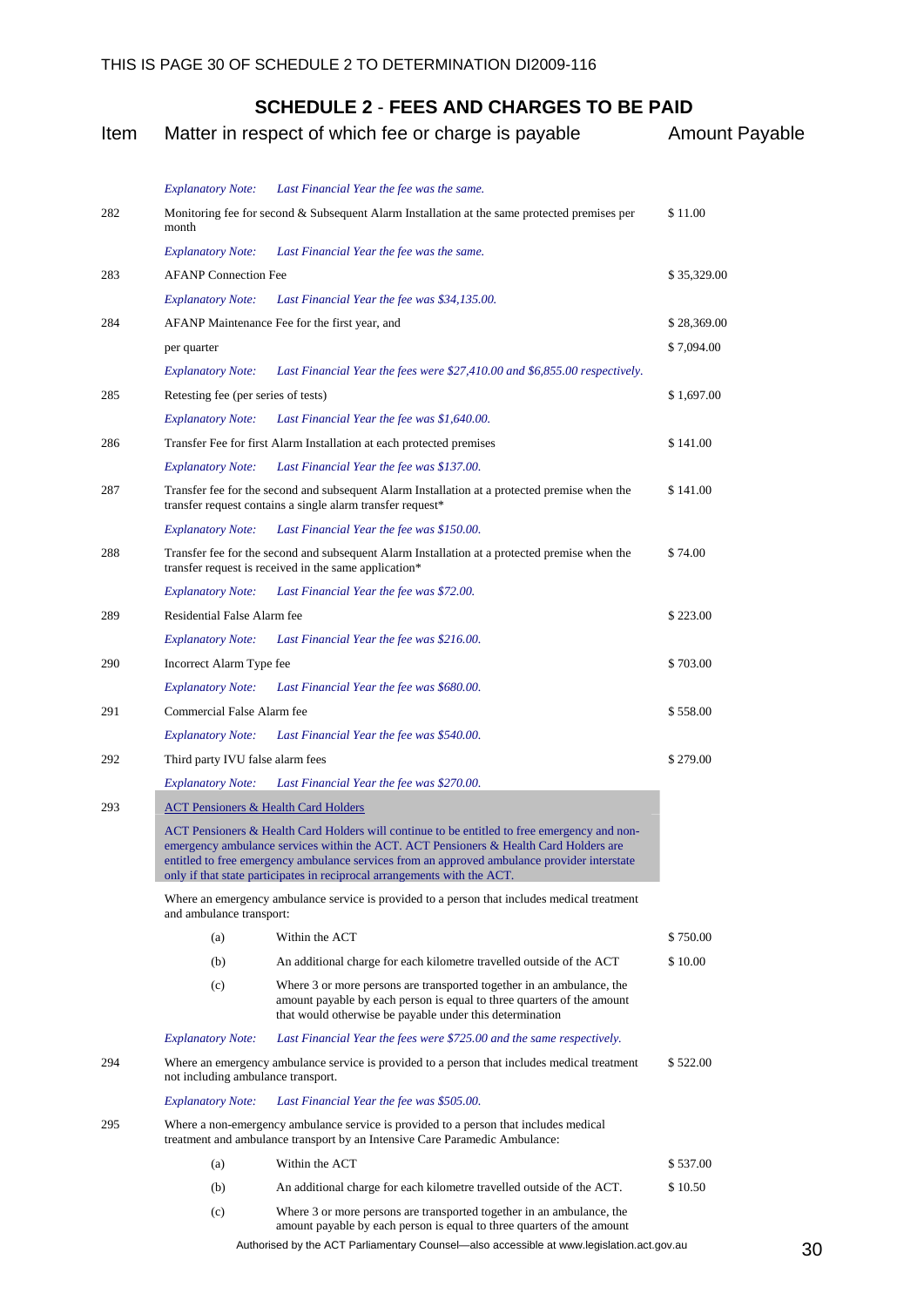## SCHEDULE 2 - FEES AND CHARGES TO BE PAID

| Item | Matter in respect of which fee or charge is payable | | Amount Payable |
|---|---|---|---|
| | *Explanatory Note:* | *Last Financial Year the fee was the same.* | |
| 282 | Monitoring fee for second & Subsequent Alarm Installation at the same protected premises per month | | $ 11.00 |
| | *Explanatory Note:* | *Last Financial Year the fee was the same.* | |
| 283 | AFANP Connection Fee | | $ 35,329.00 |
| | *Explanatory Note:* | *Last Financial Year the fee was $34,135.00.* | |
| 284 | AFANP Maintenance Fee for the first year, and | | $ 28,369.00 |
| | per quarter | | $ 7,094.00 |
| | *Explanatory Note:* | *Last Financial Year the fees were $27,410.00 and $6,855.00 respectively.* | |
| 285 | Retesting fee (per series of tests) | | $ 1,697.00 |
| | *Explanatory Note:* | *Last Financial Year the fee was $1,640.00.* | |
| 286 | Transfer Fee for first Alarm Installation at each protected premises | | $ 141.00 |
| | *Explanatory Note:* | *Last Financial Year the fee was $137.00.* | |
| 287 | Transfer fee for the second and subsequent Alarm Installation at a protected premise when the transfer request contains a single alarm transfer request* | | $ 141.00 |
| | *Explanatory Note:* | *Last Financial Year the fee was $150.00.* | |
| 288 | Transfer fee for the second and subsequent Alarm Installation at a protected premise when the transfer request is received in the same application* | | $ 74.00 |
| | *Explanatory Note:* | *Last Financial Year the fee was $72.00.* | |
| 289 | Residential False Alarm fee | | $ 223.00 |
| | *Explanatory Note:* | *Last Financial Year the fee was $216.00.* | |
| 290 | Incorrect Alarm Type fee | | $ 703.00 |
| | *Explanatory Note:* | *Last Financial Year the fee was $680.00.* | |
| 291 | Commercial False Alarm fee | | $ 558.00 |
| | *Explanatory Note:* | *Last Financial Year the fee was $540.00.* | |
| 292 | Third party IVU false alarm fees | | $ 279.00 |
| | *Explanatory Note:* | *Last Financial Year the fee was $270.00.* | |
| 293 | ACT Pensioners & Health Card Holders | | |
| | ACT Pensioners & Health Card Holders will continue to be entitled to free emergency and non-emergency ambulance services within the ACT. ACT Pensioners & Health Card Holders are entitled to free emergency ambulance services from an approved ambulance provider interstate only if that state participates in reciprocal arrangements with the ACT. | | |
| | Where an emergency ambulance service is provided to a person that includes medical treatment and ambulance transport: | | |
| | (a) | Within the ACT | $ 750.00 |
| | (b) | An additional charge for each kilometre travelled outside of the ACT | $ 10.00 |
| | (c) | Where 3 or more persons are transported together in an ambulance, the amount payable by each person is equal to three quarters of the amount that would otherwise be payable under this determination | |
| | *Explanatory Note:* | *Last Financial Year the fees were $725.00 and the same respectively.* | |
| 294 | Where an emergency ambulance service is provided to a person that includes medical treatment not including ambulance transport. | | $ 522.00 |
| | *Explanatory Note:* | *Last Financial Year the fee was $505.00.* | |
| 295 | Where a non-emergency ambulance service is provided to a person that includes medical treatment and ambulance transport by an Intensive Care Paramedic Ambulance: | | |
| | (a) | Within the ACT | $ 537.00 |
| | (b) | An additional charge for each kilometre travelled outside of the ACT. | $ 10.50 |
| | (c) | Where 3 or more persons are transported together in an ambulance, the amount payable by each person is equal to three quarters of the amount | |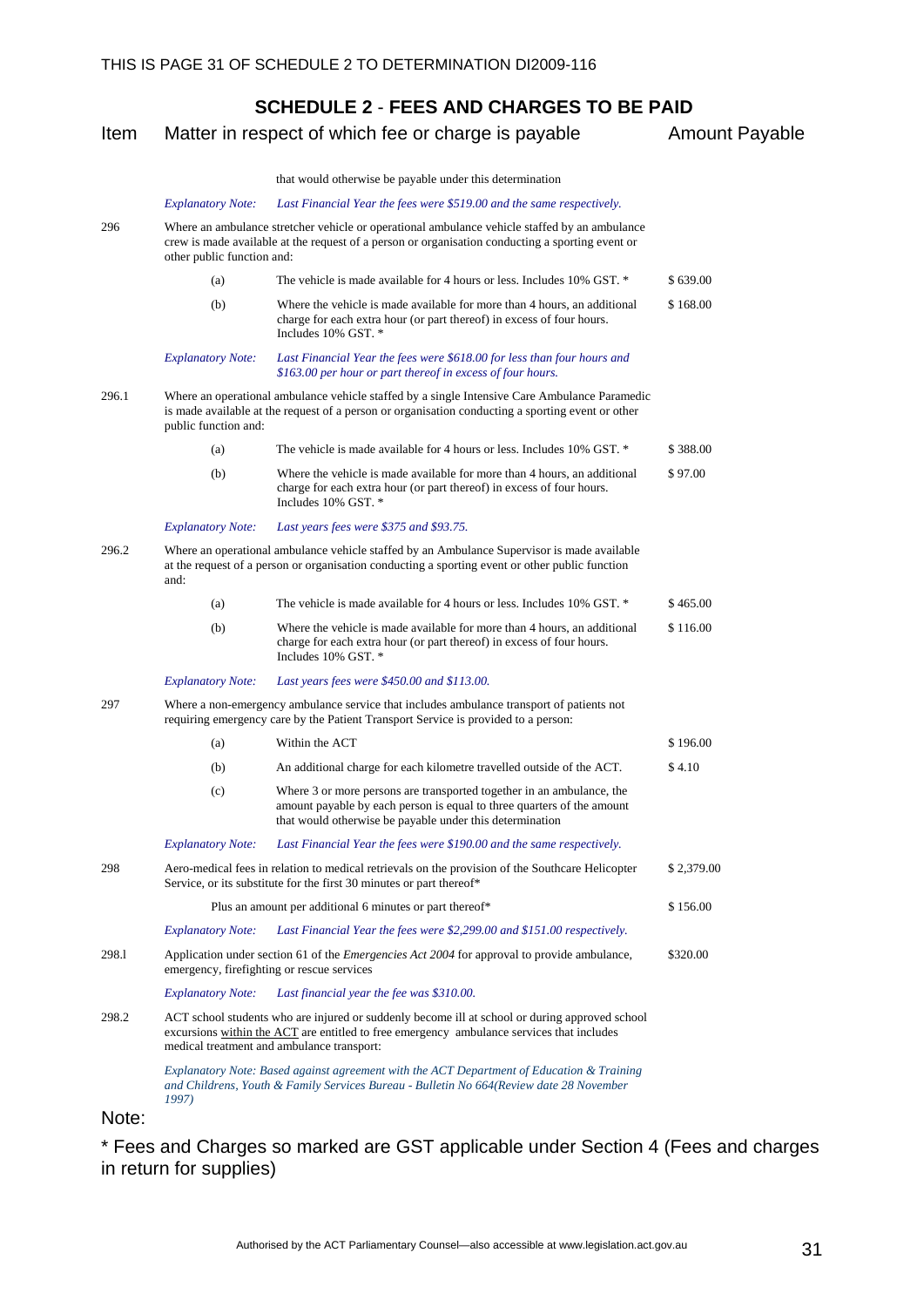## SCHEDULE 2 - FEES AND CHARGES TO BE PAID

| Item | Matter in respect of which fee or charge is payable | | Amount Payable |
|---|---|---|---|
| | | that would otherwise be payable under this determination | |
| | *Explanatory Note:* | *Last Financial Year the fees were $519.00 and the same respectively.* | |
| 296 | Where an ambulance stretcher vehicle or operational ambulance vehicle staffed by an ambulance crew is made available at the request of a person or organisation conducting a sporting event or other public function and: | | |
| | (a) | The vehicle is made available for 4 hours or less. Includes 10% GST. * | $ 639.00 |
| | (b) | Where the vehicle is made available for more than 4 hours, an additional charge for each extra hour (or part thereof) in excess of four hours. Includes 10% GST. * | $ 168.00 |
| | *Explanatory Note:* | *Last Financial Year the fees were $618.00 for less than four hours and $163.00 per hour or part thereof in excess of four hours.* | |
| 296.1 | Where an operational vehicle staffed by a single Intensive Care Ambulance Paramedic is made available at the request of a person or organisation conducting a sporting event or other public function and: | | |
| | (a) | The vehicle is made available for 4 hours or less. Includes 10% GST. * | $ 388.00 |
| | (b) | Where the vehicle is made available for more than 4 hours, an additional charge for each extra hour (or part thereof) in excess of four hours. Includes 10% GST. * | $ 97.00 |
| | *Explanatory Note:* | *Last years fees were $375 and $93.75.* | |
| 296.2 | Where an operational ambulance vehicle staffed by an Ambulance Supervisor is made available at the request of a person or organisation conducting a sporting event or other public function and: | | |
| | (a) | The vehicle is made available for 4 hours or less. Includes 10% GST. * | $ 465.00 |
| | (b) | Where the vehicle is made available for more than 4 hours, an additional charge for each extra hour (or part thereof) in excess of four hours. Includes 10% GST. * | $ 116.00 |
| | *Explanatory Note:* | *Last years fees were $450.00 and $113.00.* | |
| 297 | Where a non-emergency ambulance service that includes ambulance transport of patients not requiring emergency care by the Patient Transport Service is provided to a person: | | |
| | (a) | Within the ACT | $ 196.00 |
| | (b) | An additional charge for each kilometre travelled outside of the ACT. | $ 4.10 |
| | (c) | Where 3 or more persons are transported together in an ambulance, the amount payable by each person is equal to three quarters of the amount that would otherwise be payable under this determination | |
| | *Explanatory Note:* | *Last Financial Year the fees were $190.00 and the same respectively.* | |
| 298 | Aero-medical fees in relation to medical retrievals on the provision of the Southcare Helicopter Service, or its substitute for the first 30 minutes or part thereof* | | $ 2,379.00 |
| | Plus an amount per additional 6 minutes or part thereof* | | $ 156.00 |
| | *Explanatory Note:* | *Last Financial Year the fees were $2,299.00 and $151.00 respectively.* | |
| 298.1 | Application under section 61 of the *Emergencies Act 2004* for approval to provide ambulance, emergency, firefighting or rescue services | | $320.00 |
| | *Explanatory Note:* | *Last financial year the fee was $310.00.* | |
| 298.2 | ACT school students who are injured or suddenly become ill at school or during approved school excursions <u>within the ACT</u> are entitled to free emergency ambulance services that includes medical treatment and ambulance transport: | | |
| | *Explanatory Note: Based against agreement with the ACT Department of Education & Training and Childrens, Youth & Family Services Bureau - Bulletin No 664(Review date 28 November 1997)* | | |

Note:

* Fees and Charges so marked are GST applicable under Section 4 (Fees and charges in return for supplies)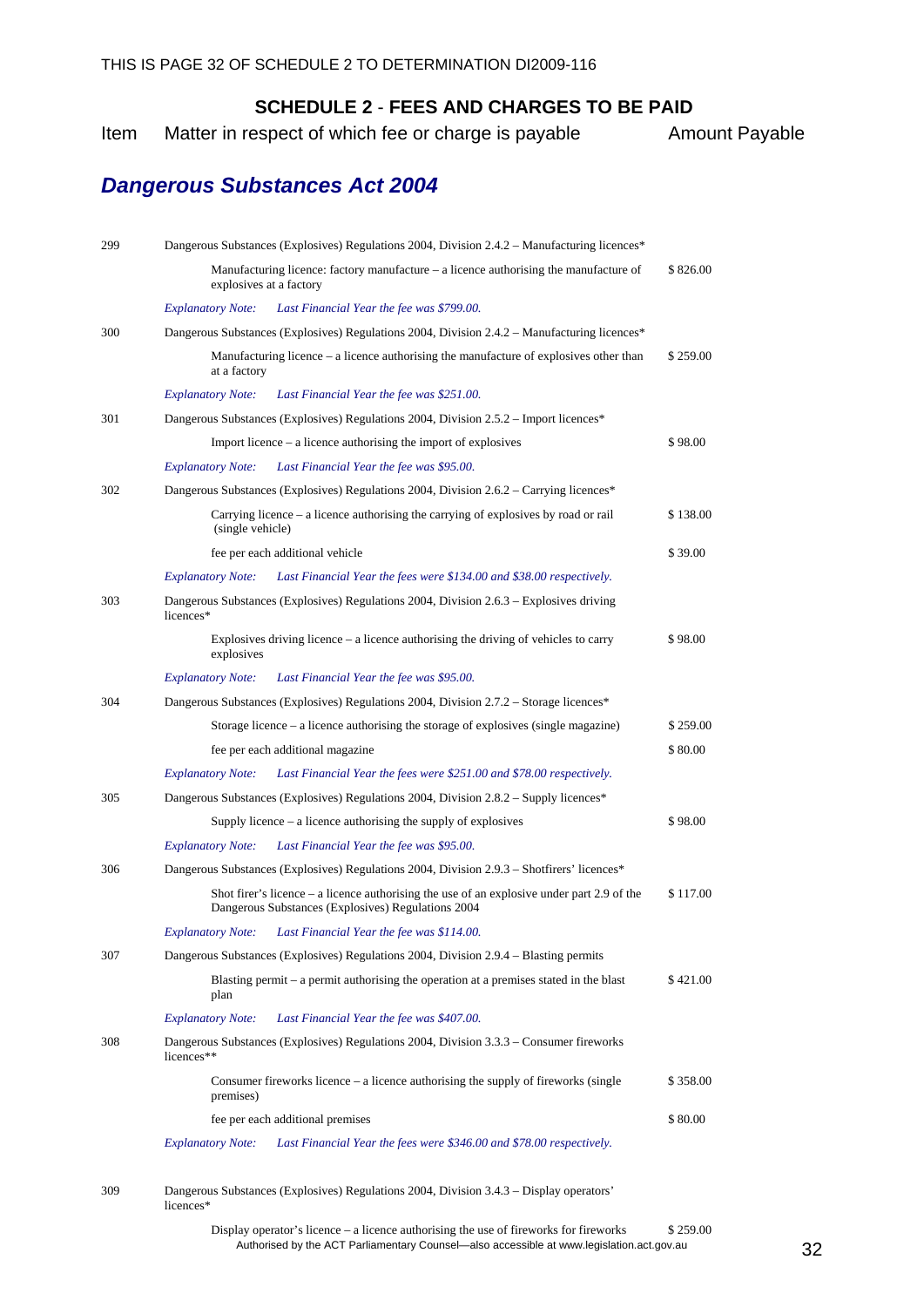## SCHEDULE 2 - FEES AND CHARGES TO BE PAID

| Item | Matter in respect of which fee or charge is payable | Amount Payable |
|---|---|---|

### *Dangerous Substances Act 2004*

| Item | Matter in respect of which fee or charge is payable | Amount Payable |
|---|---|---|
| 299 | Dangerous Substances (Explosives) Regulations 2004, Division 2.4.2 – Manufacturing licences* | |
| | Manufacturing licence: factory manufacture – a licence authorising the manufacture of explosives at a factory | $ 826.00 |
| | *Explanatory Note: Last Financial Year the fee was $799.00.* | |
| 300 | Dangerous Substances (Explosives) Regulations 2004, Division 2.4.2 – Manufacturing licences* | |
| | Manufacturing licence – a licence authorising the manufacture of explosives other than at a factory | $ 259.00 |
| | *Explanatory Note: Last Financial Year the fee was $251.00.* | |
| 301 | Dangerous Substances (Explosives) Regulations 2004, Division 2.5.2 – Import licences* | |
| | Import licence – a licence authorising the import of explosives | $ 98.00 |
| | *Explanatory Note: Last Financial Year the fee was $95.00.* | |
| 302 | Dangerous Substances (Explosives) Regulations 2004, Division 2.6.2 – Carrying licences* | |
| | Carrying licence – a licence authorising the carrying of explosives by road or rail (single vehicle) | $ 138.00 |
| | fee per each additional vehicle | $ 39.00 |
| | *Explanatory Note: Last Financial Year the fees were $134.00 and $38.00 respectively.* | |
| 303 | Dangerous Substances (Explosives) Regulations 2004, Division 2.6.3 – Explosives driving licences* | |
| | Explosives driving licence – a licence authorising the driving of vehicles to carry explosives | $ 98.00 |
| | *Explanatory Note: Last Financial Year the fee was $95.00.* | |
| 304 | Dangerous Substances (Explosives) Regulations 2004, Division 2.7.2 – Storage licences* | |
| | Storage licence – a licence authorising the storage of explosives (single magazine) | $ 259.00 |
| | fee per each additional magazine | $ 80.00 |
| | *Explanatory Note: Last Financial Year the fees were $251.00 and $78.00 respectively.* | |
| 305 | Dangerous Substances (Explosives) Regulations 2004, Division 2.8.2 – Supply licences* | |
| | Supply licence – a licence authorising the supply of explosives | $ 98.00 |
| | *Explanatory Note: Last Financial Year the fee was $95.00.* | |
| 306 | Dangerous Substances (Explosives) Regulations 2004, Division 2.9.3 – Shotfirers' licences* | |
| | Shot firer's licence – a licence authorising the use of an explosive under part 2.9 of the Dangerous Substances (Explosives) Regulations 2004 | $ 117.00 |
| | *Explanatory Note: Last Financial Year the fee was $114.00.* | |
| 307 | Dangerous Substances (Explosives) Regulations 2004, Division 2.9.4 – Blasting permits | |
| | Blasting permit – a permit authorising the operation at a premises stated in the blast plan | $ 421.00 |
| | *Explanatory Note: Last Financial Year the fee was $407.00.* | |
| 308 | Dangerous Substances (Explosives) Regulations 2004, Division 3.3.3 – Consumer fireworks licences** | |
| | Consumer fireworks licence – a licence authorising the supply of fireworks (single premises) | $ 358.00 |
| | fee per each additional premises | $ 80.00 |
| | *Explanatory Note: Last Financial Year the fees were $346.00 and $78.00 respectively.* | |
| 309 | Dangerous Substances (Explosives) Regulations 2004, Division 3.4.3 – Display operators' licences* | |
| | Display operator's licence – a licence authorising the use of fireworks for fireworks | $ 259.00 |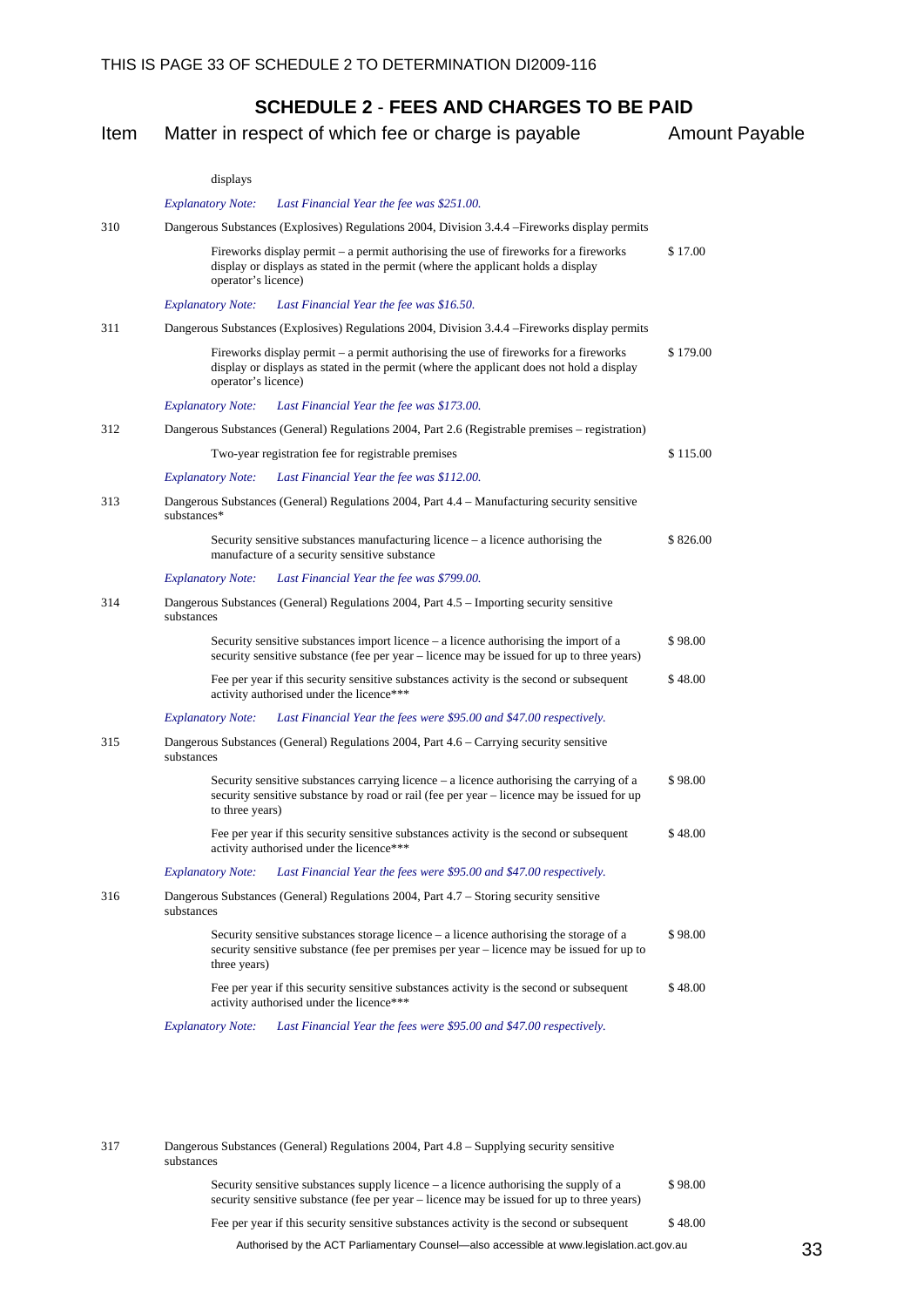## SCHEDULE 2 - FEES AND CHARGES TO BE PAID

| Item | Matter in respect of which fee or charge is payable | Amount Payable |
|---|---|---|
| | displays | |
| | *Explanatory Note: Last Financial Year the fee was $251.00.* | |
| 310 | Dangerous Substances (Explosives) Regulations 2004, Division 3.4.4 –Fireworks display permits | |
| | Fireworks display permit – a permit authorising the use of fireworks for a fireworks display or displays as stated in the permit (where the applicant holds a display operator's licence) | $ 17.00 |
| | *Explanatory Note: Last Financial Year the fee was $16.50.* | |
| 311 | Dangerous Substances (Explosives) Regulations 2004, Division 3.4.4 –Fireworks display permits | |
| | Fireworks display permit – a permit authorising the use of fireworks for a fireworks display or displays as stated in the permit (where the applicant does not hold a display operator's licence) | $ 179.00 |
| | *Explanatory Note: Last Financial Year the fee was $173.00.* | |
| 312 | Dangerous Substances (General) Regulations 2004, Part 2.6 (Registrable premises – registration) | |
| | Two-year registration fee for registrable premises | $ 115.00 |
| | *Explanatory Note: Last Financial Year the fee was $112.00.* | |
| 313 | Dangerous Substances (General) Regulations 2004, Part 4.4 – Manufacturing security sensitive substances* | |
| | Security sensitive substances manufacturing licence – a licence authorising the manufacture of a security sensitive substance | $ 826.00 |
| | *Explanatory Note: Last Financial Year the fee was $799.00.* | |
| 314 | Dangerous Substances (General) Regulations 2004, Part 4.5 – Importing security sensitive substances | |
| | Security sensitive substances import licence – a licence authorising the import of a security sensitive substance (fee per year – licence may be issued for up to three years) | $ 98.00 |
| | Fee per year if this security sensitive substances activity is the second or subsequent activity authorised under the licence*** | $ 48.00 |
| | *Explanatory Note: Last Financial Year the fees were $95.00 and $47.00 respectively.* | |
| 315 | Dangerous Substances (General) Regulations 2004, Part 4.6 – Carrying security sensitive substances | |
| | Security sensitive substances carrying licence – a licence authorising the carrying of a security sensitive substance by road or rail (fee per year – licence may be issued for up to three years) | $ 98.00 |
| | Fee per year if this security sensitive substances activity is the second or subsequent activity authorised under the licence*** | $ 48.00 |
| | *Explanatory Note: Last Financial Year the fees were $95.00 and $47.00 respectively.* | |
| 316 | Dangerous Substances (General) Regulations 2004, Part 4.7 – Storing security sensitive substances | |
| | Security sensitive substances storage licence – a licence authorising the storage of a security sensitive substance (fee per premises per year – licence may be issued for up to three years) | $ 98.00 |
| | Fee per year if this security sensitive substances activity is the second or subsequent activity authorised under the licence*** | $ 48.00 |
| | *Explanatory Note: Last Financial Year the fees were $95.00 and $47.00 respectively.* | |
| 317 | Dangerous Substances (General) Regulations 2004, Part 4.8 – Supplying security sensitive substances | |
| | Security sensitive substances supply licence – a licence authorising the supply of a security sensitive substance (fee per year – licence may be issued for up to three years) | $ 98.00 |
| | Fee per year if this security sensitive substances activity is the second or subsequent | $ 48.00 |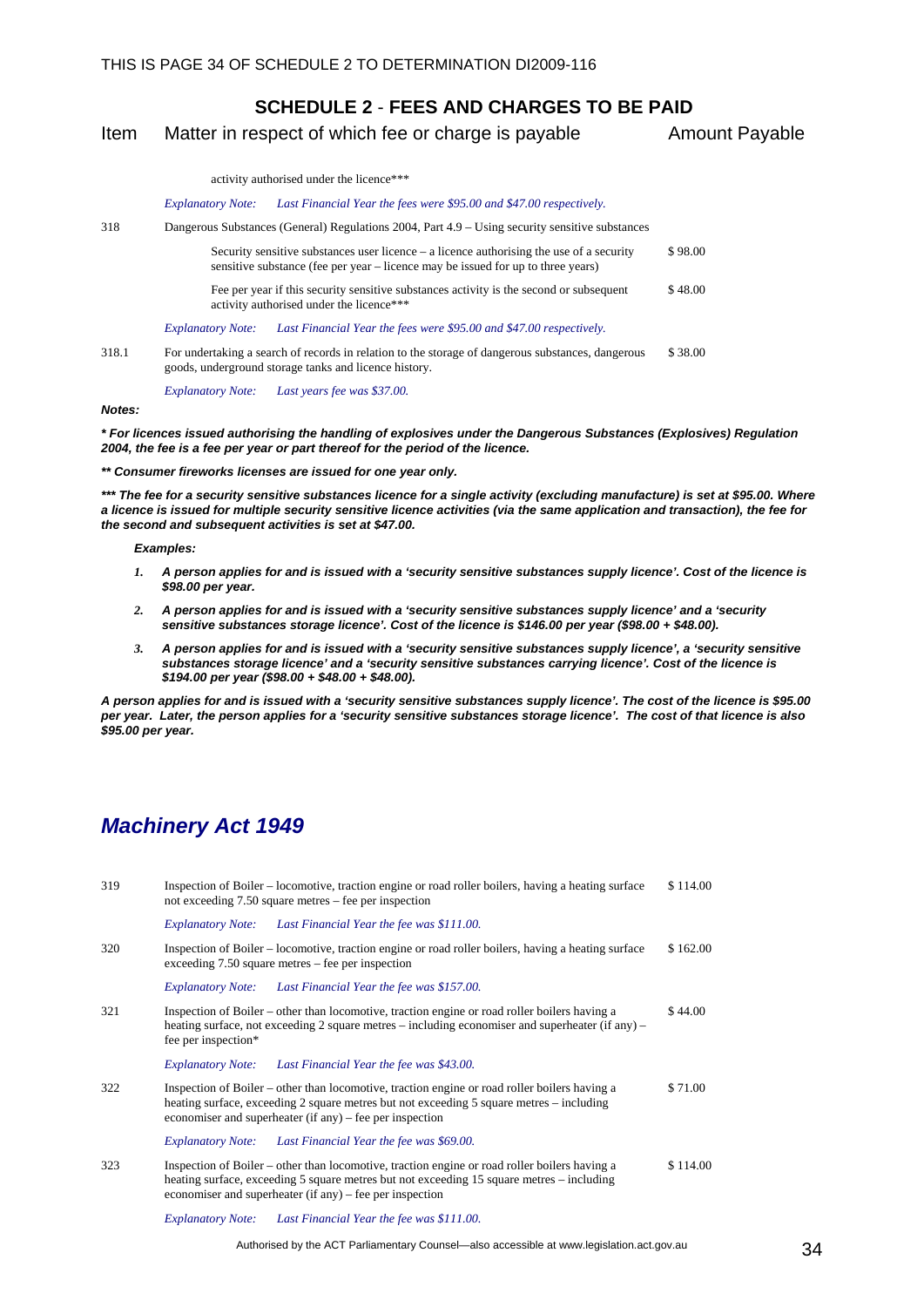## SCHEDULE 2 - FEES AND CHARGES TO BE PAID

| Item | Matter in respect of which fee or charge is payable | Amount Payable |
|---|---|---|
| | activity authorised under the licence*** | |
| | *Explanatory Note: Last Financial Year the fees were $95.00 and $47.00 respectively.* | |
| 318 | Dangerous Substances (General) Regulations 2004, Part 4.9 – Using security sensitive substances | |
| | Security sensitive substances user licence – a licence authorising the use of a security sensitive substance (fee per year – licence may be issued for up to three years) | $ 98.00 |
| | Fee per year if this security sensitive substances activity is the second or subsequent activity authorised under the licence*** | $ 48.00 |
| | *Explanatory Note: Last Financial Year the fees were $95.00 and $47.00 respectively.* | |
| 318.1 | For undertaking a search of records in relation to the storage of dangerous substances, dangerous goods, underground storage tanks and licence history. | $ 38.00 |
| | *Explanatory Note: Last years fee was $37.00.* | |

***Notes:***

***\* For licences issued authorising the handling of explosives under the Dangerous Substances (Explosives) Regulation 2004, the fee is a fee per year or part thereof for the period of the licence.***

***\*\* Consumer fireworks licenses are issued for one year only.***

***\*\*\* The fee for a security sensitive substances licence for a single activity (excluding manufacture) is set at $95.00. Where a licence is issued for multiple security sensitive licence activities (via the same application and transaction), the fee for the second and subsequent activities is set at $47.00.***

***Examples:***

1. ***A person applies for and is issued with a 'security sensitive substances supply licence'. Cost of the licence is $98.00 per year.***
2. ***A person applies for and is issued with a 'security sensitive substances supply licence' and a 'security sensitive substances storage licence'. Cost of the licence is $146.00 per year ($98.00 + $48.00).***
3. ***A person applies for and is issued with a 'security sensitive substances supply licence', a 'security sensitive substances storage licence' and a 'security sensitive substances carrying licence'. Cost of the licence is $194.00 per year ($98.00 + $48.00 + $48.00).***

***A person applies for and is issued with a 'security sensitive substances supply licence'. The cost of the licence is $95.00 per year. Later, the person applies for a 'security sensitive substances storage licence'. The cost of that licence is also $95.00 per year.***

## *Machinery Act 1949*

| Item | Matter in respect of which fee or charge is payable | Amount Payable |
|---|---|---|
| 319 | Inspection of Boiler – locomotive, traction engine or road roller boilers, having a heating surface not exceeding 7.50 square metres – fee per inspection | $ 114.00 |
| | *Explanatory Note: Last Financial Year the fee was $111.00.* | |
| 320 | Inspection of Boiler – locomotive, traction engine or road roller boilers, having a heating surface exceeding 7.50 square metres – fee per inspection | $ 162.00 |
| | *Explanatory Note: Last Financial Year the fee was $157.00.* | |
| 321 | Inspection of Boiler – other than locomotive, traction engine or road roller boilers having a heating surface, not exceeding 2 square metres – including economiser and superheater (if any) – fee per inspection* | $ 44.00 |
| | *Explanatory Note: Last Financial Year the fee was $43.00.* | |
| 322 | Inspection of Boiler – other than locomotive, traction engine or road roller boilers having a heating surface, exceeding 2 square metres but not exceeding 5 square metres – including economiser and superheater (if any) – fee per inspection | $ 71.00 |
| | *Explanatory Note: Last Financial Year the fee was $69.00.* | |
| 323 | Inspection of Boiler – other than locomotive, traction engine or road roller boilers having a heating surface, exceeding 5 square metres but not exceeding 15 square metres – including economiser and superheater (if any) – fee per inspection | $ 114.00 |
| | *Explanatory Note: Last Financial Year the fee was $111.00.* | |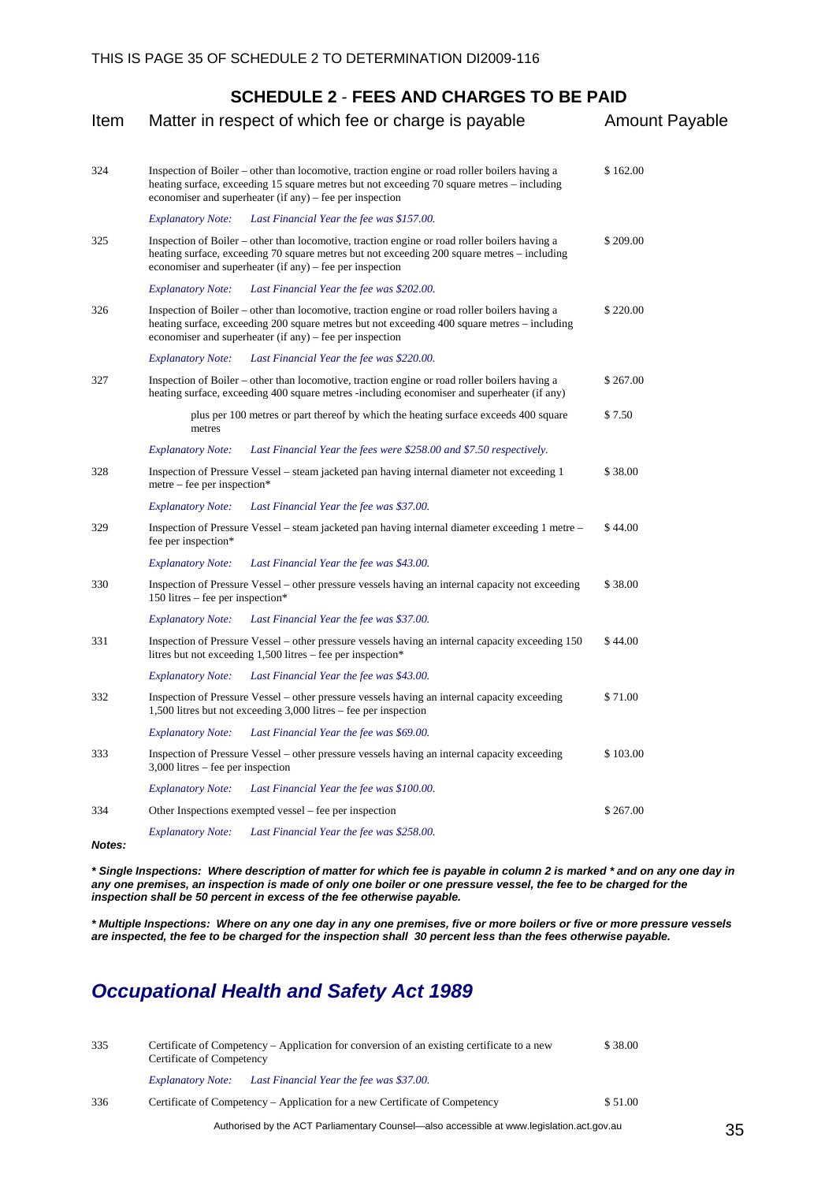## SCHEDULE 2 - FEES AND CHARGES TO BE PAID

| Item | Matter in respect of which fee or charge is payable | Amount Payable |
|---|---|---|
| 324 | Inspection of Boiler – other than locomotive, traction engine or road roller boilers having a heating surface, exceeding 15 square metres but not exceeding 70 square metres – including economiser and superheater (if any) – fee per inspection | $ 162.00 |
| | *Explanatory Note: Last Financial Year the fee was $157.00.* | |
| 325 | Inspection of Boiler – other than locomotive, traction engine or road roller boilers having a heating surface, exceeding 70 square metres but not exceeding 200 square metres – including economiser and superheater (if any) – fee per inspection | $ 209.00 |
| | *Explanatory Note: Last Financial Year the fee was $202.00.* | |
| 326 | Inspection of Boiler – other than locomotive, traction engine or road roller boilers having a heating surface, exceeding 200 square metres but not exceeding 400 square metres – including economiser and superheater (if any) – fee per inspection | $ 220.00 |
| | *Explanatory Note: Last Financial Year the fee was $220.00.* | |
| 327 | Inspection of Boiler – other than locomotive, traction engine or road roller boilers having a heating surface, exceeding 400 square metres -including economiser and superheater (if any) | $ 267.00 |
| | plus per 100 metres or part thereof by which the heating surface exceeds 400 square metres | $ 7.50 |
| | *Explanatory Note: Last Financial Year the fees were $258.00 and $7.50 respectively.* | |
| 328 | Inspection of Pressure Vessel – steam jacketed pan having internal diameter not exceeding 1 metre – fee per inspection* | $ 38.00 |
| | *Explanatory Note: Last Financial Year the fee was $37.00.* | |
| 329 | Inspection of Pressure Vessel – steam jacketed pan having internal diameter exceeding 1 metre – fee per inspection* | $ 44.00 |
| | *Explanatory Note: Last Financial Year the fee was $43.00.* | |
| 330 | Inspection of Pressure Vessel – other pressure vessels having an internal capacity not exceeding 150 litres – fee per inspection* | $ 38.00 |
| | *Explanatory Note: Last Financial Year the fee was $37.00.* | |
| 331 | Inspection of Pressure Vessel – other pressure vessels having an internal capacity exceeding 150 litres but not exceeding 1,500 litres – fee per inspection* | $ 44.00 |
| | *Explanatory Note: Last Financial Year the fee was $43.00.* | |
| 332 | Inspection of Pressure Vessel – other pressure vessels having an internal capacity exceeding 1,500 litres but not exceeding 3,000 litres – fee per inspection | $ 71.00 |
| | *Explanatory Note: Last Financial Year the fee was $69.00.* | |
| 333 | Inspection of Pressure Vessel – other pressure vessels having an internal capacity exceeding 3,000 litres – fee per inspection | $ 103.00 |
| | *Explanatory Note: Last Financial Year the fee was $100.00.* | |
| 334 | Other Inspections exempted vessel – fee per inspection | $ 267.00 |
| | *Explanatory Note: Last Financial Year the fee was $258.00.* | |

***Notes:***

***\* Single Inspections: Where description of matter for which fee is payable in column 2 is marked \* and on any one day in any one premises, an inspection is made of only one boiler or one pressure vessel, the fee to be charged for the inspection shall be 50 percent in excess of the fee otherwise payable.***

***\* Multiple Inspections: Where on any one day in any one premises, five or more boilers or five or more pressure vessels are inspected, the fee to be charged for the inspection shall 30 percent less than the fees otherwise payable.***

## *Occupational Health and Safety Act 1989*

| Item | Matter in respect of which fee or charge is payable | Amount Payable |
|---|---|---|
| 335 | Certificate of Competency – Application for conversion of an existing certificate to a new Certificate of Competency | $ 38.00 |
| | *Explanatory Note: Last Financial Year the fee was $37.00.* | |
| 336 | Certificate of Competency – Application for a new Certificate of Competency | $ 51.00 |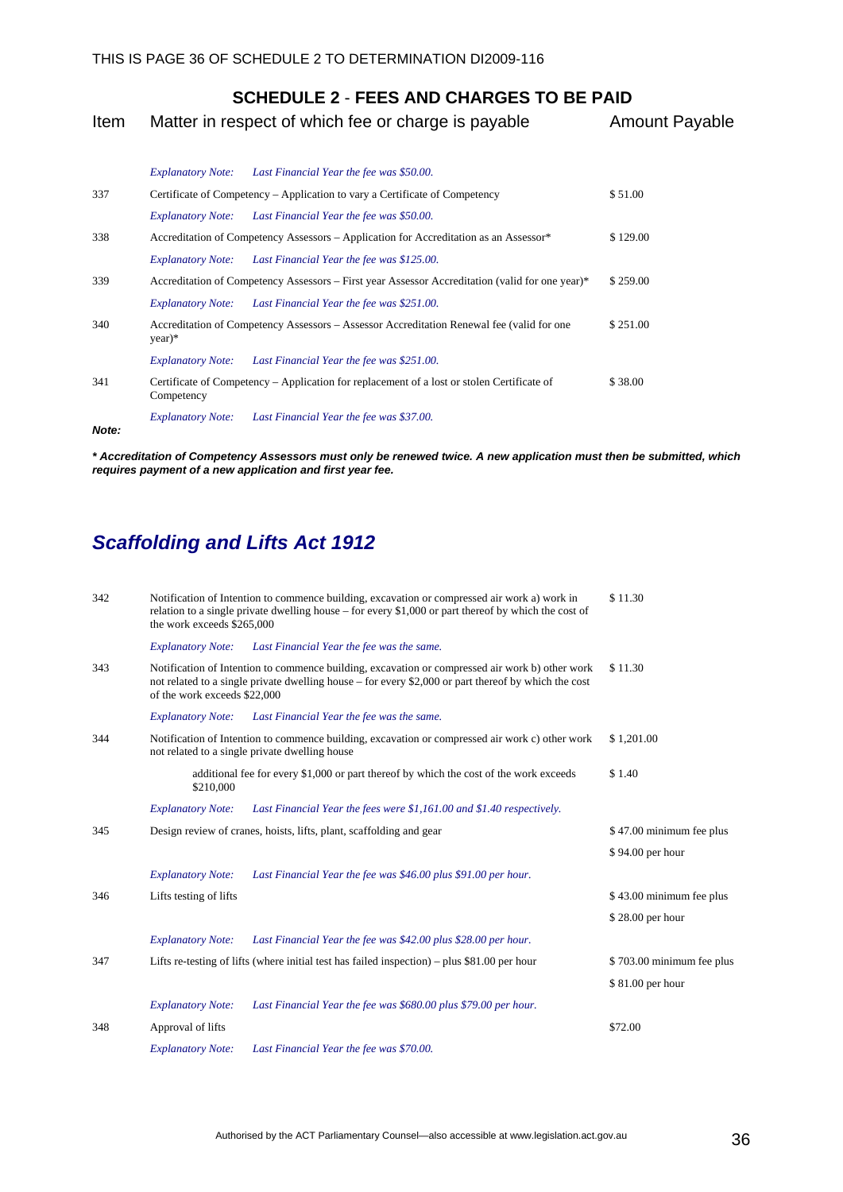## SCHEDULE 2 - FEES AND CHARGES TO BE PAID

| Item | Matter in respect of which fee or charge is payable | Amount Payable |
|---|---|---|
| | *Explanatory Note: Last Financial Year the fee was $50.00.* | |
| 337 | Certificate of Competency – Application to vary a Certificate of Competency | $ 51.00 |
| | *Explanatory Note: Last Financial Year the fee was $50.00.* | |
| 338 | Accreditation of Competency Assessors – Application for Accreditation as an Assessor* | $ 129.00 |
| | *Explanatory Note: Last Financial Year the fee was $125.00.* | |
| 339 | Accreditation of Competency Assessors – First year Assessor Accreditation (valid for one year)* | $ 259.00 |
| | *Explanatory Note: Last Financial Year the fee was $251.00.* | |
| 340 | Accreditation of Competency Assessors – Assessor Accreditation Renewal fee (valid for one year)* | $ 251.00 |
| | *Explanatory Note: Last Financial Year the fee was $251.00.* | |
| 341 | Certificate of Competency – Application for replacement of a lost or stolen Certificate of Competency | $ 38.00 |
| | *Explanatory Note: Last Financial Year the fee was $37.00.* | |

***Note:***

***\* Accreditation of Competency Assessors must only be renewed twice. A new application must then be submitted, which requires payment of a new application and first year fee.***

## *Scaffolding and Lifts Act 1912*

| Item | Matter in respect of which fee or charge is payable | Amount Payable |
|---|---|---|
| 342 | Notification of Intention to commence building, excavation or compressed air work a) work in relation to a single private dwelling house – for every $1,000 or part thereof by which the cost of the work exceeds $265,000 | $ 11.30 |
| | *Explanatory Note: Last Financial Year the fee was the same.* | |
| 343 | Notification of Intention to commence building, excavation or compressed air work b) other work not related to a single private dwelling house – for every $2,000 or part thereof by which the cost of the work exceeds $22,000 | $ 11.30 |
| | *Explanatory Note: Last Financial Year the fee was the same.* | |
| 344 | Notification of Intention to commence building, excavation or compressed air work c) other work not related to a single private dwelling house | $ 1,201.00 |
| | additional fee for every $1,000 or part thereof by which the cost of the work exceeds $210,000 | $ 1.40 |
| | *Explanatory Note: Last Financial Year the fees were $1,161.00 and $1.40 respectively.* | |
| 345 | Design review of cranes, hoists, lifts, plant, scaffolding and gear | $ 47.00 minimum fee plus $ 94.00 per hour |
| | *Explanatory Note: Last Financial Year the fee was $46.00 plus $91.00 per hour.* | |
| 346 | Lifts testing of lifts | $ 43.00 minimum fee plus $ 28.00 per hour |
| | *Explanatory Note: Last Financial Year the fee was $42.00 plus $28.00 per hour.* | |
| 347 | Lifts re-testing of lifts (where initial test has failed inspection) – plus $81.00 per hour | $ 703.00 minimum fee plus $ 81.00 per hour |
| | *Explanatory Note: Last Financial Year the fee was $680.00 plus $79.00 per hour.* | |
| 348 | Approval of lifts | $72.00 |
| | *Explanatory Note: Last Financial Year the fee was $70.00.* | |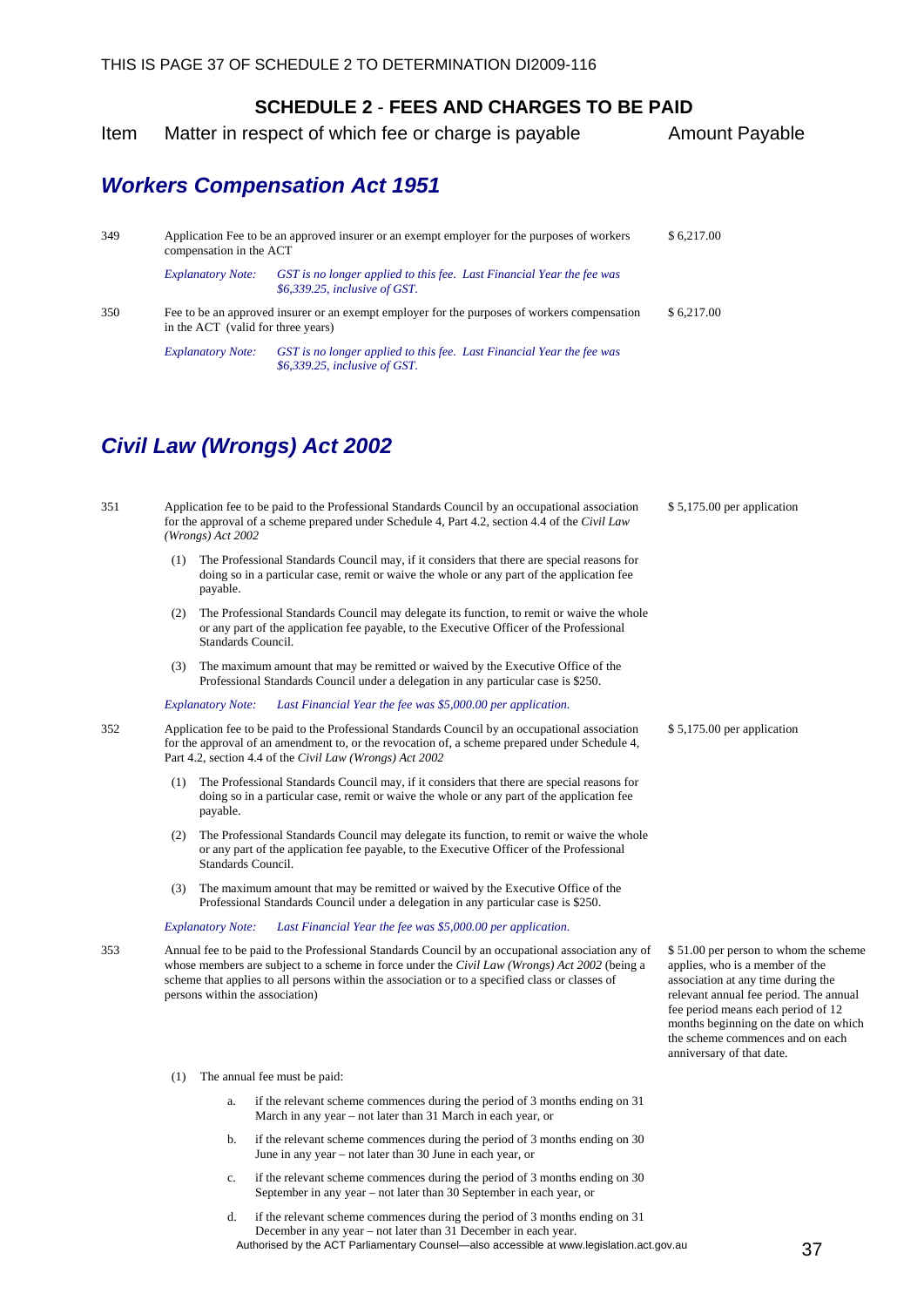## SCHEDULE 2 - FEES AND CHARGES TO BE PAID

| Item | Matter in respect of which fee or charge is payable | Amount Payable |
|---|---|---|

### *Workers Compensation Act 1951*

| Item | Matter in respect of which fee or charge is payable | Amount Payable |
|---|---|---|
| 349 | Application Fee to be an approved insurer or an exempt employer for the purposes of workers compensation in the ACT | $ 6,217.00 |
| | *Explanatory Note:* *GST is no longer applied to this fee. Last Financial Year the fee was $6,339.25, inclusive of GST.* | |
| 350 | Fee to be an approved insurer or an exempt employer for the purposes of workers compensation in the ACT (valid for three years) | $ 6,217.00 |
| | *Explanatory Note:* *GST is no longer applied to this fee. Last Financial Year the fee was $6,339.25, inclusive of GST.* | |

### *Civil Law (Wrongs) Act 2002*

351 Application fee to be paid to the Professional Standards Council by an occupational association for the approval of a scheme prepared under Schedule 4, Part 4.2, section 4.4 of the *Civil Law (Wrongs) Act 2002* — **$ 5,175.00 per application**

(1) The Professional Standards Council may, if it considers that there are special reasons for doing so in a particular case, remit or waive the whole or any part of the application fee payable.

(2) The Professional Standards Council may delegate its function, to remit or waive the whole or any part of the application fee payable, to the Executive Officer of the Professional Standards Council.

(3) The maximum amount that may be remitted or waived by the Executive Office of the Professional Standards Council under a delegation in any particular case is $250.

*Explanatory Note:* *Last Financial Year the fee was $5,000.00 per application.*

352 Application fee to be paid to the Professional Standards Council by an occupational association for the approval of an amendment to, or the revocation of, a scheme prepared under Schedule 4, Part 4.2, section 4.4 of the *Civil Law (Wrongs) Act 2002* — **$ 5,175.00 per application**

(1) The Professional Standards Council may, if it considers that there are special reasons for doing so in a particular case, remit or waive the whole or any part of the application fee payable.

(2) The Professional Standards Council may delegate its function, to remit or waive the whole or any part of the application fee payable, to the Executive Officer of the Professional Standards Council.

(3) The maximum amount that may be remitted or waived by the Executive Office of the Professional Standards Council under a delegation in any particular case is $250.

*Explanatory Note:* *Last Financial Year the fee was $5,000.00 per application.*

353 Annual fee to be paid to the Professional Standards Council by an occupational association any of whose members are subject to a scheme in force under the *Civil Law (Wrongs) Act 2002* (being a scheme that applies to all persons within the association or to a specified class or classes of persons within the association) — **$ 51.00 per person to whom the scheme applies, who is a member of the association at any time during the relevant annual fee period. The annual fee period means each period of 12 months beginning on the date on which the scheme commences and on each anniversary of that date.**

(1) The annual fee must be paid:

a. if the relevant scheme commences during the period of 3 months ending on 31 March in any year – not later than 31 March in each year, or

b. if the relevant scheme commences during the period of 3 months ending on 30 June in any year – not later than 30 June in each year, or

c. if the relevant scheme commences during the period of 3 months ending on 30 September in any year – not later than 30 September in each year, or

d. if the relevant scheme commences during the period of 3 months ending on 31 December in any year – not later than 31 December in each year.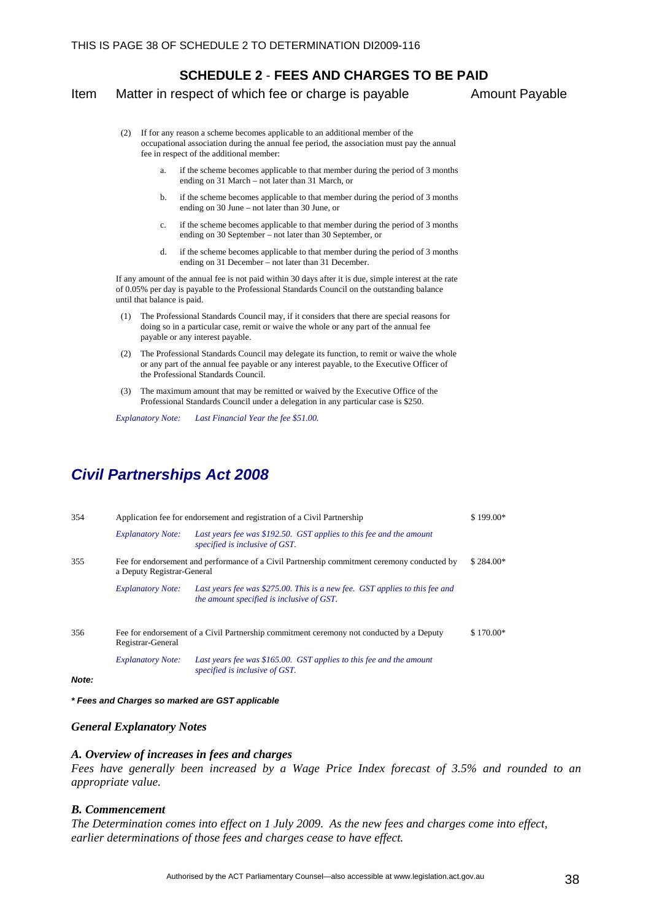## SCHEDULE 2 - FEES AND CHARGES TO BE PAID

Item Matter in respect of which fee or charge is payable Amount Payable

(2) If for any reason a scheme becomes applicable to an additional member of the occupational association during the annual fee period, the association must pay the annual fee in respect of the additional member:

a. if the scheme becomes applicable to that member during the period of 3 months ending on 31 March – not later than 31 March, or

b. if the scheme becomes applicable to that member during the period of 3 months ending on 30 June – not later than 30 June, or

c. if the scheme becomes applicable to that member during the period of 3 months ending on 30 September – not later than 30 September, or

d. if the scheme becomes applicable to that member during the period of 3 months ending on 31 December – not later than 31 December.

If any amount of the annual fee is not paid within 30 days after it is due, simple interest at the rate of 0.05% per day is payable to the Professional Standards Council on the outstanding balance until that balance is paid.

(1) The Professional Standards Council may, if it considers that there are special reasons for doing so in a particular case, remit or waive the whole or any part of the annual fee payable or any interest payable.

(2) The Professional Standards Council may delegate its function, to remit or waive the whole or any part of the annual fee payable or any interest payable, to the Executive Officer of the Professional Standards Council.

(3) The maximum amount that may be remitted or waived by the Executive Office of the Professional Standards Council under a delegation in any particular case is $250.

*Explanatory Note: Last Financial Year the fee $51.00.*

## *Civil Partnerships Act 2008*

| Item | Matter in respect of which fee or charge is payable | Amount Payable |
|---|---|---|
| 354 | Application fee for endorsement and registration of a Civil Partnership | $ 199.00* |
| | *Explanatory Note: Last years fee was $192.50. GST applies to this fee and the amount specified is inclusive of GST.* | |
| 355 | Fee for endorsement and performance of a Civil Partnership commitment ceremony conducted by a Deputy Registrar-General | $ 284.00* |
| | *Explanatory Note: Last years fee was $275.00. This is a new fee. GST applies to this fee and the amount specified is inclusive of GST.* | |
| 356 | Fee for endorsement of a Civil Partnership commitment ceremony not conducted by a Deputy Registrar-General | $ 170.00* |
| | *Explanatory Note: Last years fee was $165.00. GST applies to this fee and the amount specified is inclusive of GST.* | |

***Note:***

***\* Fees and Charges so marked are GST applicable***

### *General Explanatory Notes*

#### *A. Overview of increases in fees and charges*

*Fees have generally been increased by a Wage Price Index forecast of 3.5% and rounded to an appropriate value.*

#### *B. Commencement*

*The Determination comes into effect on 1 July 2009. As the new fees and charges come into effect, earlier determinations of those fees and charges cease to have effect.*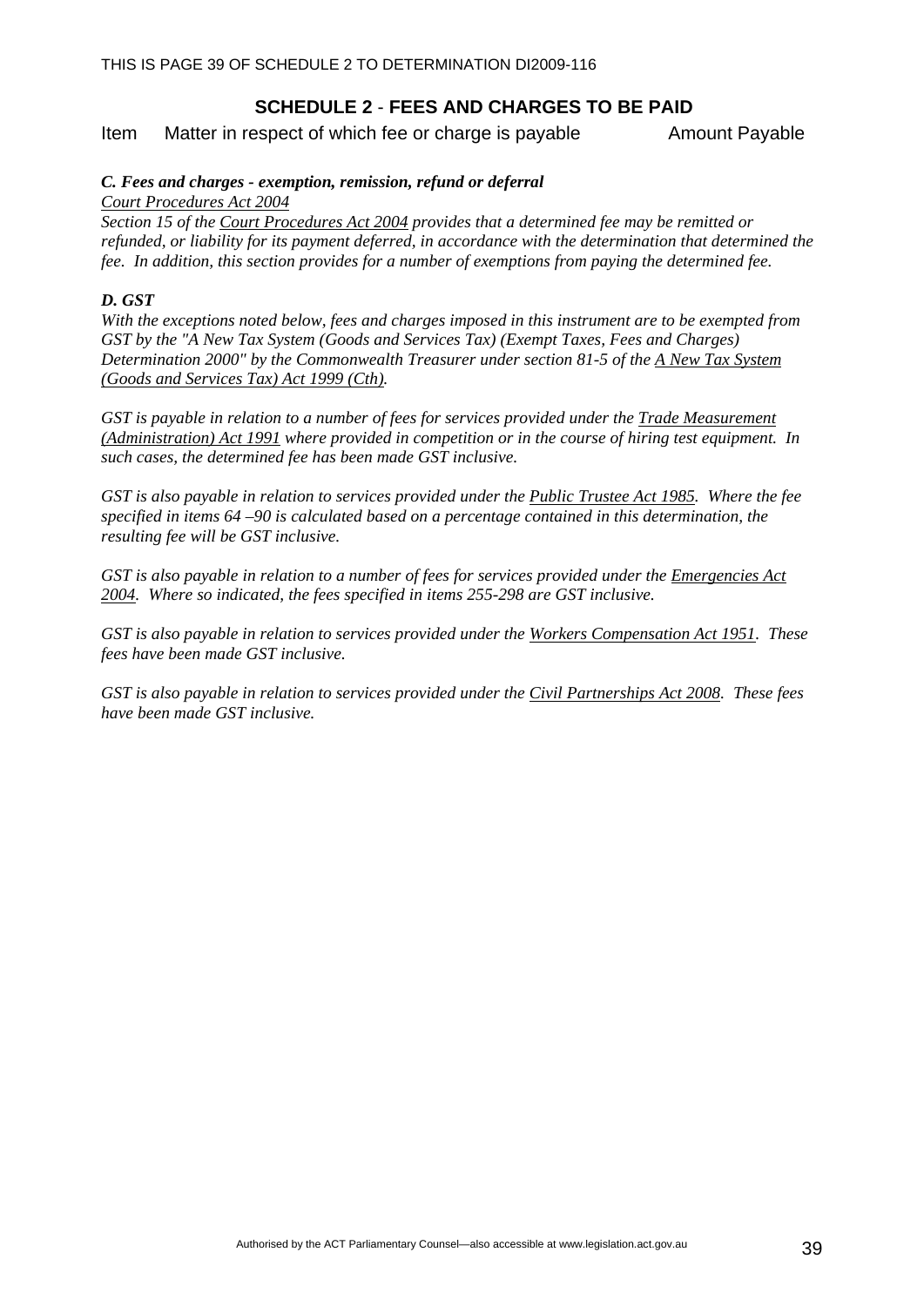## SCHEDULE 2 - FEES AND CHARGES TO BE PAID

Item Matter in respect of which fee or charge is payable Amount Payable

### *C. Fees and charges - exemption, remission, refund or deferral*

*Court Procedures Act 2004*

*Section 15 of the Court Procedures Act 2004 provides that a determined fee may be remitted or refunded, or liability for its payment deferred, in accordance with the determination that determined the fee. In addition, this section provides for a number of exemptions from paying the determined fee.*

### *D. GST*

*With the exceptions noted below, fees and charges imposed in this instrument are to be exempted from GST by the "A New Tax System (Goods and Services Tax) (Exempt Taxes, Fees and Charges) Determination 2000" by the Commonwealth Treasurer under section 81-5 of the A New Tax System (Goods and Services Tax) Act 1999 (Cth).*

*GST is payable in relation to a number of fees for services provided under the Trade Measurement (Administration) Act 1991 where provided in competition or in the course of hiring test equipment. In such cases, the determined fee has been made GST inclusive.*

*GST is also payable in relation to services provided under the Public Trustee Act 1985. Where the fee specified in items 64 –90 is calculated based on a percentage contained in this determination, the resulting fee will be GST inclusive.*

*GST is also payable in relation to a number of fees for services provided under the Emergencies Act 2004. Where so indicated, the fees specified in items 255-298 are GST inclusive.*

*GST is also payable in relation to services provided under the Workers Compensation Act 1951. These fees have been made GST inclusive.*

*GST is also payable in relation to services provided under the Civil Partnerships Act 2008. These fees have been made GST inclusive.*